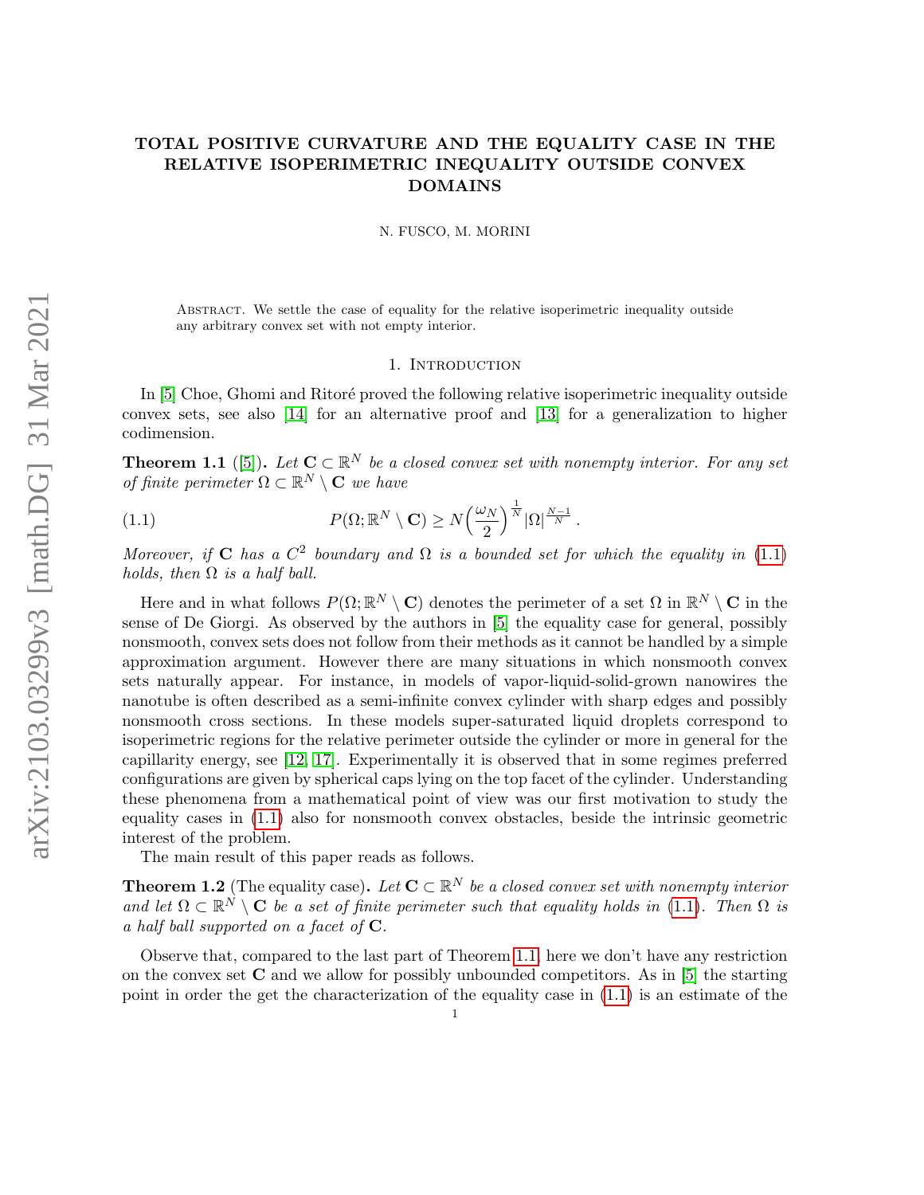# TOTAL POSITIVE CURVATURE AND THE EQUALITY CASE IN THE RELATIVE ISOPERIMETRIC INEQUALITY OUTSIDE CONVEX DOMAINS

N. FUSCO, M. MORINI

Abstract. We settle the case of equality for the relative isoperimetric inequality outside any arbitrary convex set with not empty interior.

## 1. Introduction

In [5] Choe, Ghomi and Ritoré proved the following relative isoperimetric inequality outside convex sets, see also [14] for an alternative proof and [13] for a generalization to higher codimension.

**Theorem 1.1** ([5]). *Let $\mathbf{C} \subset \mathbb{R}^N$ be a closed convex set with nonempty interior. For any set of finite perimeter $\Omega \subset \mathbb{R}^N \setminus \mathbf{C}$ we have*

$$P(\Omega; \mathbb{R}^N \setminus \mathbf{C}) \geq N\Big(\frac{\omega_N}{2}\Big)^{\frac{1}{N}} |\Omega|^{\frac{N-1}{N}}. \tag{1.1}$$

*Moreover, if $\mathbf{C}$ has a $C^2$ boundary and $\Omega$ is a bounded set for which the equality in (1.1) holds, then $\Omega$ is a half ball.*

Here and in what follows $P(\Omega; \mathbb{R}^N \setminus \mathbf{C})$ denotes the perimeter of a set $\Omega$ in $\mathbb{R}^N \setminus \mathbf{C}$ in the sense of De Giorgi. As observed by the authors in [5] the equality case for general, possibly nonsmooth, convex sets does not follow from their methods as it cannot be handled by a simple approximation argument. However there are many situations in which nonsmooth convex sets naturally appear. For instance, in models of vapor-liquid-solid-grown nanowires the nanotube is often described as a semi-infinite convex cylinder with sharp edges and possibly nonsmooth cross sections. In these models super-saturated liquid droplets correspond to isoperimetric regions for the relative perimeter outside the cylinder or more in general for the capillarity energy, see [12, 17]. Experimentally it is observed that in some regimes preferred configurations are given by spherical caps lying on the top facet of the cylinder. Understanding these phenomena from a mathematical point of view was our first motivation to study the equality cases in (1.1) also for nonsmooth convex obstacles, beside the intrinsic geometric interest of the problem.

The main result of this paper reads as follows.

**Theorem 1.2** (The equality case). *Let $\mathbf{C} \subset \mathbb{R}^N$ be a closed convex set with nonempty interior and let $\Omega \subset \mathbb{R}^N \setminus \mathbf{C}$ be a set of finite perimeter such that equality holds in (1.1). Then $\Omega$ is a half ball supported on a facet of $\mathbf{C}$.*

Observe that, compared to the last part of Theorem 1.1, here we don't have any restriction on the convex set $\mathbf{C}$ and we allow for possibly unbounded competitors. As in [5] the starting point in order the get the characterization of the equality case in (1.1) is an estimate of the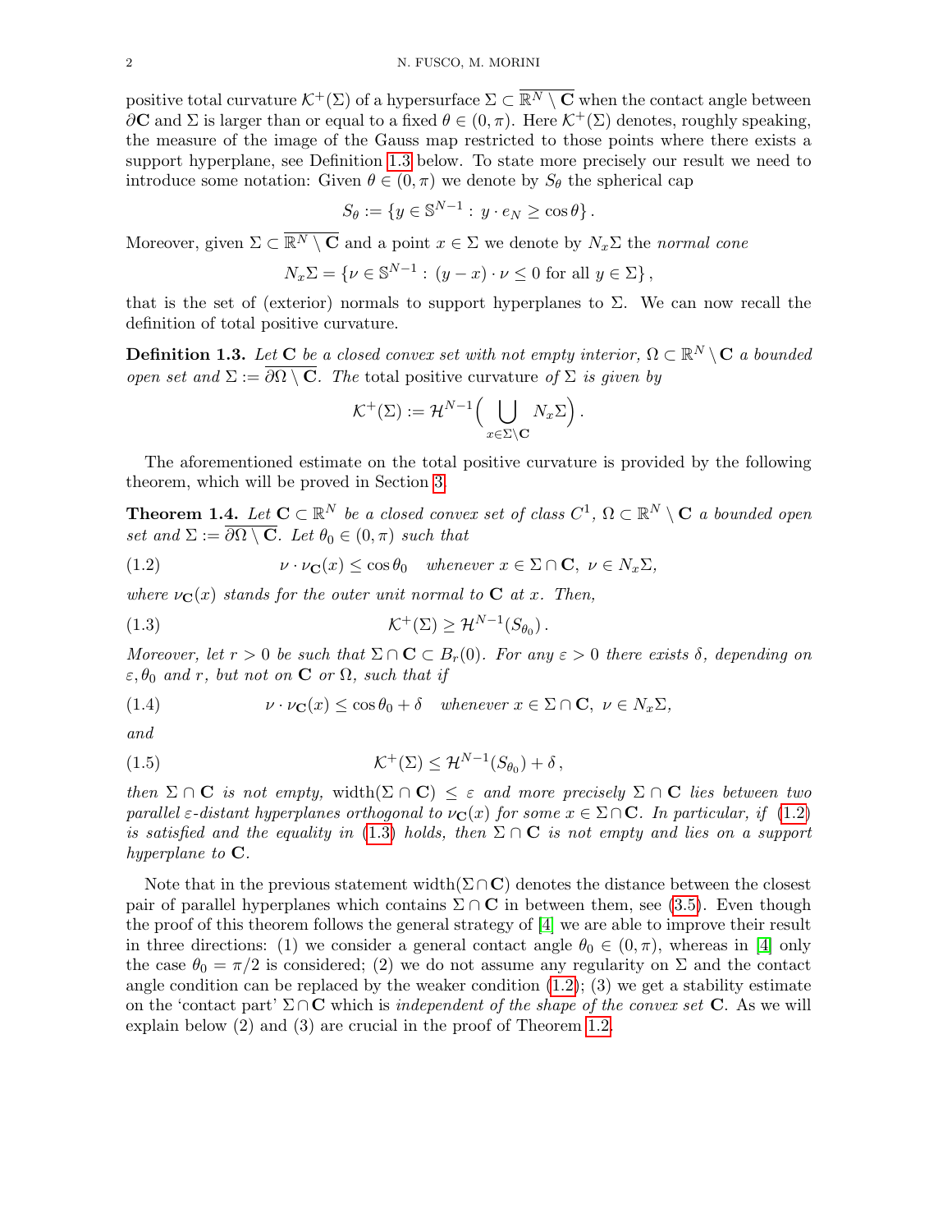positive total curvature $\mathcal{K}^+(\Sigma)$ of a hypersurface $\Sigma \subset \overline{\mathbb{R}^N \setminus \mathbf{C}}$ when the contact angle between $\partial\mathbf{C}$ and $\Sigma$ is larger than or equal to a fixed $\theta \in (0, \pi)$. Here $\mathcal{K}^+(\Sigma)$ denotes, roughly speaking, the measure of the image of the Gauss map restricted to those points where there exists a support hyperplane, see Definition 1.3 below. To state more precisely our result we need to introduce some notation: Given $\theta \in (0, \pi)$ we denote by $S_\theta$ the spherical cap

$$S_\theta := \{y \in \mathbb{S}^{N-1} : \, y \cdot e_N \geq \cos\theta\} .$$

Moreover, given $\Sigma \subset \overline{\mathbb{R}^N \setminus \mathbf{C}}$ and a point $x \in \Sigma$ we denote by $N_x\Sigma$ the *normal cone*

$$N_x\Sigma = \{\nu \in \mathbb{S}^{N-1} : \, (y - x) \cdot \nu \leq 0 \text{ for all } y \in \Sigma\} ,$$

that is the set of (exterior) normals to support hyperplanes to $\Sigma$. We can now recall the definition of total positive curvature.

**Definition 1.3.** *Let $\mathbf{C}$ be a closed convex set with not empty interior, $\Omega \subset \mathbb{R}^N \setminus \mathbf{C}$ a bounded open set and $\Sigma := \overline{\partial\Omega \setminus \mathbf{C}}$. The* total positive curvature *of $\Sigma$ is given by*

$$\mathcal{K}^+(\Sigma) := \mathcal{H}^{N-1}\Big( \bigcup_{x \in \Sigma \setminus \mathbf{C}} N_x\Sigma \Big) .$$

The aforementioned estimate on the total positive curvature is provided by the following theorem, which will be proved in Section 3.

**Theorem 1.4.** *Let $\mathbf{C} \subset \mathbb{R}^N$ be a closed convex set of class $C^1$, $\Omega \subset \mathbb{R}^N \setminus \mathbf{C}$ a bounded open set and $\Sigma := \overline{\partial\Omega \setminus \mathbf{C}}$. Let $\theta_0 \in (0, \pi)$ such that*

$$\nu \cdot \nu_{\mathbf{C}}(x) \leq \cos\theta_0 \quad \textit{whenever } x \in \Sigma \cap \mathbf{C}, \ \nu \in N_x\Sigma, \tag{1.2}$$

*where $\nu_{\mathbf{C}}(x)$ stands for the outer unit normal to $\mathbf{C}$ at $x$. Then,*

$$\mathcal{K}^+(\Sigma) \geq \mathcal{H}^{N-1}(S_{\theta_0}) . \tag{1.3}$$

*Moreover, let $r > 0$ be such that $\Sigma \cap \mathbf{C} \subset B_r(0)$. For any $\varepsilon > 0$ there exists $\delta$, depending on $\varepsilon, \theta_0$ and $r$, but not on $\mathbf{C}$ or $\Omega$, such that if*

$$\nu \cdot \nu_{\mathbf{C}}(x) \leq \cos\theta_0 + \delta \quad \textit{whenever } x \in \Sigma \cap \mathbf{C}, \ \nu \in N_x\Sigma, \tag{1.4}$$

*and*

$$\mathcal{K}^+(\Sigma) \leq \mathcal{H}^{N-1}(S_{\theta_0}) + \delta , \tag{1.5}$$

*then $\Sigma \cap \mathbf{C}$ is not empty, $\mathrm{width}(\Sigma \cap \mathbf{C}) \leq \varepsilon$ and more precisely $\Sigma \cap \mathbf{C}$ lies between two parallel $\varepsilon$-distant hyperplanes orthogonal to $\nu_{\mathbf{C}}(x)$ for some $x \in \Sigma \cap \mathbf{C}$. In particular, if (1.2) is satisfied and the equality in (1.3) holds, then $\Sigma \cap \mathbf{C}$ is not empty and lies on a support hyperplane to $\mathbf{C}$.*

Note that in the previous statement $\mathrm{width}(\Sigma \cap \mathbf{C})$ denotes the distance between the closest pair of parallel hyperplanes which contains $\Sigma \cap \mathbf{C}$ in between them, see (3.5). Even though the proof of this theorem follows the general strategy of [4] we are able to improve their result in three directions: (1) we consider a general contact angle $\theta_0 \in (0, \pi)$, whereas in [4] only the case $\theta_0 = \pi/2$ is considered; (2) we do not assume any regularity on $\Sigma$ and the contact angle condition can be replaced by the weaker condition (1.2); (3) we get a stability estimate on the 'contact part' $\Sigma \cap \mathbf{C}$ which is *independent of the shape of the convex set* $\mathbf{C}$. As we will explain below (2) and (3) are crucial in the proof of Theorem 1.2.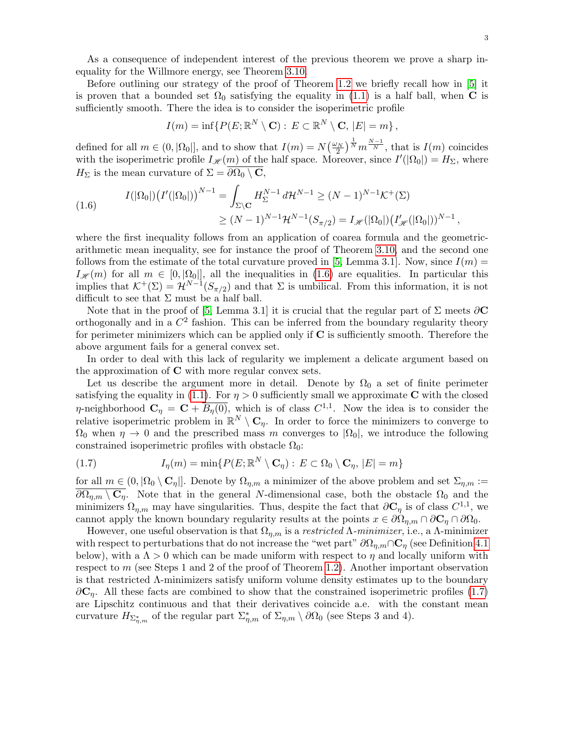As a consequence of independent interest of the previous theorem we prove a sharp inequality for the Willmore energy, see Theorem 3.10.

Before outlining our strategy of the proof of Theorem 1.2 we briefly recall how in [5] it is proven that a bounded set $\Omega_0$ satisfying the equality in (1.1) is a half ball, when $\mathbf{C}$ is sufficiently smooth. There the idea is to consider the isoperimetric profile

$$I(m) = \inf\{P(E; \mathbb{R}^N \setminus \mathbf{C}) : E \subset \mathbb{R}^N \setminus \mathbf{C},\, |E| = m\}\,,$$

defined for all $m \in (0, |\Omega_0|]$, and to show that $I(m) = N\big(\frac{\omega_N}{2}\big)^{\frac{1}{N}} m^{\frac{N-1}{N}}$, that is $I(m)$ coincides with the isoperimetric profile $I_{\mathscr{H}}(m)$ of the half space. Moreover, since $I'(|\Omega_0|) = H_\Sigma$, where $H_\Sigma$ is the mean curvature of $\Sigma = \overline{\partial\Omega_0 \setminus \mathbf{C}}$,

$$\begin{aligned} I(|\Omega_0|)\big(I'(|\Omega_0|)\big)^{N-1} &= \int_{\Sigma\setminus\mathbf{C}} H_\Sigma^{N-1}\, d\mathcal{H}^{N-1} \geq (N-1)^{N-1}\mathcal{K}^+(\Sigma) \\ &\geq (N-1)^{N-1}\mathcal{H}^{N-1}(S_{\pi/2}) = I_{\mathscr{H}}(|\Omega_0|)\big(I'_{\mathscr{H}}(|\Omega_0|)\big)^{N-1}\,, \end{aligned} \tag{1.6}$$

where the first inequality follows from an application of coarea formula and the geometric-arithmetic mean inequality, see for instance the proof of Theorem 3.10, and the second one follows from the estimate of the total curvature proved in [5, Lemma 3.1]. Now, since $I(m) = I_{\mathscr{H}}(m)$ for all $m \in [0, |\Omega_0|]$, all the inequalities in (1.6) are equalities. In particular this implies that $\mathcal{K}^+(\Sigma) = \mathcal{H}^{N-1}(S_{\pi/2})$ and that $\Sigma$ is umbilical. From this information, it is not difficult to see that $\Sigma$ must be a half ball.

Note that in the proof of [5, Lemma 3.1] it is crucial that the regular part of $\Sigma$ meets $\partial\mathbf{C}$ orthogonally and in a $C^2$ fashion. This can be inferred from the boundary regularity theory for perimeter minimizers which can be applied only if $\mathbf{C}$ is sufficiently smooth. Therefore the above argument fails for a general convex set.

In order to deal with this lack of regularity we implement a delicate argument based on the approximation of $\mathbf{C}$ with more regular convex sets.

Let us describe the argument more in detail. Denote by $\Omega_0$ a set of finite perimeter satisfying the equality in (1.1). For $\eta > 0$ sufficiently small we approximate $\mathbf{C}$ with the closed $\eta$-neighborhood $\mathbf{C}_\eta = \mathbf{C} + \overline{B_\eta(0)}$, which is of class $C^{1,1}$. Now the idea is to consider the relative isoperimetric problem in $\mathbb{R}^N \setminus \mathbf{C}_\eta$. In order to force the minimizers to converge to $\Omega_0$ when $\eta \to 0$ and the prescribed mass $m$ converges to $|\Omega_0|$, we introduce the following constrained isoperimetric profiles with obstacle $\Omega_0$:

$$I_\eta(m) = \min\{P(E; \mathbb{R}^N \setminus \mathbf{C}_\eta) : E \subset \Omega_0 \setminus \mathbf{C}_\eta,\, |E| = m\} \tag{1.7}$$

for all $m \in (0, |\Omega_0 \setminus \mathbf{C}_\eta|]$. Denote by $\Omega_{\eta,m}$ a minimizer of the above problem and set $\Sigma_{\eta,m} := \overline{\partial\Omega_{\eta,m} \setminus \mathbf{C}_\eta}$. Note that in the general $N$-dimensional case, both the obstacle $\Omega_0$ and the minimizers $\Omega_{\eta,m}$ may have singularities. Thus, despite the fact that $\partial\mathbf{C}_\eta$ is of class $C^{1,1}$, we cannot apply the known boundary regularity results at the points $x \in \partial\Omega_{\eta,m} \cap \partial\mathbf{C}_\eta \cap \partial\Omega_0$.

However, one useful observation is that $\Omega_{\eta,m}$ is a *restricted* $\Lambda$-*minimizer*, i.e., a $\Lambda$-minimizer with respect to perturbations that do not increase the "wet part" $\partial\Omega_{\eta,m} \cap \mathbf{C}_\eta$ (see Definition 4.1 below), with a $\Lambda > 0$ which can be made uniform with respect to $\eta$ and locally uniform with respect to $m$ (see Steps 1 and 2 of the proof of Theorem 1.2). Another important observation is that restricted $\Lambda$-minimizers satisfy uniform volume density estimates up to the boundary $\partial\mathbf{C}_\eta$. All these facts are combined to show that the constrained isoperimetric profiles (1.7) are Lipschitz continuous and that their derivatives coincide a.e. with the constant mean curvature $H_{\Sigma^*_{\eta,m}}$ of the regular part $\Sigma^*_{\eta,m}$ of $\Sigma_{\eta,m} \setminus \partial\Omega_0$ (see Steps 3 and 4).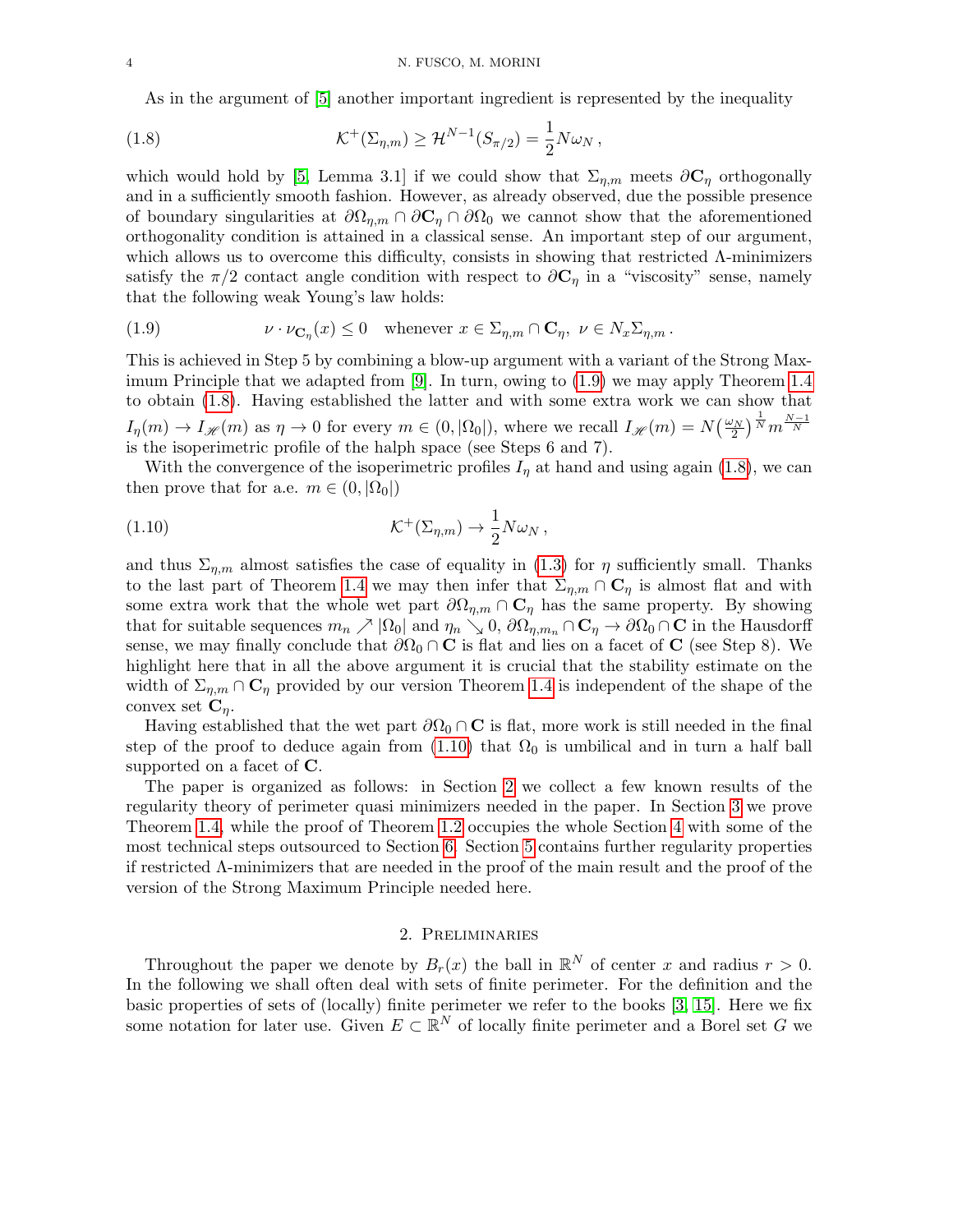As in the argument of [5] another important ingredient is represented by the inequality

$$
\mathcal{K}^+(\Sigma_{\eta,m}) \geq \mathcal{H}^{N-1}(S_{\pi/2}) = \frac{1}{2}N\omega_N\,, \tag{1.8}
$$

which would hold by [5, Lemma 3.1] if we could show that $\Sigma_{\eta,m}$ meets $\partial\mathbf{C}_\eta$ orthogonally and in a sufficiently smooth fashion. However, as already observed, due the possible presence of boundary singularities at $\partial\Omega_{\eta,m}\cap\partial\mathbf{C}_\eta\cap\partial\Omega_0$ we cannot show that the aforementioned orthogonality condition is attained in a classical sense. An important step of our argument, which allows us to overcome this difficulty, consists in showing that restricted $\Lambda$-minimizers satisfy the $\pi/2$ contact angle condition with respect to $\partial\mathbf{C}_\eta$ in a "viscosity" sense, namely that the following weak Young's law holds:

$$
\nu\cdot\nu_{\mathbf{C}_\eta}(x)\leq 0 \quad \text{whenever } x\in\Sigma_{\eta,m}\cap\mathbf{C}_\eta,\ \nu\in N_x\Sigma_{\eta,m}\,. \tag{1.9}
$$

This is achieved in Step 5 by combining a blow-up argument with a variant of the Strong Maximum Principle that we adapted from [9]. In turn, owing to (1.9) we may apply Theorem 1.4 to obtain (1.8). Having established the latter and with some extra work we can show that $I_\eta(m)\to I_{\mathscr{H}}(m)$ as $\eta\to 0$ for every $m\in(0,|\Omega_0|)$, where we recall $I_{\mathscr{H}}(m)=N\big(\frac{\omega_N}{2}\big)^{\frac{1}{N}}m^{\frac{N-1}{N}}$ is the isoperimetric profile of the halph space (see Steps 6 and 7).

With the convergence of the isoperimetric profiles $I_\eta$ at hand and using again (1.8), we can then prove that for a.e. $m\in(0,|\Omega_0|)$

$$
\mathcal{K}^+(\Sigma_{\eta,m})\to\frac{1}{2}N\omega_N\,, \tag{1.10}
$$

and thus $\Sigma_{\eta,m}$ almost satisfies the case of equality in (1.3) for $\eta$ sufficiently small. Thanks to the last part of Theorem 1.4 we may then infer that $\Sigma_{\eta,m}\cap\mathbf{C}_\eta$ is almost flat and with some extra work that the whole wet part $\partial\Omega_{\eta,m}\cap\mathbf{C}_\eta$ has the same property. By showing that for suitable sequences $m_n\nearrow|\Omega_0|$ and $\eta_n\searrow 0$, $\partial\Omega_{\eta,m_n}\cap\mathbf{C}_\eta\to\partial\Omega_0\cap\mathbf{C}$ in the Hausdorff sense, we may finally conclude that $\partial\Omega_0\cap\mathbf{C}$ is flat and lies on a facet of $\mathbf{C}$ (see Step 8). We highlight here that in all the above argument it is crucial that the stability estimate on the width of $\Sigma_{\eta,m}\cap\mathbf{C}_\eta$ provided by our version Theorem 1.4 is independent of the shape of the convex set $\mathbf{C}_\eta$.

Having established that the wet part $\partial\Omega_0\cap\mathbf{C}$ is flat, more work is still needed in the final step of the proof to deduce again from (1.10) that $\Omega_0$ is umbilical and in turn a half ball supported on a facet of $\mathbf{C}$.

The paper is organized as follows: in Section 2 we collect a few known results of the regularity theory of perimeter quasi minimizers needed in the paper. In Section 3 we prove Theorem 1.4, while the proof of Theorem 1.2 occupies the whole Section 4 with some of the most technical steps outsourced to Section 6. Section 5 contains further regularity properties if restricted $\Lambda$-minimizers that are needed in the proof of the main result and the proof of the version of the Strong Maximum Principle needed here.

## 2. Preliminaries

Throughout the paper we denote by $B_r(x)$ the ball in $\mathbb{R}^N$ of center $x$ and radius $r>0$. In the following we shall often deal with sets of finite perimeter. For the definition and the basic properties of sets of (locally) finite perimeter we refer to the books [3, 15]. Here we fix some notation for later use. Given $E\subset\mathbb{R}^N$ of locally finite perimeter and a Borel set $G$ we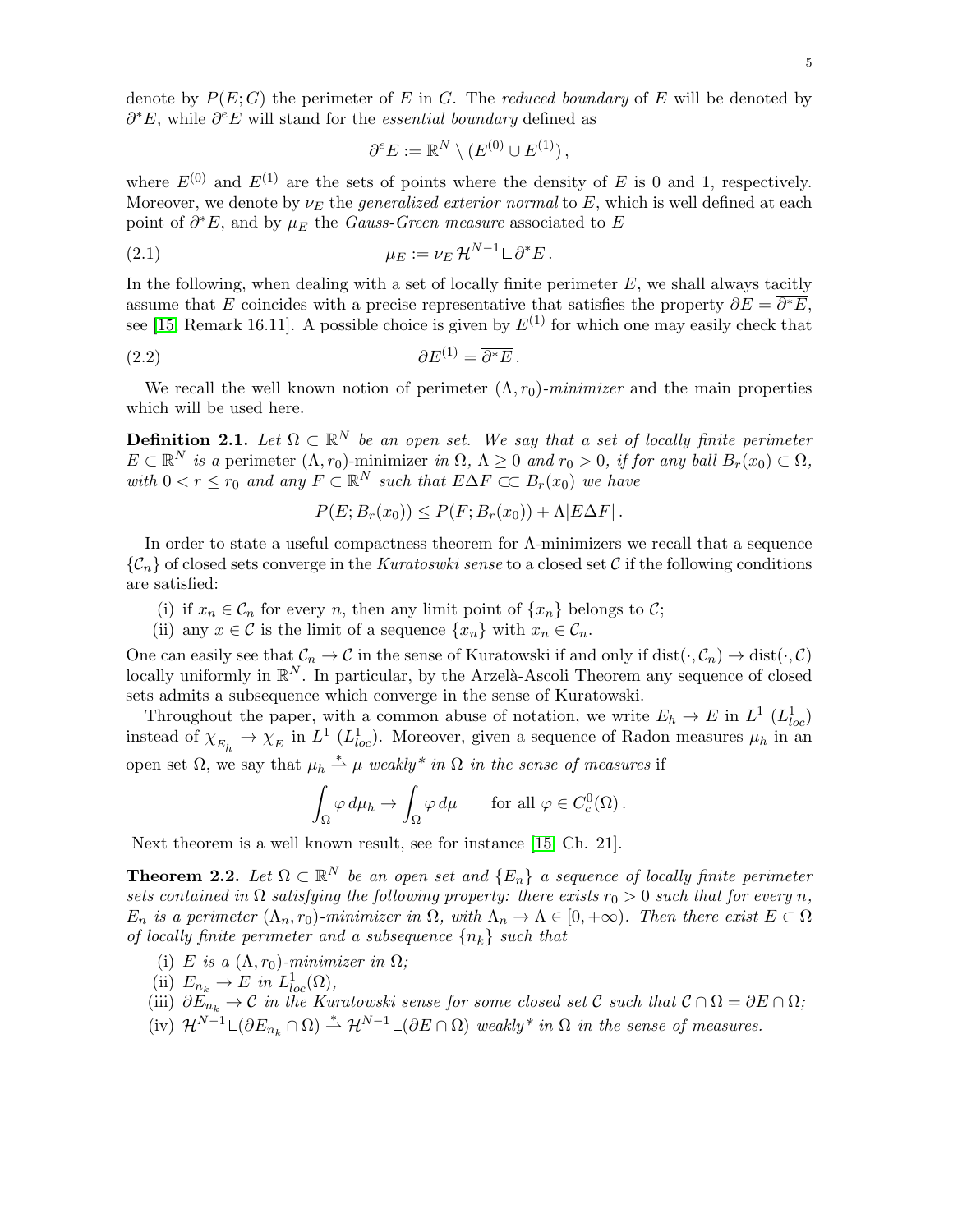denote by $P(E;G)$ the perimeter of $E$ in $G$. The *reduced boundary* of $E$ will be denoted by $\partial^* E$, while $\partial^e E$ will stand for the *essential boundary* defined as

$$\partial^e E := \mathbb{R}^N \setminus (E^{(0)} \cup E^{(1)}),$$

where $E^{(0)}$ and $E^{(1)}$ are the sets of points where the density of $E$ is 0 and 1, respectively. Moreover, we denote by $\nu_E$ the *generalized exterior normal* to $E$, which is well defined at each point of $\partial^* E$, and by $\mu_E$ the *Gauss-Green measure* associated to $E$

$$\mu_E := \nu_E \, \mathcal{H}^{N-1} \llcorner \partial^* E\,. \tag{2.1}$$

In the following, when dealing with a set of locally finite perimeter $E$, we shall always tacitly assume that $E$ coincides with a precise representative that satisfies the property $\partial E = \overline{\partial^* E}$, see [15, Remark 16.11]. A possible choice is given by $E^{(1)}$ for which one may easily check that

$$\partial E^{(1)} = \overline{\partial^* E}\,. \tag{2.2}$$

We recall the well known notion of perimeter $(\Lambda, r_0)$-*minimizer* and the main properties which will be used here.

**Definition 2.1.** *Let $\Omega \subset \mathbb{R}^N$ be an open set. We say that a set of locally finite perimeter $E \subset \mathbb{R}^N$ is a* perimeter $(\Lambda, r_0)$-minimizer *in $\Omega$, $\Lambda \geq 0$ and $r_0 > 0$, if for any ball $B_r(x_0) \subset \Omega$, with $0 < r \leq r_0$ and any $F \subset \mathbb{R}^N$ such that $E \Delta F \subset\subset B_r(x_0)$ we have*

$$P(E; B_r(x_0)) \leq P(F; B_r(x_0)) + \Lambda |E \Delta F|\,.$$

In order to state a useful compactness theorem for $\Lambda$-minimizers we recall that a sequence $\{\mathcal{C}_n\}$ of closed sets converge in the *Kuratoswki sense* to a closed set $\mathcal{C}$ if the following conditions are satisfied:

(i) if $x_n \in \mathcal{C}_n$ for every $n$, then any limit point of $\{x_n\}$ belongs to $\mathcal{C}$;

(ii) any $x \in \mathcal{C}$ is the limit of a sequence $\{x_n\}$ with $x_n \in \mathcal{C}_n$.

One can easily see that $\mathcal{C}_n \to \mathcal{C}$ in the sense of Kuratowski if and only if $\operatorname{dist}(\cdot, \mathcal{C}_n) \to \operatorname{dist}(\cdot, \mathcal{C})$ locally uniformly in $\mathbb{R}^N$. In particular, by the Arzelà-Ascoli Theorem any sequence of closed sets admits a subsequence which converge in the sense of Kuratowski.

Throughout the paper, with a common abuse of notation, we write $E_h \to E$ in $L^1$ ($L^1_{loc}$) instead of $\chi_{E_h} \to \chi_E$ in $L^1$ ($L^1_{loc}$). Moreover, given a sequence of Radon measures $\mu_h$ in an open set $\Omega$, we say that $\mu_h \overset{*}{\rightharpoonup} \mu$ *weakly\* in $\Omega$ in the sense of measures* if

$$\int_\Omega \varphi \, d\mu_h \to \int_\Omega \varphi \, d\mu \qquad \text{for all } \varphi \in C^0_c(\Omega)\,.$$

Next theorem is a well known result, see for instance [15, Ch. 21].

**Theorem 2.2.** *Let $\Omega \subset \mathbb{R}^N$ be an open set and $\{E_n\}$ a sequence of locally finite perimeter sets contained in $\Omega$ satisfying the following property: there exists $r_0 > 0$ such that for every $n$, $E_n$ is a perimeter $(\Lambda_n, r_0)$-minimizer in $\Omega$, with $\Lambda_n \to \Lambda \in [0, +\infty)$. Then there exist $E \subset \Omega$ of locally finite perimeter and a subsequence $\{n_k\}$ such that*

(i) *$E$ is a $(\Lambda, r_0)$-minimizer in $\Omega$;*

(ii) *$E_{n_k} \to E$ in $L^1_{loc}(\Omega)$,*

(iii) *$\partial E_{n_k} \to \mathcal{C}$ in the Kuratowski sense for some closed set $\mathcal{C}$ such that $\mathcal{C} \cap \Omega = \partial E \cap \Omega$;*

(iv) *$\mathcal{H}^{N-1} \llcorner (\partial E_{n_k} \cap \Omega) \overset{*}{\rightharpoonup} \mathcal{H}^{N-1} \llcorner (\partial E \cap \Omega)$ weakly\* in $\Omega$ in the sense of measures.*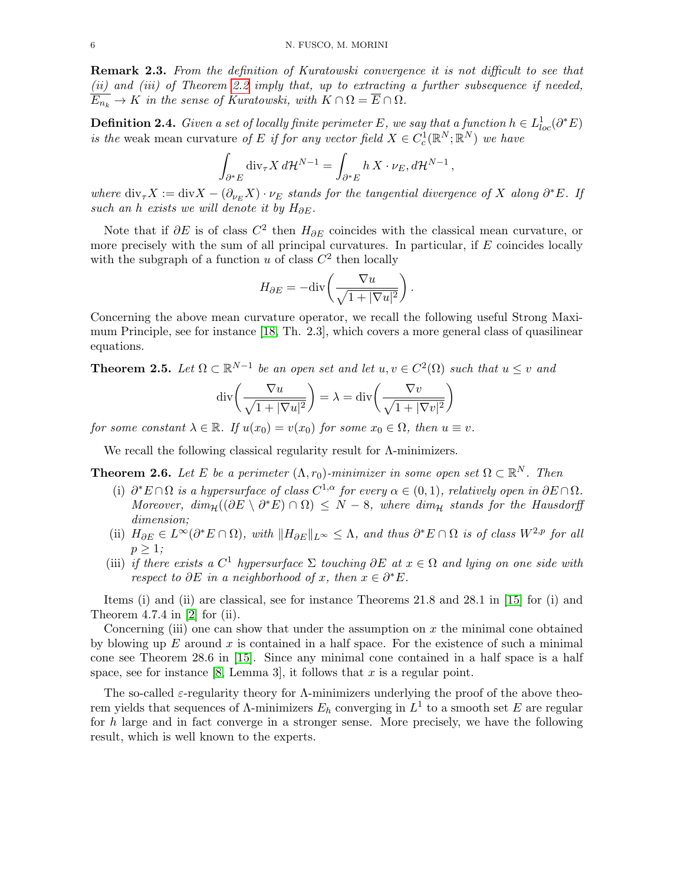**Remark 2.3.** *From the definition of Kuratowski convergence it is not difficult to see that (ii) and (iii) of Theorem 2.2 imply that, up to extracting a further subsequence if needed, $\overline{E_{n_k}} \to K$ in the sense of Kuratowski, with $K \cap \Omega = \overline{E} \cap \Omega$.*

**Definition 2.4.** *Given a set of locally finite perimeter $E$, we say that a function $h \in L^1_{loc}(\partial^* E)$ is the* weak mean curvature *of $E$ if for any vector field $X \in C^1_c(\mathbb{R}^N; \mathbb{R}^N)$ we have*

$$\int_{\partial^* E} \mathrm{div}_\tau X \, d\mathcal{H}^{N-1} = \int_{\partial^* E} h \, X \cdot \nu_E, d\mathcal{H}^{N-1} ,$$

*where $\mathrm{div}_\tau X := \mathrm{div} X - (\partial_{\nu_E} X) \cdot \nu_E$ stands for the tangential divergence of $X$ along $\partial^* E$. If such an $h$ exists we will denote it by $H_{\partial E}$.*

Note that if $\partial E$ is of class $C^2$ then $H_{\partial E}$ coincides with the classical mean curvature, or more precisely with the sum of all principal curvatures. In particular, if $E$ coincides locally with the subgraph of a function $u$ of class $C^2$ then locally

$$H_{\partial E} = -\mathrm{div}\left( \frac{\nabla u}{\sqrt{1 + |\nabla u|^2}} \right).$$

Concerning the above mean curvature operator, we recall the following useful Strong Maximum Principle, see for instance [18, Th. 2.3], which covers a more general class of quasilinear equations.

**Theorem 2.5.** *Let $\Omega \subset \mathbb{R}^{N-1}$ be an open set and let $u, v \in C^2(\Omega)$ such that $u \le v$ and*

$$\mathrm{div}\left( \frac{\nabla u}{\sqrt{1 + |\nabla u|^2}} \right) = \lambda = \mathrm{div}\left( \frac{\nabla v}{\sqrt{1 + |\nabla v|^2}} \right)$$

*for some constant $\lambda \in \mathbb{R}$. If $u(x_0) = v(x_0)$ for some $x_0 \in \Omega$, then $u \equiv v$.*

We recall the following classical regularity result for $\Lambda$-minimizers.

**Theorem 2.6.** *Let $E$ be a perimeter $(\Lambda, r_0)$-minimizer in some open set $\Omega \subset \mathbb{R}^N$. Then*

(i) *$\partial^* E \cap \Omega$ is a hypersurface of class $C^{1,\alpha}$ for every $\alpha \in (0,1)$, relatively open in $\partial E \cap \Omega$. Moreover, $dim_{\mathcal{H}}((\partial E \setminus \partial^* E) \cap \Omega) \le N - 8$, where $dim_{\mathcal{H}}$ stands for the Hausdorff dimension;*

(ii) *$H_{\partial E} \in L^\infty(\partial^* E \cap \Omega)$, with $\|H_{\partial E}\|_{L^\infty} \le \Lambda$, and thus $\partial^* E \cap \Omega$ is of class $W^{2,p}$ for all $p \ge 1$;*

(iii) *if there exists a $C^1$ hypersurface $\Sigma$ touching $\partial E$ at $x \in \Omega$ and lying on one side with respect to $\partial E$ in a neighborhood of $x$, then $x \in \partial^* E$.*

Items (i) and (ii) are classical, see for instance Theorems 21.8 and 28.1 in [15] for (i) and Theorem 4.7.4 in [2] for (ii).

Concerning (iii) one can show that under the assumption on $x$ the minimal cone obtained by blowing up $E$ around $x$ is contained in a half space. For the existence of such a minimal cone see Theorem 28.6 in [15]. Since any minimal cone contained in a half space is a half space, see for instance [8, Lemma 3], it follows that $x$ is a regular point.

The so-called $\varepsilon$-regularity theory for $\Lambda$-minimizers underlying the proof of the above theorem yields that sequences of $\Lambda$-minimizers $E_h$ converging in $L^1$ to a smooth set $E$ are regular for $h$ large and in fact converge in a stronger sense. More precisely, we have the following result, which is well known to the experts.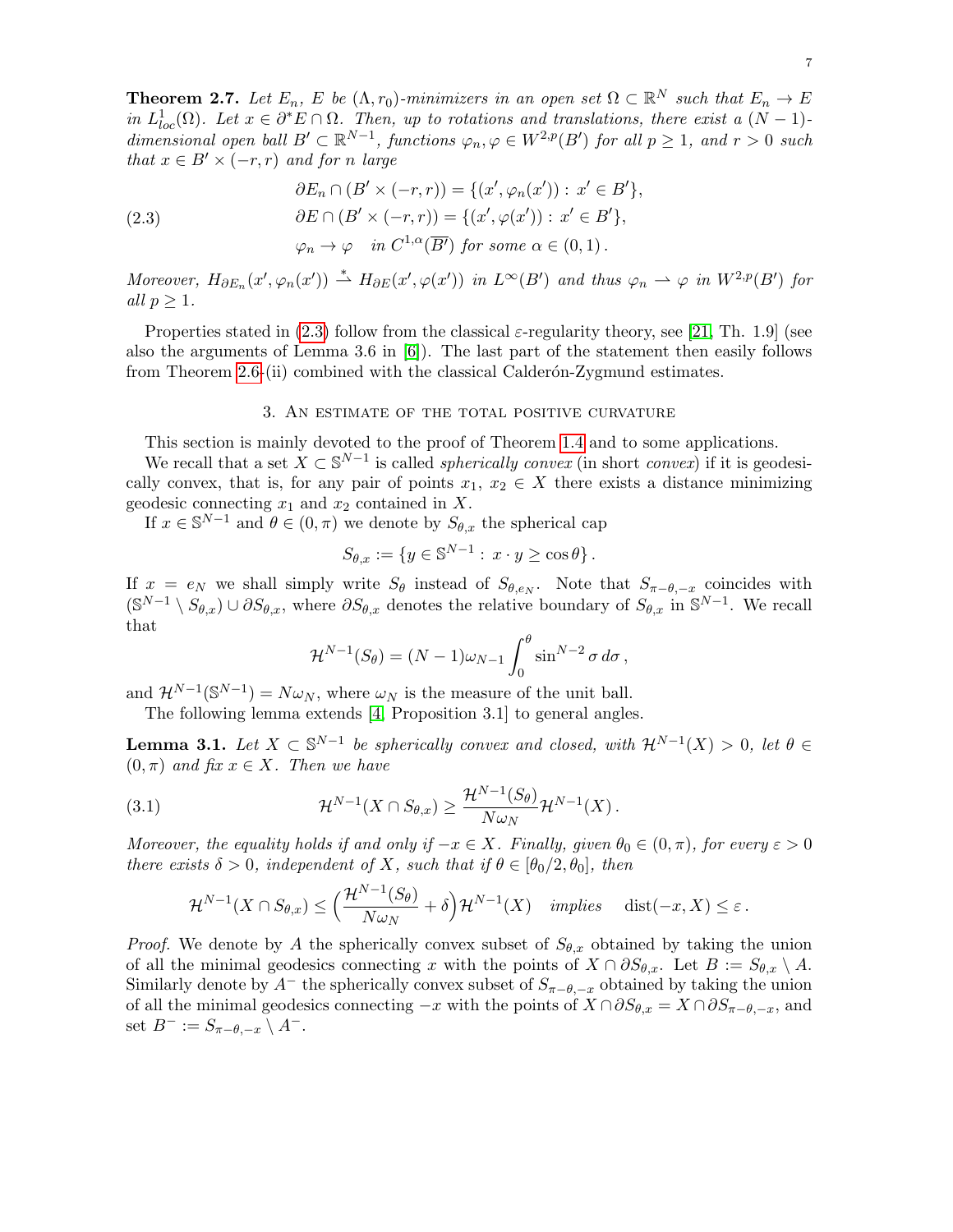**Theorem 2.7.** *Let $E_n$, $E$ be $(\Lambda, r_0)$-minimizers in an open set $\Omega \subset \mathbb{R}^N$ such that $E_n \to E$ in $L^1_{loc}(\Omega)$. Let $x \in \partial^* E \cap \Omega$. Then, up to rotations and translations, there exist a $(N-1)$-dimensional open ball $B' \subset \mathbb{R}^{N-1}$, functions $\varphi_n, \varphi \in W^{2,p}(B')$ for all $p \geq 1$, and $r > 0$ such that $x \in B' \times (-r, r)$ and for $n$ large*

$$
\begin{aligned}
&\partial E_n \cap (B' \times (-r,r)) = \{(x', \varphi_n(x')) : x' \in B'\}, \\
&\partial E \cap (B' \times (-r,r)) = \{(x', \varphi(x')) : x' \in B'\}, \qquad (2.3)\\
&\varphi_n \to \varphi \quad \text{in } C^{1,\alpha}(\overline{B'}) \text{ for some } \alpha \in (0,1).
\end{aligned}
$$

*Moreover, $H_{\partial E_n}(x', \varphi_n(x')) \overset{*}{\rightharpoonup} H_{\partial E}(x', \varphi(x'))$ in $L^\infty(B')$ and thus $\varphi_n \rightharpoonup \varphi$ in $W^{2,p}(B')$ for all $p \geq 1$.*

Properties stated in (2.3) follow from the classical $\varepsilon$-regularity theory, see [21, Th. 1.9] (see also the arguments of Lemma 3.6 in [6]). The last part of the statement then easily follows from Theorem 2.6-(ii) combined with the classical Calderón-Zygmund estimates.

## 3. An estimate of the total positive curvature

This section is mainly devoted to the proof of Theorem 1.4 and to some applications.

We recall that a set $X \subset \mathbb{S}^{N-1}$ is called *spherically convex* (in short *convex*) if it is geodesically convex, that is, for any pair of points $x_1$, $x_2 \in X$ there exists a distance minimizing geodesic connecting $x_1$ and $x_2$ contained in $X$.

If $x \in \mathbb{S}^{N-1}$ and $\theta \in (0, \pi)$ we denote by $S_{\theta,x}$ the spherical cap

$$
S_{\theta,x} := \{y \in \mathbb{S}^{N-1} : x \cdot y \geq \cos\theta\}.
$$

If $x = e_N$ we shall simply write $S_\theta$ instead of $S_{\theta,e_N}$. Note that $S_{\pi-\theta,-x}$ coincides with $(\mathbb{S}^{N-1} \setminus S_{\theta,x}) \cup \partial S_{\theta,x}$, where $\partial S_{\theta,x}$ denotes the relative boundary of $S_{\theta,x}$ in $\mathbb{S}^{N-1}$. We recall that

$$
\mathcal{H}^{N-1}(S_\theta) = (N-1)\omega_{N-1} \int_0^\theta \sin^{N-2} \sigma \, d\sigma,
$$

and $\mathcal{H}^{N-1}(\mathbb{S}^{N-1}) = N\omega_N$, where $\omega_N$ is the measure of the unit ball.

The following lemma extends [4, Proposition 3.1] to general angles.

**Lemma 3.1.** *Let $X \subset \mathbb{S}^{N-1}$ be spherically convex and closed, with $\mathcal{H}^{N-1}(X) > 0$, let $\theta \in (0, \pi)$ and fix $x \in X$. Then we have*

$$
\mathcal{H}^{N-1}(X \cap S_{\theta,x}) \geq \frac{\mathcal{H}^{N-1}(S_\theta)}{N\omega_N} \mathcal{H}^{N-1}(X). \qquad (3.1)
$$

*Moreover, the equality holds if and only if $-x \in X$. Finally, given $\theta_0 \in (0, \pi)$, for every $\varepsilon > 0$ there exists $\delta > 0$, independent of $X$, such that if $\theta \in [\theta_0/2, \theta_0]$, then*

$$
\mathcal{H}^{N-1}(X \cap S_{\theta,x}) \leq \Big(\frac{\mathcal{H}^{N-1}(S_\theta)}{N\omega_N} + \delta\Big)\mathcal{H}^{N-1}(X) \quad \text{implies} \quad \operatorname{dist}(-x, X) \leq \varepsilon.
$$

*Proof.* We denote by $A$ the spherically convex subset of $S_{\theta,x}$ obtained by taking the union of all the minimal geodesics connecting $x$ with the points of $X \cap \partial S_{\theta,x}$. Let $B := S_{\theta,x} \setminus A$. Similarly denote by $A^-$ the spherically convex subset of $S_{\pi-\theta,-x}$ obtained by taking the union of all the minimal geodesics connecting $-x$ with the points of $X \cap \partial S_{\theta,x} = X \cap \partial S_{\pi-\theta,-x}$, and set $B^- := S_{\pi-\theta,-x} \setminus A^-$.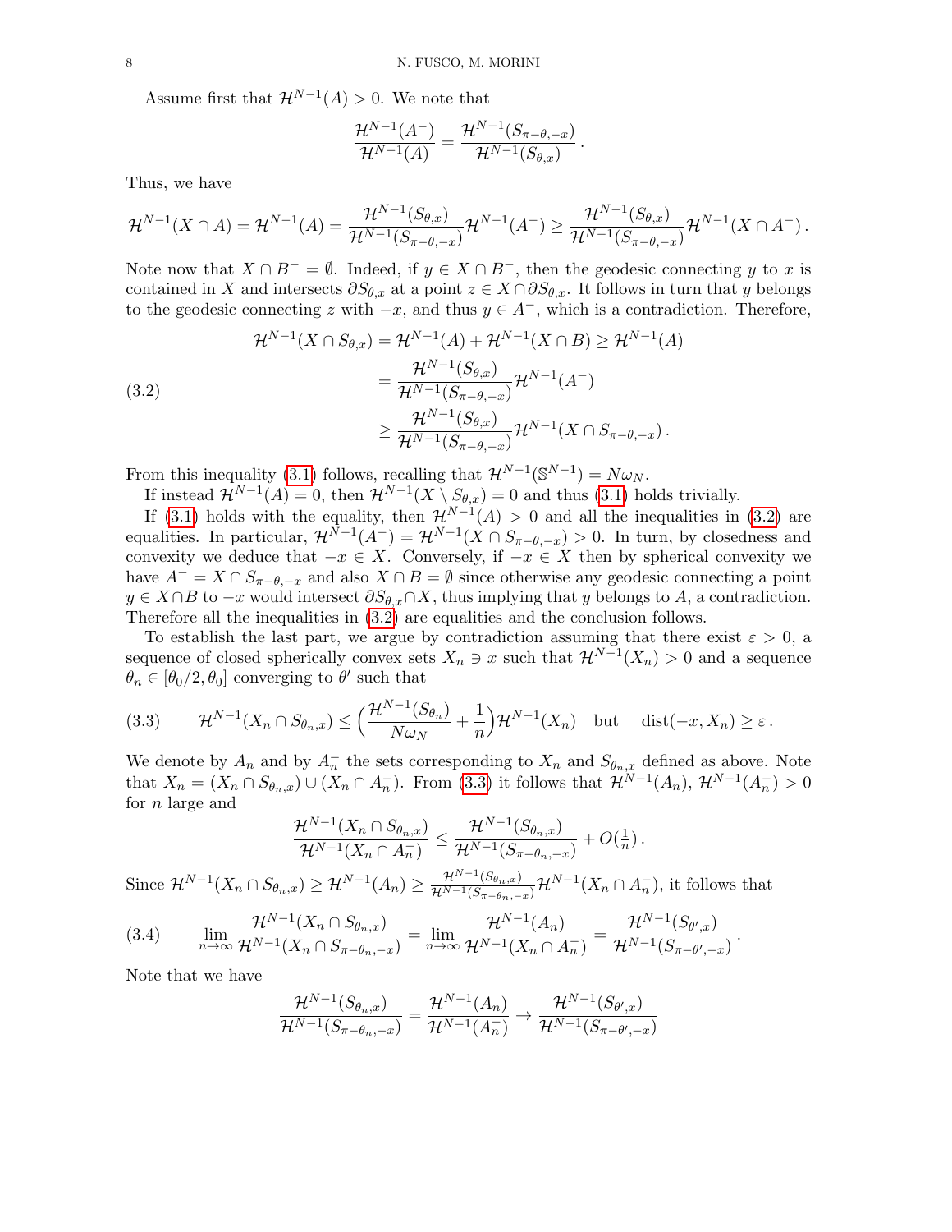Assume first that $\mathcal{H}^{N-1}(A) > 0$. We note that

$$\frac{\mathcal{H}^{N-1}(A^-)}{\mathcal{H}^{N-1}(A)} = \frac{\mathcal{H}^{N-1}(S_{\pi-\theta,-x})}{\mathcal{H}^{N-1}(S_{\theta,x})}\,.$$

Thus, we have

$$\mathcal{H}^{N-1}(X\cap A) = \mathcal{H}^{N-1}(A) = \frac{\mathcal{H}^{N-1}(S_{\theta,x})}{\mathcal{H}^{N-1}(S_{\pi-\theta,-x})}\mathcal{H}^{N-1}(A^-) \geq \frac{\mathcal{H}^{N-1}(S_{\theta,x})}{\mathcal{H}^{N-1}(S_{\pi-\theta,-x})}\mathcal{H}^{N-1}(X\cap A^-)\,.$$

Note now that $X\cap B^- = \emptyset$. Indeed, if $y\in X\cap B^-$, then the geodesic connecting $y$ to $x$ is contained in $X$ and intersects $\partial S_{\theta,x}$ at a point $z\in X\cap \partial S_{\theta,x}$. It follows in turn that $y$ belongs to the geodesic connecting $z$ with $-x$, and thus $y\in A^-$, which is a contradiction. Therefore,

$$\begin{aligned}
\mathcal{H}^{N-1}(X\cap S_{\theta,x}) &= \mathcal{H}^{N-1}(A) + \mathcal{H}^{N-1}(X\cap B) \geq \mathcal{H}^{N-1}(A) \\
&= \frac{\mathcal{H}^{N-1}(S_{\theta,x})}{\mathcal{H}^{N-1}(S_{\pi-\theta,-x})}\mathcal{H}^{N-1}(A^-) \\
&\geq \frac{\mathcal{H}^{N-1}(S_{\theta,x})}{\mathcal{H}^{N-1}(S_{\pi-\theta,-x})}\mathcal{H}^{N-1}(X\cap S_{\pi-\theta,-x})\,.
\end{aligned} \tag{3.2}$$

From this inequality (3.1) follows, recalling that $\mathcal{H}^{N-1}(\mathbb{S}^{N-1}) = N\omega_N$.

If instead $\mathcal{H}^{N-1}(A) = 0$, then $\mathcal{H}^{N-1}(X\setminus S_{\theta,x}) = 0$ and thus (3.1) holds trivially.

If (3.1) holds with the equality, then $\mathcal{H}^{N-1}(A) > 0$ and all the inequalities in (3.2) are equalities. In particular, $\mathcal{H}^{N-1}(A^-) = \mathcal{H}^{N-1}(X\cap S_{\pi-\theta,-x}) > 0$. In turn, by closedness and convexity we deduce that $-x\in X$. Conversely, if $-x\in X$ then by spherical convexity we have $A^- = X\cap S_{\pi-\theta,-x}$ and also $X\cap B = \emptyset$ since otherwise any geodesic connecting a point $y\in X\cap B$ to $-x$ would intersect $\partial S_{\theta,x}\cap X$, thus implying that $y$ belongs to $A$, a contradiction. Therefore all the inequalities in (3.2) are equalities and the conclusion follows.

To establish the last part, we argue by contradiction assuming that there exist $\varepsilon > 0$, a sequence of closed spherically convex sets $X_n\ni x$ such that $\mathcal{H}^{N-1}(X_n) > 0$ and a sequence $\theta_n\in[\theta_0/2,\theta_0]$ converging to $\theta'$ such that

$$\mathcal{H}^{N-1}(X_n\cap S_{\theta_n,x}) \leq \Big(\frac{\mathcal{H}^{N-1}(S_{\theta_n})}{N\omega_N} + \frac{1}{n}\Big)\mathcal{H}^{N-1}(X_n) \quad \text{but} \quad \operatorname{dist}(-x,X_n)\geq\varepsilon\,. \tag{3.3}$$

We denote by $A_n$ and by $A_n^-$ the sets corresponding to $X_n$ and $S_{\theta_n,x}$ defined as above. Note that $X_n = (X_n\cap S_{\theta_n,x})\cup(X_n\cap A_n^-)$. From (3.3) it follows that $\mathcal{H}^{N-1}(A_n)$, $\mathcal{H}^{N-1}(A_n^-) > 0$ for $n$ large and

$$\frac{\mathcal{H}^{N-1}(X_n\cap S_{\theta_n,x})}{\mathcal{H}^{N-1}(X_n\cap A_n^-)} \leq \frac{\mathcal{H}^{N-1}(S_{\theta_n,x})}{\mathcal{H}^{N-1}(S_{\pi-\theta_n,-x})} + O(\tfrac{1}{n})\,.$$

Since $\mathcal{H}^{N-1}(X_n\cap S_{\theta_n,x}) \geq \mathcal{H}^{N-1}(A_n) \geq \frac{\mathcal{H}^{N-1}(S_{\theta_n,x})}{\mathcal{H}^{N-1}(S_{\pi-\theta_n,-x})}\mathcal{H}^{N-1}(X_n\cap A_n^-)$, it follows that

$$\lim_{n\to\infty}\frac{\mathcal{H}^{N-1}(X_n\cap S_{\theta_n,x})}{\mathcal{H}^{N-1}(X_n\cap S_{\pi-\theta_n,-x})} = \lim_{n\to\infty}\frac{\mathcal{H}^{N-1}(A_n)}{\mathcal{H}^{N-1}(X_n\cap A_n^-)} = \frac{\mathcal{H}^{N-1}(S_{\theta',x})}{\mathcal{H}^{N-1}(S_{\pi-\theta',-x})}\,. \tag{3.4}$$

Note that we have

$$\frac{\mathcal{H}^{N-1}(S_{\theta_n,x})}{\mathcal{H}^{N-1}(S_{\pi-\theta_n,-x})} = \frac{\mathcal{H}^{N-1}(A_n)}{\mathcal{H}^{N-1}(A_n^-)} \to \frac{\mathcal{H}^{N-1}(S_{\theta',x})}{\mathcal{H}^{N-1}(S_{\pi-\theta',-x})}$$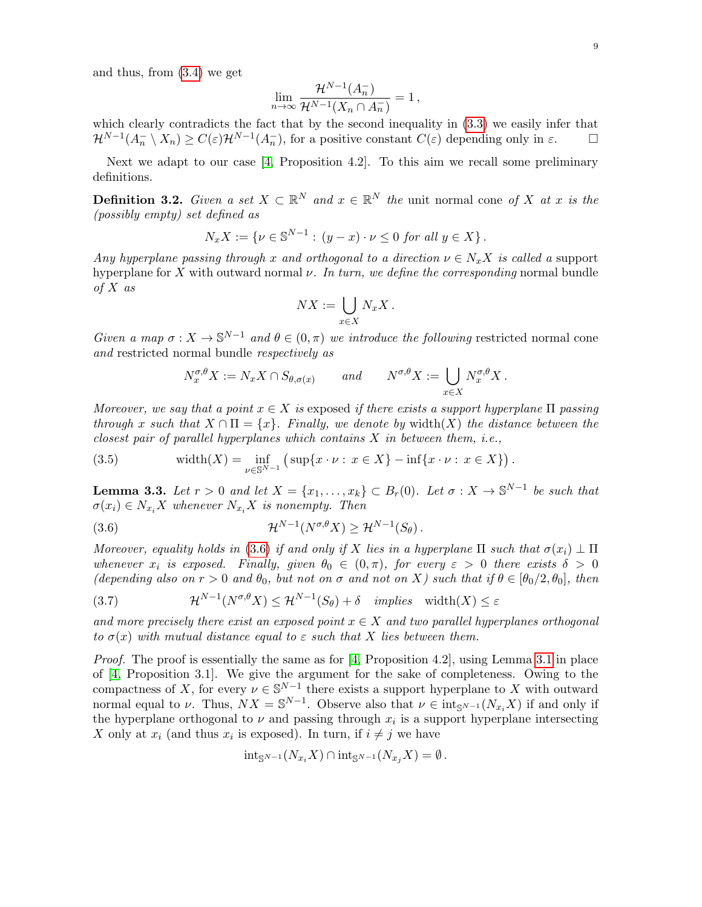and thus, from (3.4) we get

$$
\lim_{n\to\infty} \frac{\mathcal{H}^{N-1}(A_n^-)}{\mathcal{H}^{N-1}(X_n \cap A_n^-)} = 1\,,
$$

which clearly contradicts the fact that by the second inequality in (3.3) we easily infer that $\mathcal{H}^{N-1}(A_n^- \setminus X_n) \geq C(\varepsilon)\mathcal{H}^{N-1}(A_n^-)$, for a positive constant $C(\varepsilon)$ depending only in $\varepsilon$. □

Next we adapt to our case [4, Proposition 4.2]. To this aim we recall some preliminary definitions.

**Definition 3.2.** *Given a set $X \subset \mathbb{R}^N$ and $x \in \mathbb{R}^N$ the* unit normal cone *of $X$ at $x$ is the (possibly empty) set defined as*

$$
N_x X := \{\nu \in \mathbb{S}^{N-1} : \, (y-x)\cdot\nu \leq 0 \text{ for all } y \in X\}\,.
$$

*Any hyperplane passing through $x$ and orthogonal to a direction $\nu \in N_x X$ is called a* support hyperplane for $X$ with outward normal $\nu$. *In turn, we define the corresponding* normal bundle *of $X$ as*

$$
NX := \bigcup_{x\in X} N_x X\,.
$$

*Given a map $\sigma : X \to \mathbb{S}^{N-1}$ and $\theta \in (0,\pi)$ we introduce the following* restricted normal cone *and* restricted normal bundle *respectively as*

$$
N_x^{\sigma,\theta} X := N_x X \cap S_{\theta,\sigma(x)} \qquad \text{and} \qquad N^{\sigma,\theta} X := \bigcup_{x\in X} N_x^{\sigma,\theta} X\,.
$$

*Moreover, we say that a point $x \in X$ is* exposed *if there exists a support hyperplane $\Pi$ passing through $x$ such that $X \cap \Pi = \{x\}$. Finally, we denote by $\mathrm{width}(X)$ the distance between the closest pair of parallel hyperplanes which contains $X$ in between them, i.e.,*

$$
\mathrm{width}(X) = \inf_{\nu\in\mathbb{S}^{N-1}} \big(\sup\{x\cdot\nu : \, x \in X\} - \inf\{x\cdot\nu : \, x\in X\}\big)\,. \tag{3.5}
$$

**Lemma 3.3.** *Let $r > 0$ and let $X = \{x_1, \ldots, x_k\} \subset B_r(0)$. Let $\sigma : X \to \mathbb{S}^{N-1}$ be such that $\sigma(x_i) \in N_{x_i} X$ whenever $N_{x_i} X$ is nonempty. Then*

$$
\mathcal{H}^{N-1}(N^{\sigma,\theta} X) \geq \mathcal{H}^{N-1}(S_\theta)\,. \tag{3.6}
$$

*Moreover, equality holds in (3.6) if and only if $X$ lies in a hyperplane $\Pi$ such that $\sigma(x_i) \perp \Pi$ whenever $x_i$ is exposed. Finally, given $\theta_0 \in (0,\pi)$, for every $\varepsilon > 0$ there exists $\delta > 0$ (depending also on $r > 0$ and $\theta_0$, but not on $\sigma$ and not on $X$) such that if $\theta \in [\theta_0/2, \theta_0]$, then*

$$
\mathcal{H}^{N-1}(N^{\sigma,\theta} X) \leq \mathcal{H}^{N-1}(S_\theta) + \delta \quad \textit{implies} \quad \mathrm{width}(X) \leq \varepsilon \tag{3.7}
$$

*and more precisely there exist an exposed point $x \in X$ and two parallel hyperplanes orthogonal to $\sigma(x)$ with mutual distance equal to $\varepsilon$ such that $X$ lies between them.*

*Proof.* The proof is essentially the same as for [4, Proposition 4.2], using Lemma 3.1 in place of [4, Proposition 3.1]. We give the argument for the sake of completeness. Owing to the compactness of $X$, for every $\nu \in \mathbb{S}^{N-1}$ there exists a support hyperplane to $X$ with outward normal equal to $\nu$. Thus, $NX = \mathbb{S}^{N-1}$. Observe also that $\nu \in \mathrm{int}_{\mathbb{S}^{N-1}}(N_{x_i} X)$ if and only if the hyperplane orthogonal to $\nu$ and passing through $x_i$ is a support hyperplane intersecting $X$ only at $x_i$ (and thus $x_i$ is exposed). In turn, if $i \neq j$ we have

$$
\mathrm{int}_{\mathbb{S}^{N-1}}(N_{x_i} X) \cap \mathrm{int}_{\mathbb{S}^{N-1}}(N_{x_j} X) = \emptyset\,.
$$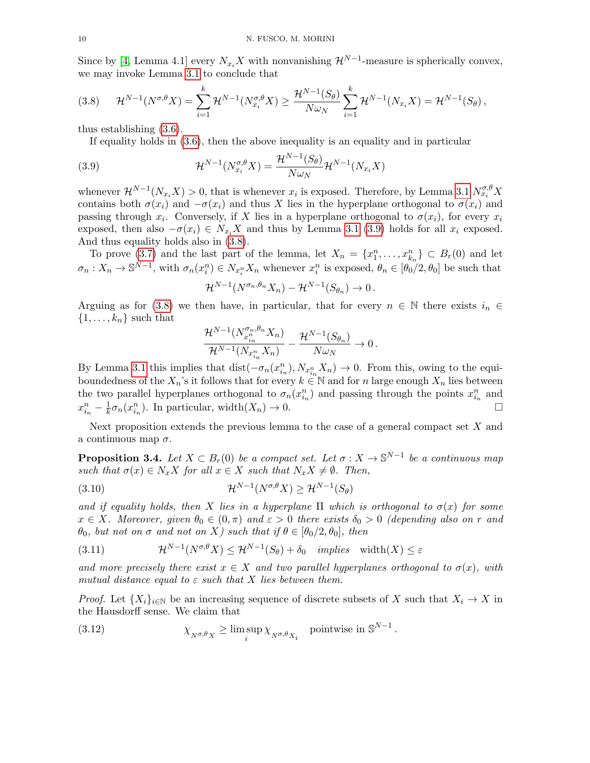Since by [4, Lemma 4.1] every $N_{x_i}X$ with nonvanishing $\mathcal{H}^{N-1}$-measure is spherically convex, we may invoke Lemma 3.1 to conclude that

$$
\mathcal{H}^{N-1}(N^{\sigma,\theta}X) = \sum_{i=1}^{k} \mathcal{H}^{N-1}(N^{\sigma,\theta}_{x_i}X) \geq \frac{\mathcal{H}^{N-1}(S_\theta)}{N\omega_N} \sum_{i=1}^{k} \mathcal{H}^{N-1}(N_{x_i}X) = \mathcal{H}^{N-1}(S_\theta)\,, \tag{3.8}
$$

thus establishing (3.6).

If equality holds in (3.6), then the above inequality is an equality and in particular

$$
\mathcal{H}^{N-1}(N^{\sigma,\theta}_{x_i}X) = \frac{\mathcal{H}^{N-1}(S_\theta)}{N\omega_N}\mathcal{H}^{N-1}(N_{x_i}X) \tag{3.9}
$$

whenever $\mathcal{H}^{N-1}(N_{x_i}X) > 0$, that is whenever $x_i$ is exposed. Therefore, by Lemma 3.1 $N^{\sigma,\theta}_{x_i}X$ contains both $\sigma(x_i)$ and $-\sigma(x_i)$ and thus $X$ lies in the hyperplane orthogonal to $\sigma(x_i)$ and passing through $x_i$. Conversely, if $X$ lies in a hyperplane orthogonal to $\sigma(x_i)$, for every $x_i$ exposed, then also $-\sigma(x_i) \in N_{x_i}X$ and thus by Lemma 3.1 (3.9) holds for all $x_i$ exposed. And thus equality holds also in (3.8).

To prove (3.7) and the last part of the lemma, let $X_n = \{x^n_1, \dots, x^n_{k_n}\} \subset B_r(0)$ and let $\sigma_n : X_n \to \mathbb{S}^{N-1}$, with $\sigma_n(x^n_i) \in N_{x^n_i}X_n$ whenever $x^n_i$ is exposed, $\theta_n \in [\theta_0/2, \theta_0]$ be such that

$$
\mathcal{H}^{N-1}(N^{\sigma_n,\theta_n}X_n) - \mathcal{H}^{N-1}(S_{\theta_n}) \to 0\,.
$$

Arguing as for (3.8) we then have, in particular, that for every $n \in \mathbb{N}$ there exists $i_n \in \{1, \dots, k_n\}$ such that

$$
\frac{\mathcal{H}^{N-1}(N^{\sigma_n,\theta_n}_{x^n_{i_n}}X_n)}{\mathcal{H}^{N-1}(N_{x^n_{i_n}}X_n)} - \frac{\mathcal{H}^{N-1}(S_{\theta_n})}{N\omega_N} \to 0\,.
$$

By Lemma 3.1 this implies that $\mathrm{dist}(-\sigma_n(x^n_{i_n}), N_{x^n_{i_n}}X_n) \to 0$. From this, owing to the equiboundedness of the $X_n$'s it follows that for every $k \in \mathbb{N}$ and for $n$ large enough $X_n$ lies between the two parallel hyperplanes orthogonal to $\sigma_n(x^n_{i_n})$ and passing through the points $x^n_{i_n}$ and $x^n_{i_n} - \frac{1}{k}\sigma_n(x^n_{i_n})$. In particular, $\mathrm{width}(X_n) \to 0$. $\square$

Next proposition extends the previous lemma to the case of a general compact set $X$ and a continuous map $\sigma$.

**Proposition 3.4.** *Let $X \subset B_r(0)$ be a compact set. Let $\sigma : X \to \mathbb{S}^{N-1}$ be a continuous map such that $\sigma(x) \in N_xX$ for all $x \in X$ such that $N_xX \neq \emptyset$. Then,*

$$
\mathcal{H}^{N-1}(N^{\sigma,\theta}X) \geq \mathcal{H}^{N-1}(S_\theta) \tag{3.10}
$$

*and if equality holds, then $X$ lies in a hyperplane $\Pi$ which is orthogonal to $\sigma(x)$ for some $x \in X$. Moreover, given $\theta_0 \in (0, \pi)$ and $\varepsilon > 0$ there exists $\delta_0 > 0$ (depending also on $r$ and $\theta_0$, but not on $\sigma$ and not on $X$) such that if $\theta \in [\theta_0/2, \theta_0]$, then*

$$
\mathcal{H}^{N-1}(N^{\sigma,\theta}X) \leq \mathcal{H}^{N-1}(S_\theta) + \delta_0 \quad \textit{implies} \quad \mathrm{width}(X) \leq \varepsilon \tag{3.11}
$$

*and more precisely there exist $x \in X$ and two parallel hyperplanes orthogonal to $\sigma(x)$, with mutual distance equal to $\varepsilon$ such that $X$ lies between them.*

*Proof.* Let $\{X_i\}_{i\in\mathbb{N}}$ be an increasing sequence of discrete subsets of $X$ such that $X_i \to X$ in the Hausdorff sense. We claim that

$$
\chi_{_{N^{\sigma,\theta}X}} \geq \limsup_i \chi_{_{N^{\sigma,\theta}X_i}} \quad \text{pointwise in } \mathbb{S}^{N-1}\,. \tag{3.12}
$$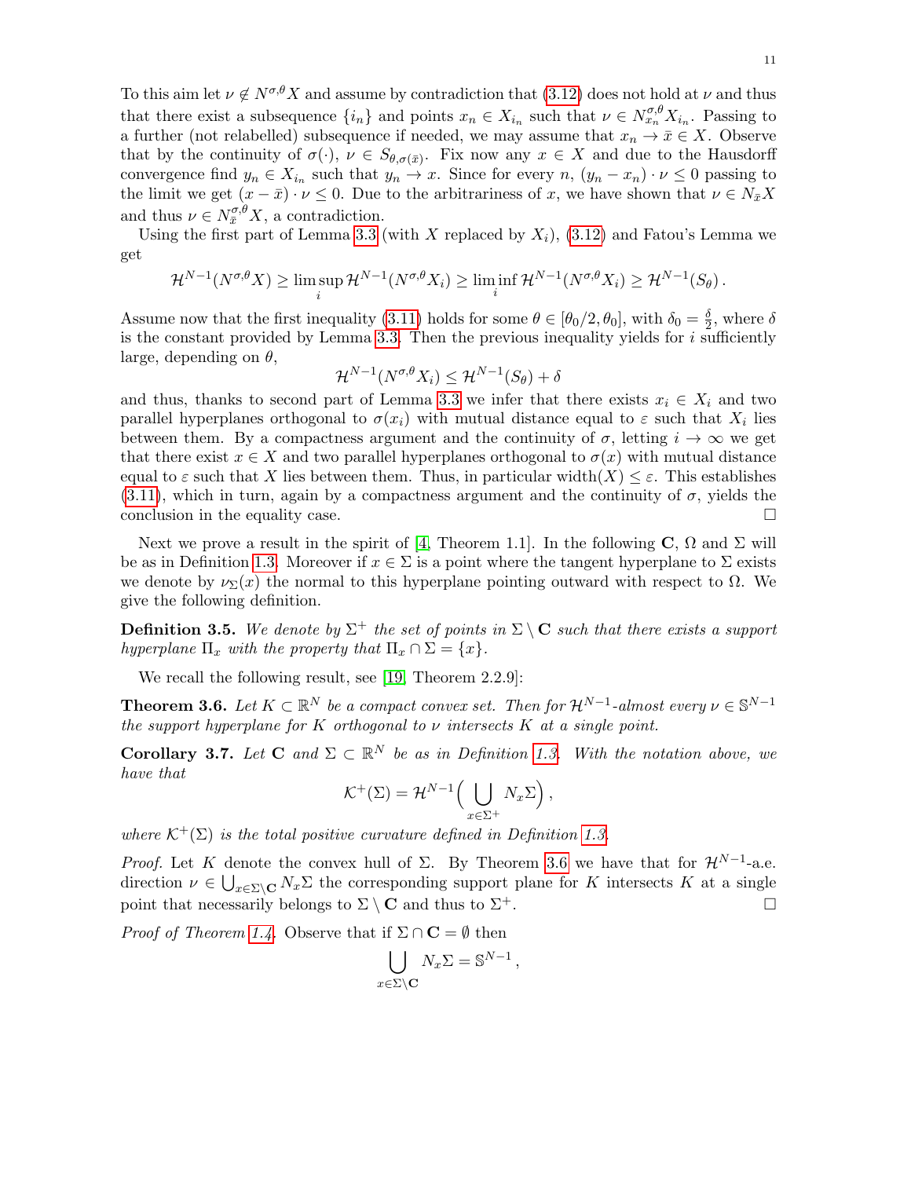To this aim let $\nu \notin N^{\sigma,\theta}X$ and assume by contradiction that (3.12) does not hold at $\nu$ and thus that there exist a subsequence $\{i_n\}$ and points $x_n \in X_{i_n}$ such that $\nu \in N^{\sigma,\theta}_{x_n}X_{i_n}$. Passing to a further (not relabelled) subsequence if needed, we may assume that $x_n \to \bar{x} \in X$. Observe that by the continuity of $\sigma(\cdot)$, $\nu \in S_{\theta,\sigma(\bar{x})}$. Fix now any $x \in X$ and due to the Hausdorff convergence find $y_n \in X_{i_n}$ such that $y_n \to x$. Since for every $n$, $(y_n - x_n)\cdot \nu \le 0$ passing to the limit we get $(x - \bar{x})\cdot\nu \le 0$. Due to the arbitrariness of $x$, we have shown that $\nu \in N_{\bar{x}}X$ and thus $\nu \in N^{\sigma,\theta}_{\bar{x}}X$, a contradiction.

Using the first part of Lemma 3.3 (with $X$ replaced by $X_i$), (3.12) and Fatou's Lemma we get

$$
\mathcal{H}^{N-1}(N^{\sigma,\theta}X) \ge \limsup_i \mathcal{H}^{N-1}(N^{\sigma,\theta}X_i) \ge \liminf_i \mathcal{H}^{N-1}(N^{\sigma,\theta}X_i) \ge \mathcal{H}^{N-1}(S_\theta)\,.
$$

Assume now that the first inequality (3.11) holds for some $\theta \in [\theta_0/2, \theta_0]$, with $\delta_0 = \frac{\delta}{2}$, where $\delta$ is the constant provided by Lemma 3.3. Then the previous inequality yields for $i$ sufficiently large, depending on $\theta$,

$$
\mathcal{H}^{N-1}(N^{\sigma,\theta}X_i) \le \mathcal{H}^{N-1}(S_\theta) + \delta
$$

and thus, thanks to second part of Lemma 3.3 we infer that there exists $x_i \in X_i$ and two parallel hyperplanes orthogonal to $\sigma(x_i)$ with mutual distance equal to $\varepsilon$ such that $X_i$ lies between them. By a compactness argument and the continuity of $\sigma$, letting $i \to \infty$ we get that there exist $x \in X$ and two parallel hyperplanes orthogonal to $\sigma(x)$ with mutual distance equal to $\varepsilon$ such that $X$ lies between them. Thus, in particular $\mathrm{width}(X) \le \varepsilon$. This establishes (3.11), which in turn, again by a compactness argument and the continuity of $\sigma$, yields the conclusion in the equality case. □

Next we prove a result in the spirit of [4, Theorem 1.1]. In the following $\mathbf{C}$, $\Omega$ and $\Sigma$ will be as in Definition 1.3. Moreover if $x \in \Sigma$ is a point where the tangent hyperplane to $\Sigma$ exists we denote by $\nu_\Sigma(x)$ the normal to this hyperplane pointing outward with respect to $\Omega$. We give the following definition.

**Definition 3.5.** *We denote by $\Sigma^+$ the set of points in $\Sigma \setminus \mathbf{C}$ such that there exists a support hyperplane $\Pi_x$ with the property that $\Pi_x \cap \Sigma = \{x\}$.*

We recall the following result, see [19, Theorem 2.2.9]:

**Theorem 3.6.** *Let $K \subset \mathbb{R}^N$ be a compact convex set. Then for $\mathcal{H}^{N-1}$-almost every $\nu \in \mathbb{S}^{N-1}$ the support hyperplane for $K$ orthogonal to $\nu$ intersects $K$ at a single point.*

**Corollary 3.7.** *Let $\mathbf{C}$ and $\Sigma \subset \mathbb{R}^N$ be as in Definition 1.3. With the notation above, we have that*

$$
\mathcal{K}^+(\Sigma) = \mathcal{H}^{N-1}\Big(\bigcup_{x\in\Sigma^+} N_x\Sigma\Big)\,,
$$

*where $\mathcal{K}^+(\Sigma)$ is the total positive curvature defined in Definition 1.3.*

*Proof.* Let $K$ denote the convex hull of $\Sigma$. By Theorem 3.6 we have that for $\mathcal{H}^{N-1}$-a.e. direction $\nu \in \bigcup_{x\in\Sigma\setminus\mathbf{C}} N_x\Sigma$ the corresponding support plane for $K$ intersects $K$ at a single point that necessarily belongs to $\Sigma \setminus \mathbf{C}$ and thus to $\Sigma^+$. □

*Proof of Theorem 1.4.* Observe that if $\Sigma \cap \mathbf{C} = \emptyset$ then

$$
\bigcup_{x\in\Sigma\setminus\mathbf{C}} N_x\Sigma = \mathbb{S}^{N-1}\,,
$$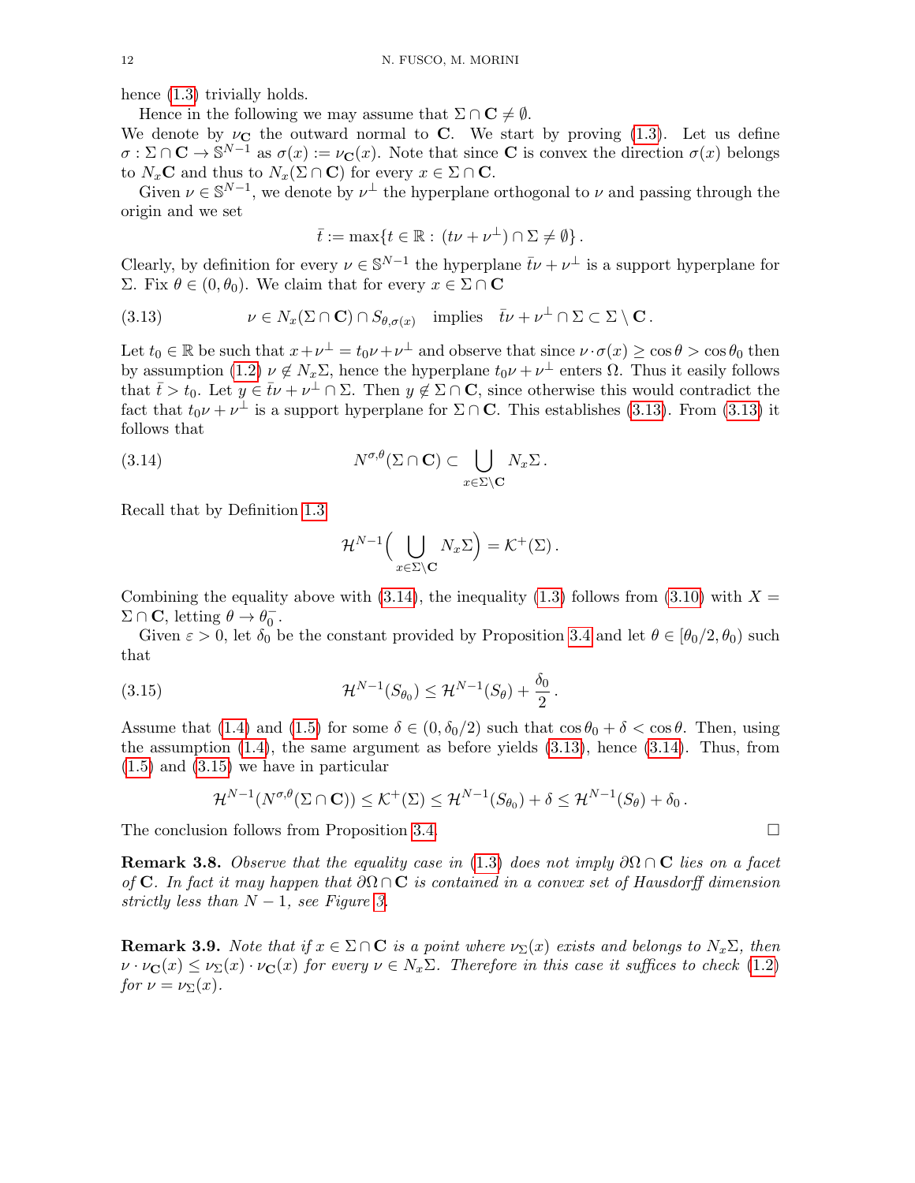hence (1.3) trivially holds.

Hence in the following we may assume that $\Sigma \cap \mathbf{C} \neq \emptyset$.

We denote by $\nu_{\mathbf{C}}$ the outward normal to $\mathbf{C}$. We start by proving (1.3). Let us define $\sigma : \Sigma \cap \mathbf{C} \to \mathbb{S}^{N-1}$ as $\sigma(x) := \nu_{\mathbf{C}}(x)$. Note that since $\mathbf{C}$ is convex the direction $\sigma(x)$ belongs to $N_x\mathbf{C}$ and thus to $N_x(\Sigma \cap \mathbf{C})$ for every $x \in \Sigma \cap \mathbf{C}$.

Given $\nu \in \mathbb{S}^{N-1}$, we denote by $\nu^\perp$ the hyperplane orthogonal to $\nu$ and passing through the origin and we set

$$\bar{t} := \max\{t \in \mathbb{R} : (t\nu + \nu^\perp) \cap \Sigma \neq \emptyset\}.$$

Clearly, by definition for every $\nu \in \mathbb{S}^{N-1}$ the hyperplane $\bar{t}\nu + \nu^\perp$ is a support hyperplane for $\Sigma$. Fix $\theta \in (0, \theta_0)$. We claim that for every $x \in \Sigma \cap \mathbf{C}$

$$\nu \in N_x(\Sigma \cap \mathbf{C}) \cap S_{\theta,\sigma(x)} \quad \text{implies} \quad \bar{t}\nu + \nu^\perp \cap \Sigma \subset \Sigma \setminus \mathbf{C}. \tag{3.13}$$

Let $t_0 \in \mathbb{R}$ be such that $x + \nu^\perp = t_0\nu + \nu^\perp$ and observe that since $\nu \cdot \sigma(x) \geq \cos\theta > \cos\theta_0$ then by assumption (1.2) $\nu \notin N_x\Sigma$, hence the hyperplane $t_0\nu + \nu^\perp$ enters $\Omega$. Thus it easily follows that $\bar{t} > t_0$. Let $y \in \bar{t}\nu + \nu^\perp \cap \Sigma$. Then $y \notin \Sigma \cap \mathbf{C}$, since otherwise this would contradict the fact that $t_0\nu + \nu^\perp$ is a support hyperplane for $\Sigma \cap \mathbf{C}$. This establishes (3.13). From (3.13) it follows that

$$N^{\sigma,\theta}(\Sigma \cap \mathbf{C}) \subset \bigcup_{x \in \Sigma \setminus \mathbf{C}} N_x\Sigma. \tag{3.14}$$

Recall that by Definition 1.3

$$\mathcal{H}^{N-1}\Big(\bigcup_{x \in \Sigma \setminus \mathbf{C}} N_x\Sigma\Big) = \mathcal{K}^+(\Sigma).$$

Combining the equality above with (3.14), the inequality (1.3) follows from (3.10) with $X = \Sigma \cap \mathbf{C}$, letting $\theta \to \theta_0^-$.

Given $\varepsilon > 0$, let $\delta_0$ be the constant provided by Proposition 3.4 and let $\theta \in [\theta_0/2, \theta_0)$ such that

$$\mathcal{H}^{N-1}(S_{\theta_0}) \leq \mathcal{H}^{N-1}(S_\theta) + \frac{\delta_0}{2}. \tag{3.15}$$

Assume that (1.4) and (1.5) for some $\delta \in (0, \delta_0/2)$ such that $\cos\theta_0 + \delta < \cos\theta$. Then, using the assumption (1.4), the same argument as before yields (3.13), hence (3.14). Thus, from (1.5) and (3.15) we have in particular

$$\mathcal{H}^{N-1}(N^{\sigma,\theta}(\Sigma \cap \mathbf{C})) \leq \mathcal{K}^+(\Sigma) \leq \mathcal{H}^{N-1}(S_{\theta_0}) + \delta \leq \mathcal{H}^{N-1}(S_\theta) + \delta_0.$$

The conclusion follows from Proposition 3.4. $\square$

**Remark 3.8.** *Observe that the equality case in (1.3) does not imply $\partial\Omega \cap \mathbf{C}$ lies on a facet of $\mathbf{C}$. In fact it may happen that $\partial\Omega \cap \mathbf{C}$ is contained in a convex set of Hausdorff dimension strictly less than $N-1$, see Figure 3.*

**Remark 3.9.** *Note that if $x \in \Sigma \cap \mathbf{C}$ is a point where $\nu_\Sigma(x)$ exists and belongs to $N_x\Sigma$, then $\nu \cdot \nu_{\mathbf{C}}(x) \leq \nu_\Sigma(x) \cdot \nu_{\mathbf{C}}(x)$ for every $\nu \in N_x\Sigma$. Therefore in this case it suffices to check (1.2) for $\nu = \nu_\Sigma(x)$.*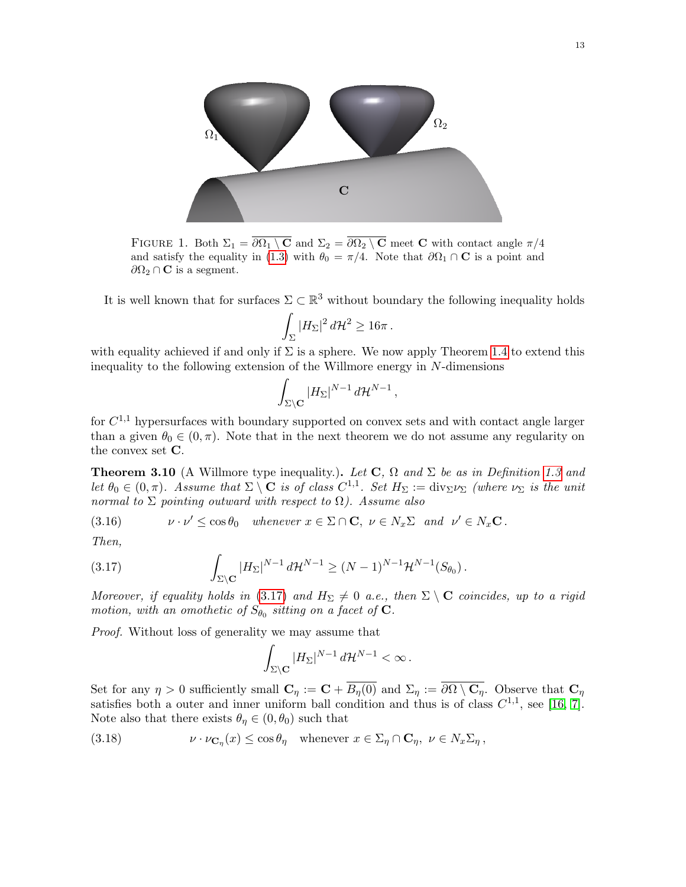FIGURE 1. Both $\Sigma_1 = \overline{\partial\Omega_1 \setminus \mathbf{C}}$ and $\Sigma_2 = \overline{\partial\Omega_2 \setminus \mathbf{C}}$ meet $\mathbf{C}$ with contact angle $\pi/4$ and satisfy the equality in (1.3) with $\theta_0 = \pi/4$. Note that $\partial\Omega_1 \cap \mathbf{C}$ is a point and $\partial\Omega_2 \cap \mathbf{C}$ is a segment.

It is well known that for surfaces $\Sigma \subset \mathbb{R}^3$ without boundary the following inequality holds

$$\int_\Sigma |H_\Sigma|^2 \, d\mathcal{H}^2 \geq 16\pi \, .$$

with equality achieved if and only if $\Sigma$ is a sphere. We now apply Theorem 1.4 to extend this inequality to the following extension of the Willmore energy in $N$-dimensions

$$\int_{\Sigma\setminus\mathbf{C}} |H_\Sigma|^{N-1} \, d\mathcal{H}^{N-1} \, ,$$

for $C^{1,1}$ hypersurfaces with boundary supported on convex sets and with contact angle larger than a given $\theta_0 \in (0, \pi)$. Note that in the next theorem we do not assume any regularity on the convex set $\mathbf{C}$.

**Theorem 3.10** (A Willmore type inequality.)**.** *Let $\mathbf{C}$, $\Omega$ and $\Sigma$ be as in Definition 1.3 and let $\theta_0 \in (0, \pi)$. Assume that $\Sigma \setminus \mathbf{C}$ is of class $C^{1,1}$. Set $H_\Sigma := \operatorname{div}_\Sigma \nu_\Sigma$ (where $\nu_\Sigma$ is the unit normal to $\Sigma$ pointing outward with respect to $\Omega$). Assume also*

$$\nu \cdot \nu' \leq \cos\theta_0 \quad \text{whenever } x \in \Sigma \cap \mathbf{C}, \ \nu \in N_x\Sigma \ \text{ and } \ \nu' \in N_x\mathbf{C} \, . \tag{3.16}$$

*Then,*

$$\int_{\Sigma\setminus\mathbf{C}} |H_\Sigma|^{N-1} \, d\mathcal{H}^{N-1} \geq (N-1)^{N-1}\mathcal{H}^{N-1}(S_{\theta_0}) \, . \tag{3.17}$$

*Moreover, if equality holds in (3.17) and $H_\Sigma \neq 0$ a.e., then $\Sigma \setminus \mathbf{C}$ coincides, up to a rigid motion, with an omothetic of $S_{\theta_0}$ sitting on a facet of $\mathbf{C}$.*

*Proof.* Without loss of generality we may assume that

$$\int_{\Sigma\setminus\mathbf{C}} |H_\Sigma|^{N-1} \, d\mathcal{H}^{N-1} < \infty \, .$$

Set for any $\eta > 0$ sufficiently small $\mathbf{C}_\eta := \mathbf{C} + \overline{B_\eta(0)}$ and $\Sigma_\eta := \overline{\partial\Omega \setminus \mathbf{C}_\eta}$. Observe that $\mathbf{C}_\eta$ satisfies both a outer and inner uniform ball condition and thus is of class $C^{1,1}$, see [16, 7]. Note also that there exists $\theta_\eta \in (0, \theta_0)$ such that

$$\nu \cdot \nu_{\mathbf{C}_\eta}(x) \leq \cos\theta_\eta \quad \text{whenever } x \in \Sigma_\eta \cap \mathbf{C}_\eta, \ \nu \in N_x\Sigma_\eta \, , \tag{3.18}$$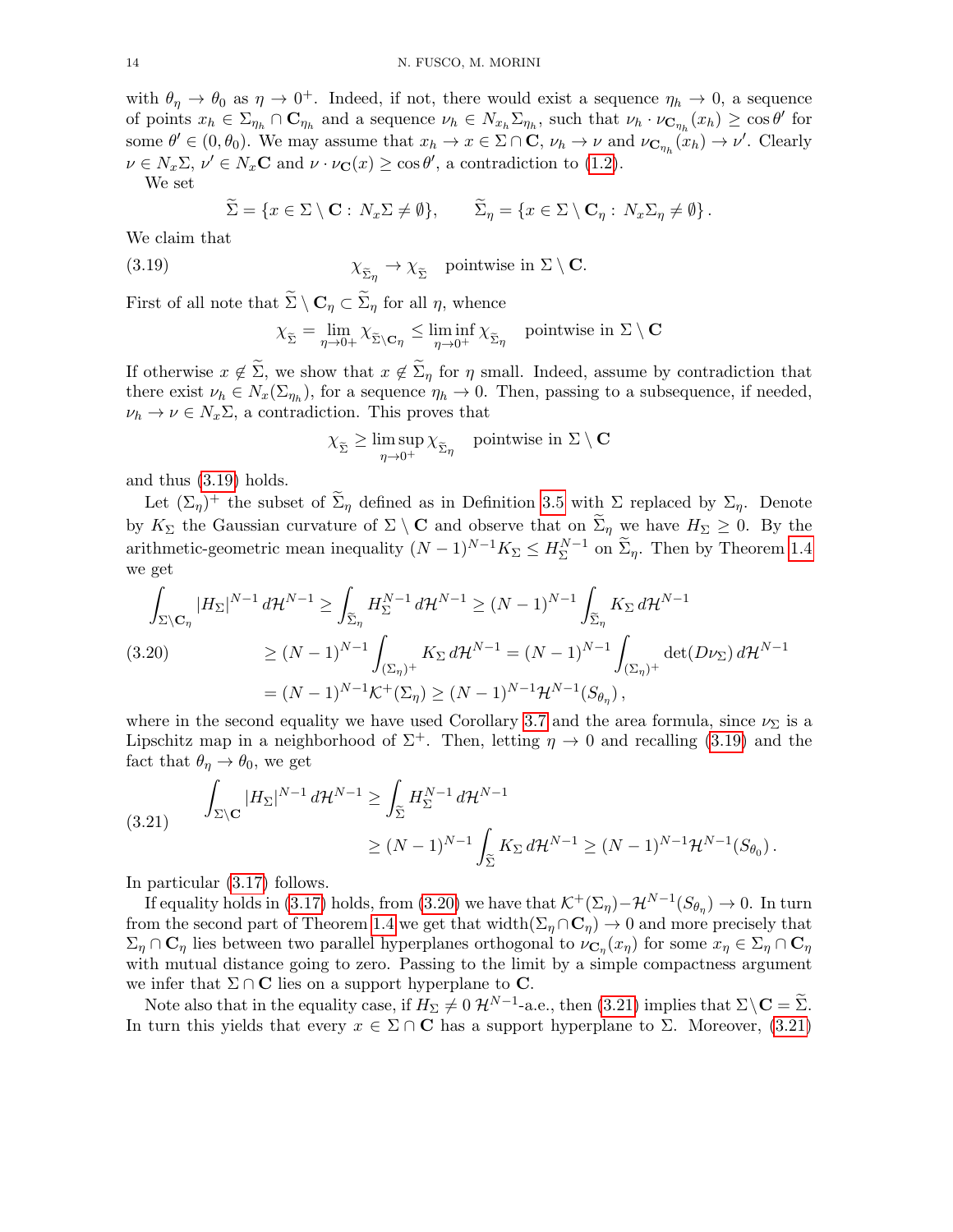with $\theta_\eta \to \theta_0$ as $\eta \to 0^+$. Indeed, if not, there would exist a sequence $\eta_h \to 0$, a sequence of points $x_h \in \Sigma_{\eta_h} \cap \mathbf{C}_{\eta_h}$ and a sequence $\nu_h \in N_{x_h}\Sigma_{\eta_h}$, such that $\nu_h \cdot \nu_{\mathbf{C}_{\eta_h}}(x_h) \geq \cos\theta'$ for some $\theta' \in (0, \theta_0)$. We may assume that $x_h \to x \in \Sigma \cap \mathbf{C}$, $\nu_h \to \nu$ and $\nu_{\mathbf{C}_{\eta_h}}(x_h) \to \nu'$. Clearly $\nu \in N_x\Sigma$, $\nu' \in N_x\mathbf{C}$ and $\nu \cdot \nu_{\mathbf{C}}(x) \geq \cos\theta'$, a contradiction to (1.2).

We set

$$\widetilde{\Sigma} = \{x \in \Sigma \setminus \mathbf{C} : N_x\Sigma \neq \emptyset\}, \qquad \widetilde{\Sigma}_\eta = \{x \in \Sigma \setminus \mathbf{C}_\eta : N_x\Sigma_\eta \neq \emptyset\}.$$

We claim that

$$\chi_{\widetilde{\Sigma}_\eta} \to \chi_{\widetilde{\Sigma}} \quad \text{pointwise in } \Sigma \setminus \mathbf{C}. \tag{3.19}$$

First of all note that $\widetilde{\Sigma} \setminus \mathbf{C}_\eta \subset \widetilde{\Sigma}_\eta$ for all $\eta$, whence

$$\chi_{\widetilde{\Sigma}} = \lim_{\eta \to 0+} \chi_{\widetilde{\Sigma} \setminus \mathbf{C}_\eta} \leq \liminf_{\eta \to 0^+} \chi_{\widetilde{\Sigma}_\eta} \quad \text{pointwise in } \Sigma \setminus \mathbf{C}$$

If otherwise $x \notin \widetilde{\Sigma}$, we show that $x \notin \widetilde{\Sigma}_\eta$ for $\eta$ small. Indeed, assume by contradiction that there exist $\nu_h \in N_x(\Sigma_{\eta_h})$, for a sequence $\eta_h \to 0$. Then, passing to a subsequence, if needed, $\nu_h \to \nu \in N_x\Sigma$, a contradiction. This proves that

$$\chi_{\widetilde{\Sigma}} \geq \limsup_{\eta \to 0^+} \chi_{\widetilde{\Sigma}_\eta} \quad \text{pointwise in } \Sigma \setminus \mathbf{C}$$

and thus (3.19) holds.

Let $(\Sigma_\eta)^+$ the subset of $\widetilde{\Sigma}_\eta$ defined as in Definition 3.5 with $\Sigma$ replaced by $\Sigma_\eta$. Denote by $K_\Sigma$ the Gaussian curvature of $\Sigma \setminus \mathbf{C}$ and observe that on $\widetilde{\Sigma}_\eta$ we have $H_\Sigma \geq 0$. By the arithmetic-geometric mean inequality $(N-1)^{N-1}K_\Sigma \leq H_\Sigma^{N-1}$ on $\widetilde{\Sigma}_\eta$. Then by Theorem 1.4 we get

$$\begin{aligned}
\int_{\Sigma \setminus \mathbf{C}_\eta} |H_\Sigma|^{N-1}\, d\mathcal{H}^{N-1} &\geq \int_{\widetilde{\Sigma}_\eta} H_\Sigma^{N-1}\, d\mathcal{H}^{N-1} \geq (N-1)^{N-1} \int_{\widetilde{\Sigma}_\eta} K_\Sigma\, d\mathcal{H}^{N-1} \\
&\geq (N-1)^{N-1} \int_{(\Sigma_\eta)^+} K_\Sigma\, d\mathcal{H}^{N-1} = (N-1)^{N-1} \int_{(\Sigma_\eta)^+} \det(D\nu_\Sigma)\, d\mathcal{H}^{N-1} \\
&= (N-1)^{N-1}\mathcal{K}^+(\Sigma_\eta) \geq (N-1)^{N-1}\mathcal{H}^{N-1}(S_{\theta_\eta}),
\end{aligned} \tag{3.20}$$

where in the second equality we have used Corollary 3.7 and the area formula, since $\nu_\Sigma$ is a Lipschitz map in a neighborhood of $\Sigma^+$. Then, letting $\eta \to 0$ and recalling (3.19) and the fact that $\theta_\eta \to \theta_0$, we get

$$\begin{aligned}
\int_{\Sigma \setminus \mathbf{C}} |H_\Sigma|^{N-1}\, d\mathcal{H}^{N-1} &\geq \int_{\widetilde{\Sigma}} H_\Sigma^{N-1}\, d\mathcal{H}^{N-1} \\
&\geq (N-1)^{N-1} \int_{\widetilde{\Sigma}} K_\Sigma\, d\mathcal{H}^{N-1} \geq (N-1)^{N-1}\mathcal{H}^{N-1}(S_{\theta_0}).
\end{aligned} \tag{3.21}$$

In particular (3.17) follows.

If equality holds in (3.17) holds, from (3.20) we have that $\mathcal{K}^+(\Sigma_\eta) - \mathcal{H}^{N-1}(S_{\theta_\eta}) \to 0$. In turn from the second part of Theorem 1.4 we get that $\operatorname{width}(\Sigma_\eta \cap \mathbf{C}_\eta) \to 0$ and more precisely that $\Sigma_\eta \cap \mathbf{C}_\eta$ lies between two parallel hyperplanes orthogonal to $\nu_{\mathbf{C}_\eta}(x_\eta)$ for some $x_\eta \in \Sigma_\eta \cap \mathbf{C}_\eta$ with mutual distance going to zero. Passing to the limit by a simple compactness argument we infer that $\Sigma \cap \mathbf{C}$ lies on a support hyperplane to $\mathbf{C}$.

Note also that in the equality case, if $H_\Sigma \neq 0$ $\mathcal{H}^{N-1}$-a.e., then (3.21) implies that $\Sigma \setminus \mathbf{C} = \widetilde{\Sigma}$. In turn this yields that every $x \in \Sigma \cap \mathbf{C}$ has a support hyperplane to $\Sigma$. Moreover, (3.21)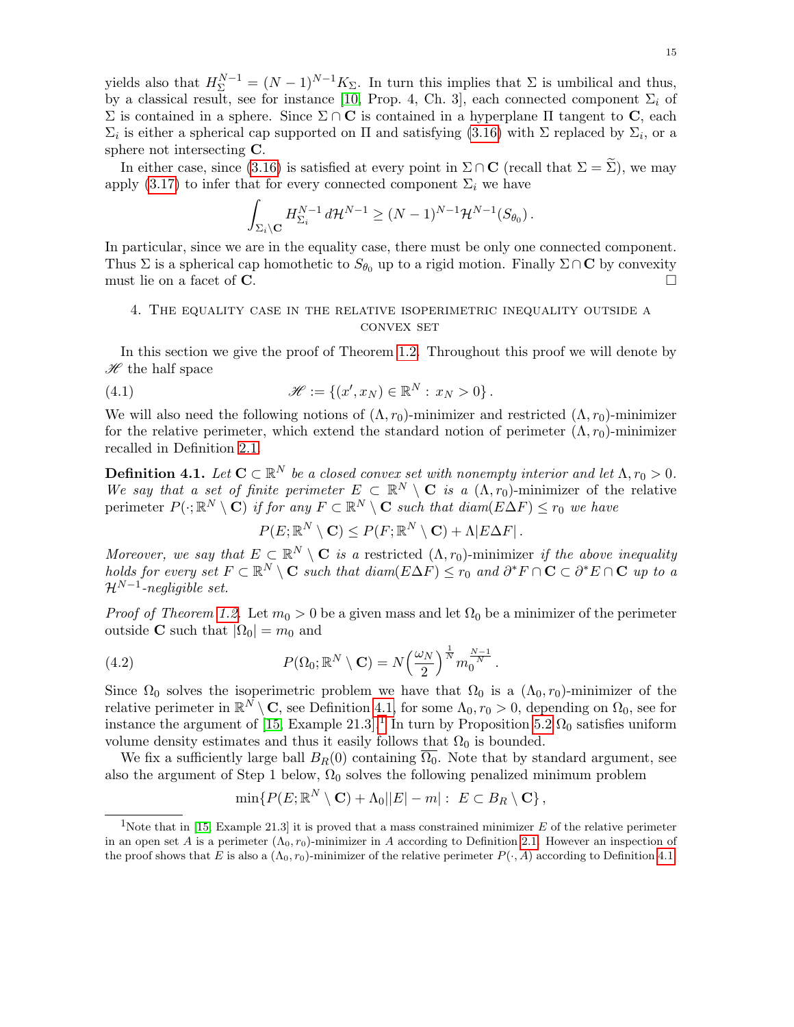yields also that $H_\Sigma^{N-1} = (N-1)^{N-1} K_\Sigma$. In turn this implies that $\Sigma$ is umbilical and thus, by a classical result, see for instance [10, Prop. 4, Ch. 3], each connected component $\Sigma_i$ of $\Sigma$ is contained in a sphere. Since $\Sigma \cap \mathbf{C}$ is contained in a hyperplane $\Pi$ tangent to $\mathbf{C}$, each $\Sigma_i$ is either a spherical cap supported on $\Pi$ and satisfying (3.16) with $\Sigma$ replaced by $\Sigma_i$, or a sphere not intersecting $\mathbf{C}$.

In either case, since (3.16) is satisfied at every point in $\Sigma \cap \mathbf{C}$ (recall that $\Sigma = \widetilde{\Sigma}$), we may apply (3.17) to infer that for every connected component $\Sigma_i$ we have

$$\int_{\Sigma_i \setminus \mathbf{C}} H_{\Sigma_i}^{N-1} \, d\mathcal{H}^{N-1} \geq (N-1)^{N-1} \mathcal{H}^{N-1}(S_{\theta_0}) \,.$$

In particular, since we are in the equality case, there must be only one connected component. Thus $\Sigma$ is a spherical cap homothetic to $S_{\theta_0}$ up to a rigid motion. Finally $\Sigma \cap \mathbf{C}$ by convexity must lie on a facet of $\mathbf{C}$. □

## 4. The equality case in the relative isoperimetric inequality outside a convex set

In this section we give the proof of Theorem 1.2. Throughout this proof we will denote by $\mathscr{H}$ the half space

$$\mathscr{H} := \{(x', x_N) \in \mathbb{R}^N : \, x_N > 0\} \,. \tag{4.1}$$

We will also need the following notions of $(\Lambda, r_0)$-minimizer and restricted $(\Lambda, r_0)$-minimizer for the relative perimeter, which extend the standard notion of perimeter $(\Lambda, r_0)$-minimizer recalled in Definition 2.1.

**Definition 4.1.** *Let $\mathbf{C} \subset \mathbb{R}^N$ be a closed convex set with nonempty interior and let $\Lambda, r_0 > 0$. We say that a set of finite perimeter $E \subset \mathbb{R}^N \setminus \mathbf{C}$ is a* $(\Lambda, r_0)$-minimizer of the relative perimeter $P(\cdot; \mathbb{R}^N \setminus \mathbf{C})$ *if for any $F \subset \mathbb{R}^N \setminus \mathbf{C}$ such that $diam(E \Delta F) \leq r_0$ we have*

$$P(E; \mathbb{R}^N \setminus \mathbf{C}) \leq P(F; \mathbb{R}^N \setminus \mathbf{C}) + \Lambda |E \Delta F| \,.$$

*Moreover, we say that $E \subset \mathbb{R}^N \setminus \mathbf{C}$ is a* restricted $(\Lambda, r_0)$-minimizer *if the above inequality holds for every set $F \subset \mathbb{R}^N \setminus \mathbf{C}$ such that $diam(E \Delta F) \leq r_0$ and $\partial^* F \cap \mathbf{C} \subset \partial^* E \cap \mathbf{C}$ up to a $\mathcal{H}^{N-1}$-negligible set.*

*Proof of Theorem 1.2.* Let $m_0 > 0$ be a given mass and let $\Omega_0$ be a minimizer of the perimeter outside $\mathbf{C}$ such that $|\Omega_0| = m_0$ and

$$P(\Omega_0; \mathbb{R}^N \setminus \mathbf{C}) = N \Big( \frac{\omega_N}{2} \Big)^{\frac{1}{N}} m_0^{\frac{N-1}{N}} \,. \tag{4.2}$$

Since $\Omega_0$ solves the isoperimetric problem we have that $\Omega_0$ is a $(\Lambda_0, r_0)$-minimizer of the relative perimeter in $\mathbb{R}^N \setminus \mathbf{C}$, see Definition 4.1, for some $\Lambda_0, r_0 > 0$, depending on $\Omega_0$, see for instance the argument of [15, Example 21.3].[1] In turn by Proposition 5.2 $\Omega_0$ satisfies uniform volume density estimates and thus it easily follows that $\Omega_0$ is bounded.

We fix a sufficiently large ball $B_R(0)$ containing $\overline{\Omega_0}$. Note that by standard argument, see also the argument of Step 1 below, $\Omega_0$ solves the following penalized minimum problem

$$\min \{ P(E; \mathbb{R}^N \setminus \mathbf{C}) + \Lambda_0 ||E| - m| : \; E \subset B_R \setminus \mathbf{C} \} \,,$$

[1] Note that in [15, Example 21.3] it is proved that a mass constrained minimizer $E$ of the relative perimeter in an open set $A$ is a perimeter $(\Lambda_0, r_0)$-minimizer in $A$ according to Definition 2.1. However an inspection of the proof shows that $E$ is also a $(\Lambda_0, r_0)$-minimizer of the relative perimeter $P(\cdot, A)$ according to Definition 4.1.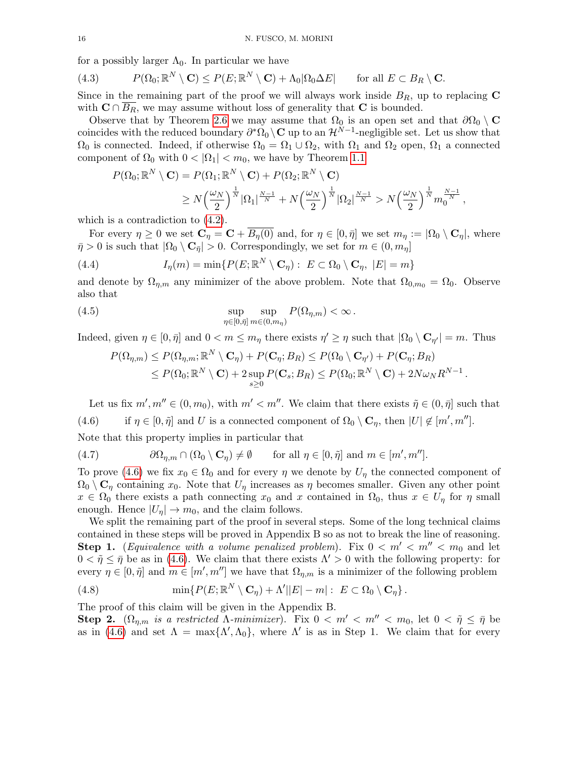for a possibly larger $\Lambda_0$. In particular we have

$$P(\Omega_0; \mathbb{R}^N \setminus \mathbf{C}) \leq P(E; \mathbb{R}^N \setminus \mathbf{C}) + \Lambda_0 |\Omega_0 \Delta E| \qquad \text{for all } E \subset B_R \setminus \mathbf{C}. \tag{4.3}$$

Since in the remaining part of the proof we will always work inside $B_R$, up to replacing $\mathbf{C}$ with $\mathbf{C} \cap \overline{B_R}$, we may assume without loss of generality that $\mathbf{C}$ is bounded.

Observe that by Theorem 2.6 we may assume that $\Omega_0$ is an open set and that $\partial\Omega_0 \setminus \mathbf{C}$ coincides with the reduced boundary $\partial^*\Omega_0 \setminus \mathbf{C}$ up to an $\mathcal{H}^{N-1}$-negligible set. Let us show that $\Omega_0$ is connected. Indeed, if otherwise $\Omega_0 = \Omega_1 \cup \Omega_2$, with $\Omega_1$ and $\Omega_2$ open, $\Omega_1$ a connected component of $\Omega_0$ with $0 < |\Omega_1| < m_0$, we have by Theorem 1.1

$$\begin{aligned} P(\Omega_0; \mathbb{R}^N \setminus \mathbf{C}) &= P(\Omega_1; \mathbb{R}^N \setminus \mathbf{C}) + P(\Omega_2; \mathbb{R}^N \setminus \mathbf{C}) \\ &\geq N\Big(\frac{\omega_N}{2}\Big)^{\frac{1}{N}} |\Omega_1|^{\frac{N-1}{N}} + N\Big(\frac{\omega_N}{2}\Big)^{\frac{1}{N}} |\Omega_2|^{\frac{N-1}{N}} > N\Big(\frac{\omega_N}{2}\Big)^{\frac{1}{N}} m_0^{\frac{N-1}{N}}, \end{aligned}$$

which is a contradiction to (4.2).

For every $\eta \geq 0$ we set $\mathbf{C}_\eta = \mathbf{C} + \overline{B_\eta(0)}$ and, for $\eta \in [0, \bar\eta]$ we set $m_\eta := |\Omega_0 \setminus \mathbf{C}_\eta|$, where $\bar\eta > 0$ is such that $|\Omega_0 \setminus \mathbf{C}_{\bar\eta}| > 0$. Correspondingly, we set for $m \in (0, m_\eta]$

$$I_\eta(m) = \min\{P(E; \mathbb{R}^N \setminus \mathbf{C}_\eta) : \ E \subset \Omega_0 \setminus \mathbf{C}_\eta, \ |E| = m\} \tag{4.4}$$

and denote by $\Omega_{\eta,m}$ any minimizer of the above problem. Note that $\Omega_{0,m_0} = \Omega_0$. Observe also that

$$\sup_{\eta \in [0,\bar\eta]} \sup_{m \in (0, m_\eta)} P(\Omega_{\eta,m}) < \infty. \tag{4.5}$$

Indeed, given $\eta \in [0, \bar\eta]$ and $0 < m \leq m_\eta$ there exists $\eta' \geq \eta$ such that $|\Omega_0 \setminus \mathbf{C}_{\eta'}| = m$. Thus

$$\begin{aligned} P(\Omega_{\eta,m}) &\leq P(\Omega_{\eta,m}; \mathbb{R}^N \setminus \mathbf{C}_\eta) + P(\mathbf{C}_\eta; B_R) \leq P(\Omega_0 \setminus \mathbf{C}_{\eta'}) + P(\mathbf{C}_\eta; B_R) \\ &\leq P(\Omega_0; \mathbb{R}^N \setminus \mathbf{C}) + 2\sup_{s \geq 0} P(\mathbf{C}_s; B_R) \leq P(\Omega_0; \mathbb{R}^N \setminus \mathbf{C}) + 2N\omega_N R^{N-1}. \end{aligned}$$

Let us fix $m', m'' \in (0, m_0)$, with $m' < m''$. We claim that there exists $\tilde\eta \in (0, \bar\eta]$ such that

$$\text{if } \eta \in [0, \tilde\eta] \text{ and } U \text{ is a connected component of } \Omega_0 \setminus \mathbf{C}_\eta, \text{ then } |U| \notin [m', m'']. \tag{4.6}$$

Note that this property implies in particular that

$$\partial\Omega_{\eta,m} \cap (\Omega_0 \setminus \mathbf{C}_\eta) \neq \emptyset \qquad \text{for all } \eta \in [0, \tilde\eta] \text{ and } m \in [m', m'']. \tag{4.7}$$

To prove (4.6) we fix $x_0 \in \Omega_0$ and for every $\eta$ we denote by $U_\eta$ the connected component of $\Omega_0 \setminus \mathbf{C}_\eta$ containing $x_0$. Note that $U_\eta$ increases as $\eta$ becomes smaller. Given any other point $x \in \Omega_0$ there exists a path connecting $x_0$ and $x$ contained in $\Omega_0$, thus $x \in U_\eta$ for $\eta$ small enough. Hence $|U_\eta| \to m_0$, and the claim follows.

We split the remaining part of the proof in several steps. Some of the long technical claims contained in these steps will be proved in Appendix B so as not to break the line of reasoning.

**Step 1.** (*Equivalence with a volume penalized problem*). Fix $0 < m' < m'' < m_0$ and let $0 < \tilde\eta \leq \bar\eta$ be as in (4.6). We claim that there exists $\Lambda' > 0$ with the following property: for every $\eta \in [0, \tilde\eta]$ and $m \in [m', m'']$ we have that $\Omega_{\eta,m}$ is a minimizer of the following problem

$$\min\{P(E; \mathbb{R}^N \setminus \mathbf{C}_\eta) + \Lambda' \big||E| - m\big| : \ E \subset \Omega_0 \setminus \mathbf{C}_\eta\}. \tag{4.8}$$

The proof of this claim will be given in the Appendix B.

**Step 2.** ($\Omega_{\eta,m}$ *is a restricted* $\Lambda$-*minimizer*). Fix $0 < m' < m'' < m_0$, let $0 < \tilde\eta \leq \bar\eta$ be as in (4.6) and set $\Lambda = \max\{\Lambda', \Lambda_0\}$, where $\Lambda'$ is as in Step 1. We claim that for every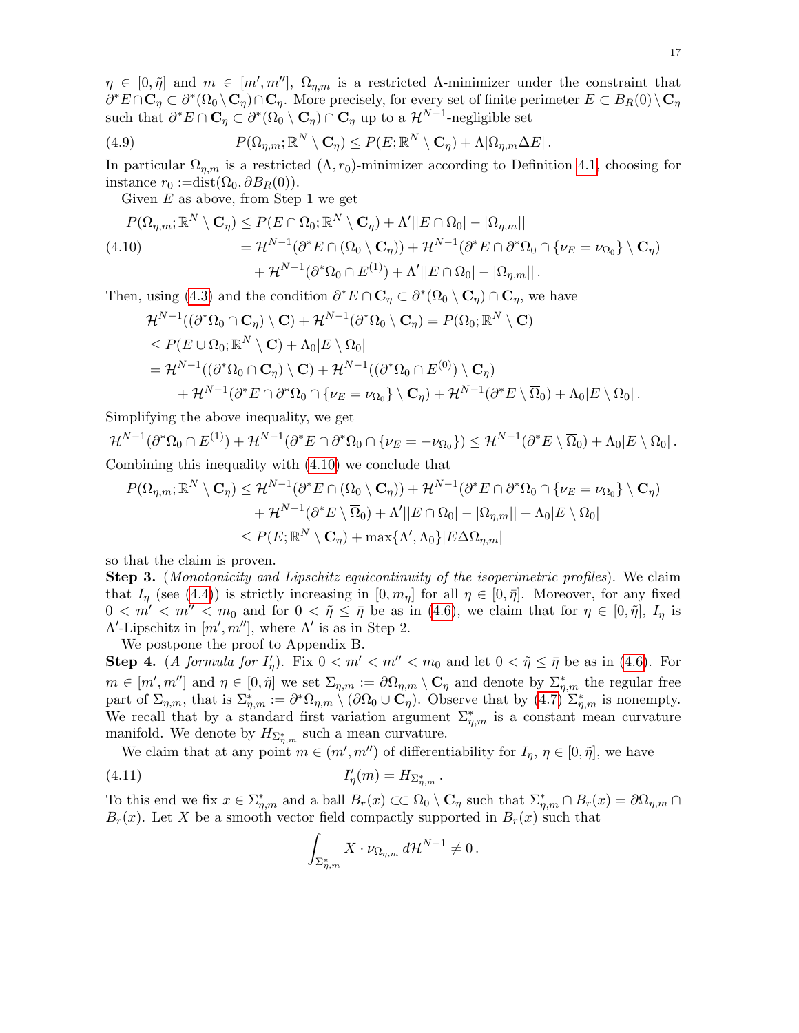$\eta \in [0, \tilde{\eta}]$ and $m \in [m', m'']$, $\Omega_{\eta,m}$ is a restricted $\Lambda$-minimizer under the constraint that $\partial^* E \cap \mathbf{C}_\eta \subset \partial^*(\Omega_0 \setminus \mathbf{C}_\eta) \cap \mathbf{C}_\eta$. More precisely, for every set of finite perimeter $E \subset B_R(0) \setminus \mathbf{C}_\eta$ such that $\partial^* E \cap \mathbf{C}_\eta \subset \partial^*(\Omega_0 \setminus \mathbf{C}_\eta) \cap \mathbf{C}_\eta$ up to a $\mathcal{H}^{N-1}$-negligible set

$$P(\Omega_{\eta,m}; \mathbb{R}^N \setminus \mathbf{C}_\eta) \le P(E; \mathbb{R}^N \setminus \mathbf{C}_\eta) + \Lambda |\Omega_{\eta,m} \Delta E| \,. \tag{4.9}$$

In particular $\Omega_{\eta,m}$ is a restricted $(\Lambda, r_0)$-minimizer according to Definition 4.1, choosing for instance $r_0 :=$dist$(\Omega_0, \partial B_R(0))$.

Given $E$ as above, from Step 1 we get

$$\begin{aligned}
P(\Omega_{\eta,m}; \mathbb{R}^N \setminus \mathbf{C}_\eta) &\le P(E \cap \Omega_0; \mathbb{R}^N \setminus \mathbf{C}_\eta) + \Lambda' \big| |E \cap \Omega_0| - |\Omega_{\eta,m}| \big| \\
&= \mathcal{H}^{N-1}(\partial^* E \cap (\Omega_0 \setminus \mathbf{C}_\eta)) + \mathcal{H}^{N-1}(\partial^* E \cap \partial^* \Omega_0 \cap \{\nu_E = \nu_{\Omega_0}\} \setminus \mathbf{C}_\eta) \\
&\quad + \mathcal{H}^{N-1}(\partial^* \Omega_0 \cap E^{(1)}) + \Lambda' \big| |E \cap \Omega_0| - |\Omega_{\eta,m}| \big| \,.
\end{aligned} \tag{4.10}$$

Then, using (4.3) and the condition $\partial^* E \cap \mathbf{C}_\eta \subset \partial^*(\Omega_0 \setminus \mathbf{C}_\eta) \cap \mathbf{C}_\eta$, we have

$$\begin{aligned}
&\mathcal{H}^{N-1}((\partial^* \Omega_0 \cap \mathbf{C}_\eta) \setminus \mathbf{C}) + \mathcal{H}^{N-1}(\partial^* \Omega_0 \setminus \mathbf{C}_\eta) = P(\Omega_0; \mathbb{R}^N \setminus \mathbf{C}) \\
&\le P(E \cup \Omega_0; \mathbb{R}^N \setminus \mathbf{C}) + \Lambda_0 |E \setminus \Omega_0| \\
&= \mathcal{H}^{N-1}((\partial^* \Omega_0 \cap \mathbf{C}_\eta) \setminus \mathbf{C}) + \mathcal{H}^{N-1}((\partial^* \Omega_0 \cap E^{(0)}) \setminus \mathbf{C}_\eta) \\
&\qquad + \mathcal{H}^{N-1}(\partial^* E \cap \partial^* \Omega_0 \cap \{\nu_E = \nu_{\Omega_0}\} \setminus \mathbf{C}_\eta) + \mathcal{H}^{N-1}(\partial^* E \setminus \overline{\Omega}_0) + \Lambda_0 |E \setminus \Omega_0| \,.
\end{aligned}$$

Simplifying the above inequality, we get

$$\mathcal{H}^{N-1}(\partial^* \Omega_0 \cap E^{(1)}) + \mathcal{H}^{N-1}(\partial^* E \cap \partial^* \Omega_0 \cap \{\nu_E = -\nu_{\Omega_0}\}) \le \mathcal{H}^{N-1}(\partial^* E \setminus \overline{\Omega}_0) + \Lambda_0 |E \setminus \Omega_0| \,.$$

Combining this inequality with (4.10) we conclude that

$$\begin{aligned}
P(\Omega_{\eta,m}; \mathbb{R}^N \setminus \mathbf{C}_\eta) &\le \mathcal{H}^{N-1}(\partial^* E \cap (\Omega_0 \setminus \mathbf{C}_\eta)) + \mathcal{H}^{N-1}(\partial^* E \cap \partial^* \Omega_0 \cap \{\nu_E = \nu_{\Omega_0}\} \setminus \mathbf{C}_\eta) \\
&\quad + \mathcal{H}^{N-1}(\partial^* E \setminus \overline{\Omega}_0) + \Lambda' \big| |E \cap \Omega_0| - |\Omega_{\eta,m}| \big| + \Lambda_0 |E \setminus \Omega_0| \\
&\le P(E; \mathbb{R}^N \setminus \mathbf{C}_\eta) + \max\{\Lambda', \Lambda_0\} |E \Delta \Omega_{\eta,m}|
\end{aligned}$$

so that the claim is proven.

**Step 3.** (*Monotonicity and Lipschitz equicontinuity of the isoperimetric profiles*). We claim that $I_\eta$ (see (4.4)) is strictly increasing in $[0, m_\eta]$ for all $\eta \in [0, \bar{\eta}]$. Moreover, for any fixed $0 < m' < m'' < m_0$ and for $0 < \tilde{\eta} \le \bar{\eta}$ be as in (4.6), we claim that for $\eta \in [0, \tilde{\eta}]$, $I_\eta$ is $\Lambda'$-Lipschitz in $[m', m'']$, where $\Lambda'$ is as in Step 2.

We postpone the proof to Appendix B.

**Step 4.** (*A formula for $I'_\eta$*). Fix $0 < m' < m'' < m_0$ and let $0 < \tilde{\eta} \le \bar{\eta}$ be as in (4.6). For $m \in [m', m'']$ and $\eta \in [0, \tilde{\eta}]$ we set $\Sigma_{\eta,m} := \overline{\partial \Omega_{\eta,m} \setminus \mathbf{C}_\eta}$ and denote by $\Sigma^*_{\eta,m}$ the regular free part of $\Sigma_{\eta,m}$, that is $\Sigma^*_{\eta,m} := \partial^* \Omega_{\eta,m} \setminus (\partial \Omega_0 \cup \mathbf{C}_\eta)$. Observe that by (4.7) $\Sigma^*_{\eta,m}$ is nonempty. We recall that by a standard first variation argument $\Sigma^*_{\eta,m}$ is a constant mean curvature manifold. We denote by $H_{\Sigma^*_{\eta,m}}$ such a mean curvature.

We claim that at any point $m \in (m', m'')$ of differentiability for $I_\eta$, $\eta \in [0, \tilde{\eta}]$, we have

$$I'_\eta(m) = H_{\Sigma^*_{\eta,m}} \,. \tag{4.11}$$

To this end we fix $x \in \Sigma^*_{\eta,m}$ and a ball $B_r(x) \subset\subset \Omega_0 \setminus \mathbf{C}_\eta$ such that $\Sigma^*_{\eta,m} \cap B_r(x) = \partial \Omega_{\eta,m} \cap B_r(x)$. Let $X$ be a smooth vector field compactly supported in $B_r(x)$ such that

$$\int_{\Sigma^*_{\eta,m}} X \cdot \nu_{\Omega_{\eta,m}} \, d\mathcal{H}^{N-1} \ne 0 \,.$$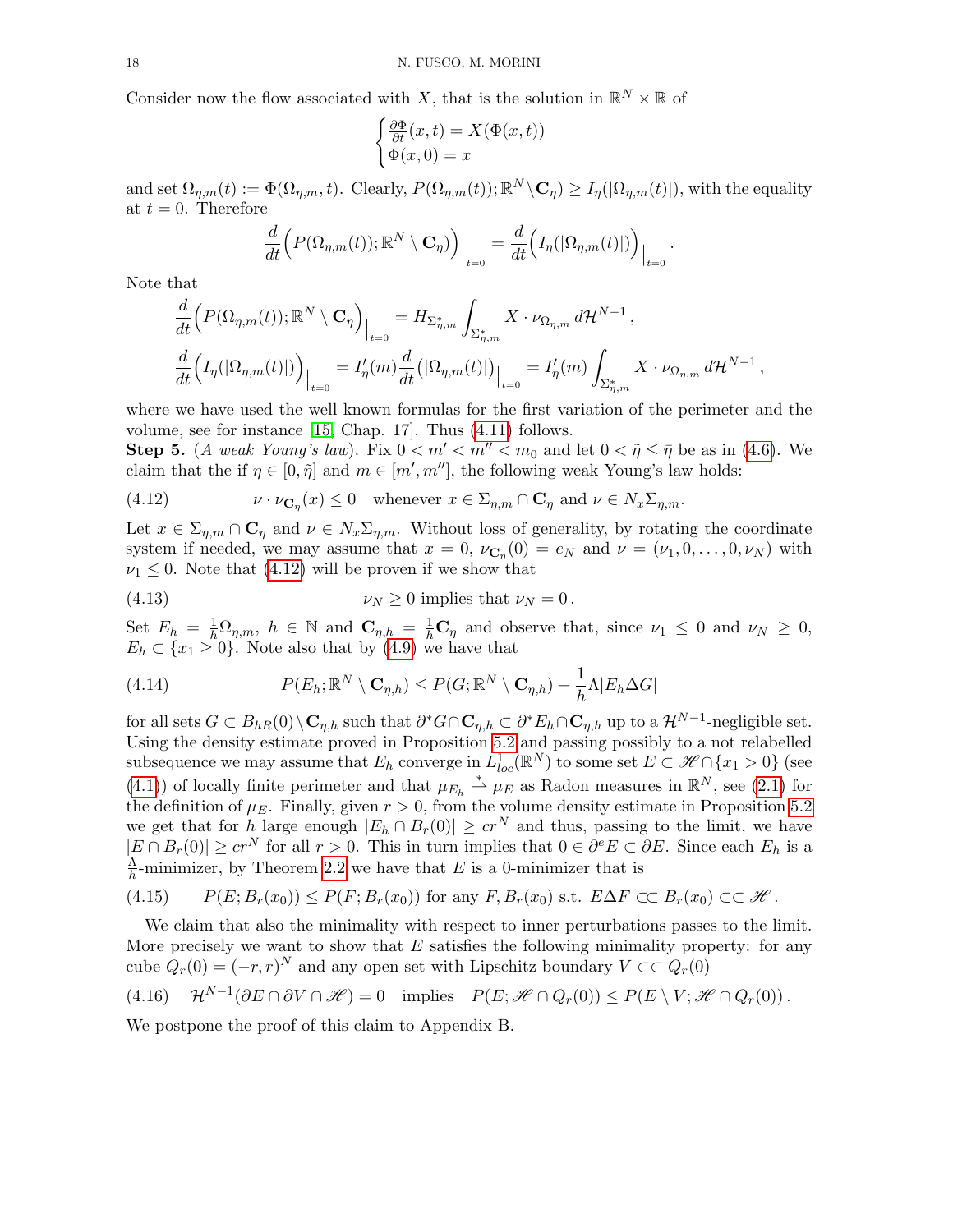Consider now the flow associated with $X$, that is the solution in $\mathbb{R}^N \times \mathbb{R}$ of

$$\begin{cases} \frac{\partial \Phi}{\partial t}(x,t) = X(\Phi(x,t)) \\ \Phi(x,0) = x \end{cases}$$

and set $\Omega_{\eta,m}(t) := \Phi(\Omega_{\eta,m}, t)$. Clearly, $P(\Omega_{\eta,m}(t)); \mathbb{R}^N \setminus \mathbf{C}_\eta) \geq I_\eta(|\Omega_{\eta,m}(t)|)$, with the equality at $t = 0$. Therefore

$$\frac{d}{dt}\Big(P(\Omega_{\eta,m}(t)); \mathbb{R}^N \setminus \mathbf{C}_\eta)\Big)\Big|_{t=0} = \frac{d}{dt}\Big(I_\eta(|\Omega_{\eta,m}(t)|)\Big)\Big|_{t=0}.$$

Note that

$$\frac{d}{dt}\Big(P(\Omega_{\eta,m}(t)); \mathbb{R}^N \setminus \mathbf{C}_\eta)\Big)\Big|_{t=0} = H_{\Sigma^*_{\eta,m}} \int_{\Sigma^*_{\eta,m}} X \cdot \nu_{\Omega_{\eta,m}} \, d\mathcal{H}^{N-1},$$

$$\frac{d}{dt}\Big(I_\eta(|\Omega_{\eta,m}(t)|)\Big)\Big|_{t=0} = I'_\eta(m)\frac{d}{dt}\big(|\Omega_{\eta,m}(t)|\big)\Big|_{t=0} = I'_\eta(m)\int_{\Sigma^*_{\eta,m}} X \cdot \nu_{\Omega_{\eta,m}} \, d\mathcal{H}^{N-1},$$

where we have used the well known formulas for the first variation of the perimeter and the volume, see for instance [15, Chap. 17]. Thus (4.11) follows.

**Step 5.** (*A weak Young's law*). Fix $0 < m' < m'' < m_0$ and let $0 < \tilde{\eta} \leq \bar{\eta}$ be as in (4.6). We claim that the if $\eta \in [0, \tilde{\eta}]$ and $m \in [m', m'']$, the following weak Young's law holds:

$$\nu \cdot \nu_{\mathbf{C}_\eta}(x) \leq 0 \quad \text{whenever } x \in \Sigma_{\eta,m} \cap \mathbf{C}_\eta \text{ and } \nu \in N_x\Sigma_{\eta,m}. \tag{4.12}$$

Let $x \in \Sigma_{\eta,m} \cap \mathbf{C}_\eta$ and $\nu \in N_x\Sigma_{\eta,m}$. Without loss of generality, by rotating the coordinate system if needed, we may assume that $x = 0$, $\nu_{\mathbf{C}_\eta}(0) = e_N$ and $\nu = (\nu_1, 0, \dots, 0, \nu_N)$ with $\nu_1 \leq 0$. Note that (4.12) will be proven if we show that

$$\nu_N \geq 0 \text{ implies that } \nu_N = 0. \tag{4.13}$$

Set $E_h = \frac{1}{h}\Omega_{\eta,m}$, $h \in \mathbb{N}$ and $\mathbf{C}_{\eta,h} = \frac{1}{h}\mathbf{C}_\eta$ and observe that, since $\nu_1 \leq 0$ and $\nu_N \geq 0$, $E_h \subset \{x_1 \geq 0\}$. Note also that by (4.9) we have that

$$P(E_h; \mathbb{R}^N \setminus \mathbf{C}_{\eta,h}) \leq P(G; \mathbb{R}^N \setminus \mathbf{C}_{\eta,h}) + \frac{1}{h}\Lambda|E_h \Delta G| \tag{4.14}$$

for all sets $G \subset B_{hR}(0) \setminus \mathbf{C}_{\eta,h}$ such that $\partial^* G \cap \mathbf{C}_{\eta,h} \subset \partial^* E_h \cap \mathbf{C}_{\eta,h}$ up to a $\mathcal{H}^{N-1}$-negligible set. Using the density estimate proved in Proposition 5.2 and passing possibly to a not relabelled subsequence we may assume that $E_h$ converge in $L^1_{loc}(\mathbb{R}^N)$ to some set $E \subset \mathscr{H} \cap \{x_1 > 0\}$ (see (4.1)) of locally finite perimeter and that $\mu_{E_h} \overset{*}{\rightharpoonup} \mu_E$ as Radon measures in $\mathbb{R}^N$, see (2.1) for the definition of $\mu_E$. Finally, given $r > 0$, from the volume density estimate in Proposition 5.2 we get that for $h$ large enough $|E_h \cap B_r(0)| \geq cr^N$ and thus, passing to the limit, we have $|E \cap B_r(0)| \geq cr^N$ for all $r > 0$. This in turn implies that $0 \in \partial^e E \subset \partial E$. Since each $E_h$ is a $\frac{\Lambda}{h}$-minimizer, by Theorem 2.2 we have that $E$ is a 0-minimizer that is

$$P(E; B_r(x_0)) \leq P(F; B_r(x_0)) \text{ for any } F, B_r(x_0) \text{ s.t. } E\Delta F \subset\subset B_r(x_0) \subset\subset \mathscr{H}. \tag{4.15}$$

We claim that also the minimality with respect to inner perturbations passes to the limit. More precisely we want to show that $E$ satisfies the following minimality property: for any cube $Q_r(0) = (-r, r)^N$ and any open set with Lipschitz boundary $V \subset\subset Q_r(0)$

$$\mathcal{H}^{N-1}(\partial E \cap \partial V \cap \mathscr{H}) = 0 \quad \text{implies} \quad P(E; \mathscr{H} \cap Q_r(0)) \leq P(E \setminus V; \mathscr{H} \cap Q_r(0)). \tag{4.16}$$

We postpone the proof of this claim to Appendix B.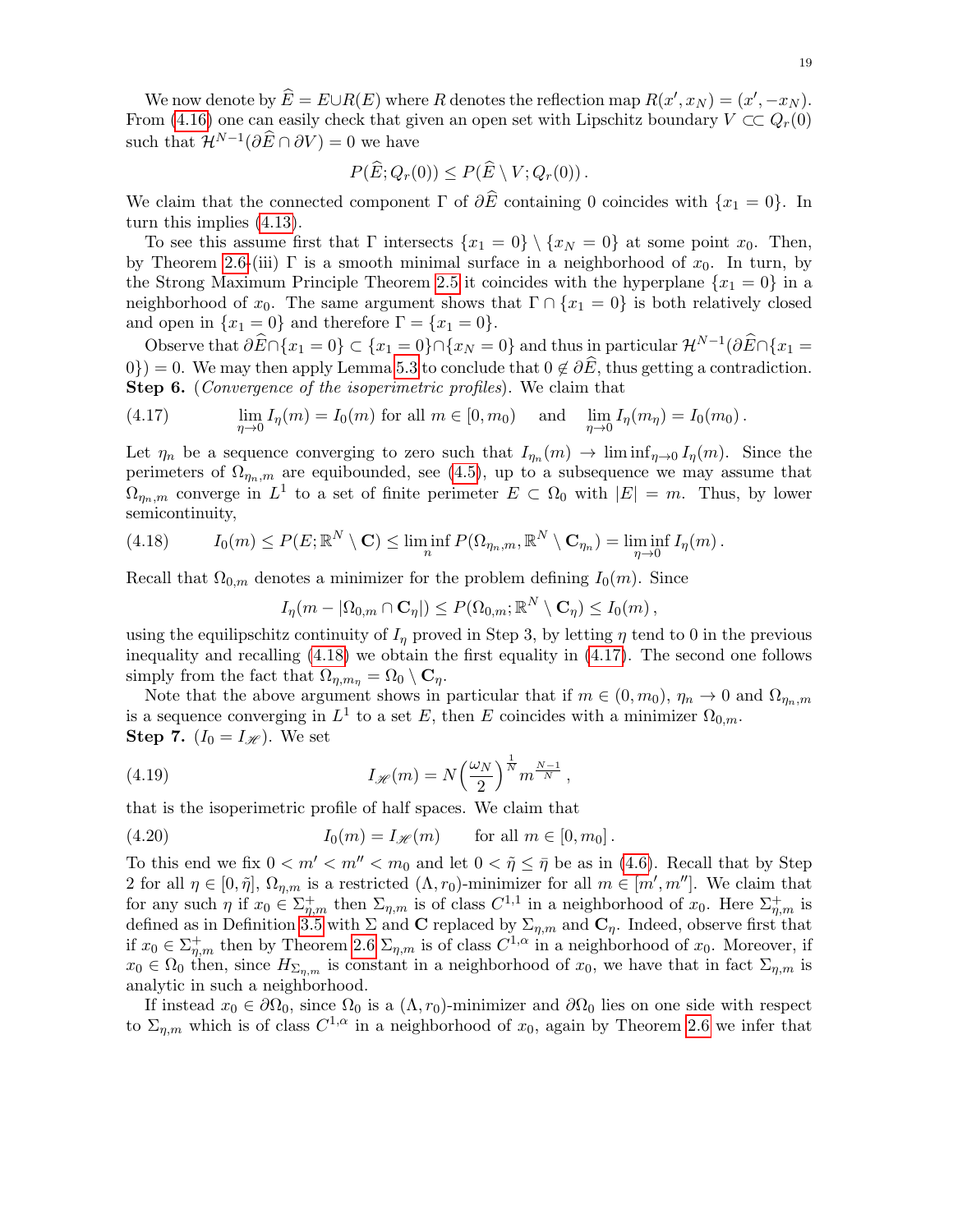We now denote by $\widehat{E} = E \cup R(E)$ where $R$ denotes the reflection map $R(x', x_N) = (x', -x_N)$. From (4.16) one can easily check that given an open set with Lipschitz boundary $V \subset\subset Q_r(0)$ such that $\mathcal{H}^{N-1}(\partial \widehat{E} \cap \partial V) = 0$ we have

$$P(\widehat{E}; Q_r(0)) \leq P(\widehat{E} \setminus V; Q_r(0)).$$

We claim that the connected component $\Gamma$ of $\partial \widehat{E}$ containing 0 coincides with $\{x_1 = 0\}$. In turn this implies (4.13).

To see this assume first that $\Gamma$ intersects $\{x_1 = 0\} \setminus \{x_N = 0\}$ at some point $x_0$. Then, by Theorem 2.6-(iii) $\Gamma$ is a smooth minimal surface in a neighborhood of $x_0$. In turn, by the Strong Maximum Principle Theorem 2.5 it coincides with the hyperplane $\{x_1 = 0\}$ in a neighborhood of $x_0$. The same argument shows that $\Gamma \cap \{x_1 = 0\}$ is both relatively closed and open in $\{x_1 = 0\}$ and therefore $\Gamma = \{x_1 = 0\}$.

Observe that $\partial \widehat{E} \cap \{x_1 = 0\} \subset \{x_1 = 0\} \cap \{x_N = 0\}$ and thus in particular $\mathcal{H}^{N-1}(\partial \widehat{E} \cap \{x_1 = 0\}) = 0$. We may then apply Lemma 5.3 to conclude that $0 \notin \partial \widehat{E}$, thus getting a contradiction.

**Step 6.** (*Convergence of the isoperimetric profiles*). We claim that

$$\lim_{\eta \to 0} I_\eta(m) = I_0(m) \text{ for all } m \in [0, m_0) \quad \text{ and } \quad \lim_{\eta \to 0} I_\eta(m_\eta) = I_0(m_0). \tag{4.17}$$

Let $\eta_n$ be a sequence converging to zero such that $I_{\eta_n}(m) \to \liminf_{\eta \to 0} I_\eta(m)$. Since the perimeters of $\Omega_{\eta_n, m}$ are equibounded, see (4.5), up to a subsequence we may assume that $\Omega_{\eta_n, m}$ converge in $L^1$ to a set of finite perimeter $E \subset \Omega_0$ with $|E| = m$. Thus, by lower semicontinuity,

$$I_0(m) \leq P(E; \mathbb{R}^N \setminus \mathbf{C}) \leq \liminf_n P(\Omega_{\eta_n, m}, \mathbb{R}^N \setminus \mathbf{C}_{\eta_n}) = \liminf_{\eta \to 0} I_\eta(m). \tag{4.18}$$

Recall that $\Omega_{0,m}$ denotes a minimizer for the problem defining $I_0(m)$. Since

$$I_\eta(m - |\Omega_{0,m} \cap \mathbf{C}_\eta|) \leq P(\Omega_{0,m}; \mathbb{R}^N \setminus \mathbf{C}_\eta) \leq I_0(m),$$

using the equilipschitz continuity of $I_\eta$ proved in Step 3, by letting $\eta$ tend to 0 in the previous inequality and recalling (4.18) we obtain the first equality in (4.17). The second one follows simply from the fact that $\Omega_{\eta, m_\eta} = \Omega_0 \setminus \mathbf{C}_\eta$.

Note that the above argument shows in particular that if $m \in (0, m_0)$, $\eta_n \to 0$ and $\Omega_{\eta_n, m}$ is a sequence converging in $L^1$ to a set $E$, then $E$ coincides with a minimizer $\Omega_{0,m}$.

**Step 7.** ($I_0 = I_{\mathscr{H}}$). We set

$$I_{\mathscr{H}}(m) = N\Big(\frac{\omega_N}{2}\Big)^{\frac{1}{N}} m^{\frac{N-1}{N}}, \tag{4.19}$$

that is the isoperimetric profile of half spaces. We claim that

$$I_0(m) = I_{\mathscr{H}}(m) \qquad \text{for all } m \in [0, m_0]. \tag{4.20}$$

To this end we fix $0 < m' < m'' < m_0$ and let $0 < \tilde{\eta} \leq \bar{\eta}$ be as in (4.6). Recall that by Step 2 for all $\eta \in [0, \tilde{\eta}]$, $\Omega_{\eta,m}$ is a restricted $(\Lambda, r_0)$-minimizer for all $m \in [m', m'']$. We claim that for any such $\eta$ if $x_0 \in \Sigma^+_{\eta,m}$ then $\Sigma_{\eta,m}$ is of class $C^{1,1}$ in a neighborhood of $x_0$. Here $\Sigma^+_{\eta,m}$ is defined as in Definition 3.5 with $\Sigma$ and $\mathbf{C}$ replaced by $\Sigma_{\eta,m}$ and $\mathbf{C}_\eta$. Indeed, observe first that if $x_0 \in \Sigma^+_{\eta,m}$ then by Theorem 2.6 $\Sigma_{\eta,m}$ is of class $C^{1,\alpha}$ in a neighborhood of $x_0$. Moreover, if $x_0 \in \Omega_0$ then, since $H_{\Sigma_{\eta,m}}$ is constant in a neighborhood of $x_0$, we have that in fact $\Sigma_{\eta,m}$ is analytic in such a neighborhood.

If instead $x_0 \in \partial \Omega_0$, since $\Omega_0$ is a $(\Lambda, r_0)$-minimizer and $\partial \Omega_0$ lies on one side with respect to $\Sigma_{\eta,m}$ which is of class $C^{1,\alpha}$ in a neighborhood of $x_0$, again by Theorem 2.6 we infer that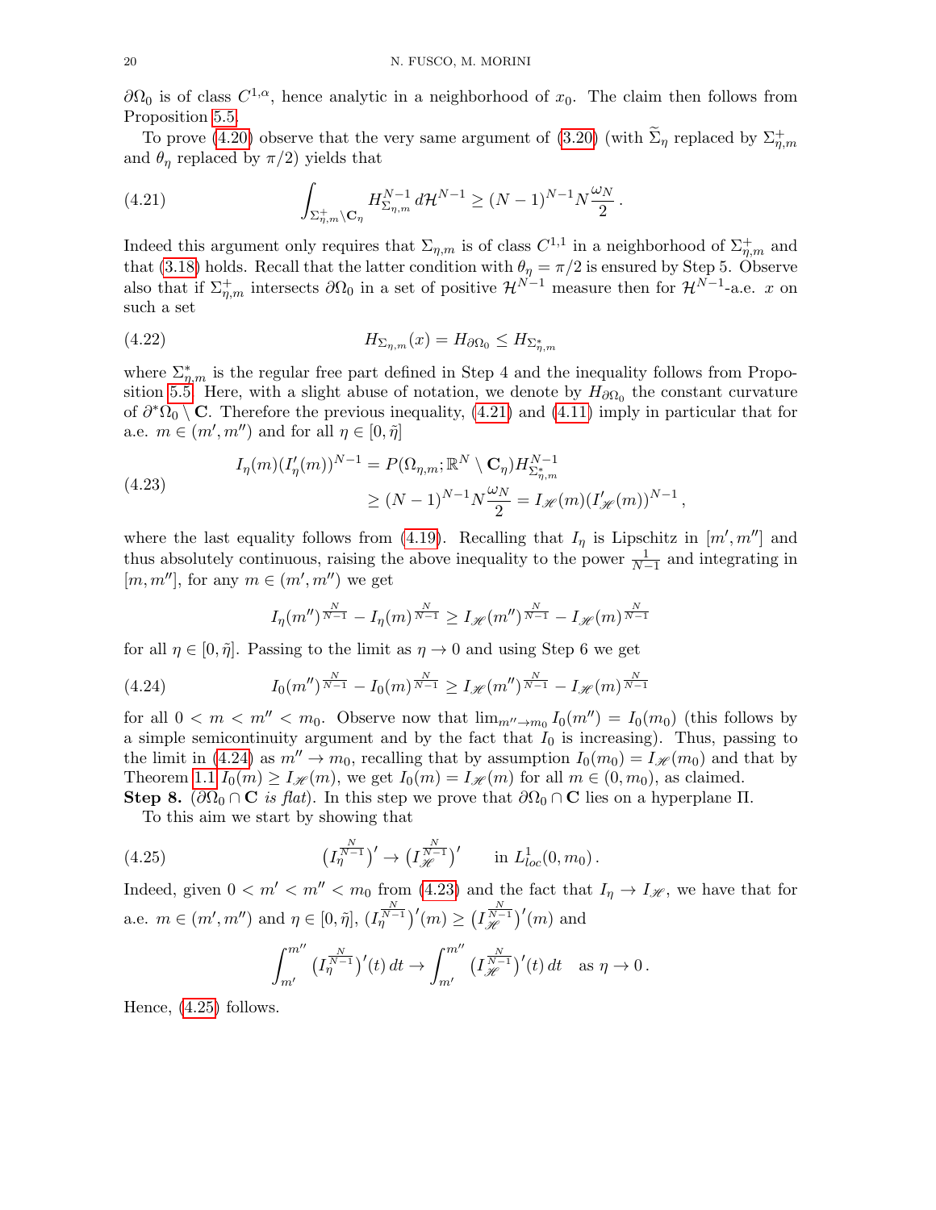$\partial\Omega_0$ is of class $C^{1,\alpha}$, hence analytic in a neighborhood of $x_0$. The claim then follows from Proposition 5.5.

To prove (4.20) observe that the very same argument of (3.20) (with $\widetilde{\Sigma}_\eta$ replaced by $\Sigma^+_{\eta,m}$ and $\theta_\eta$ replaced by $\pi/2$) yields that

$$\int_{\Sigma^+_{\eta,m}\setminus \mathbf{C}_\eta} H^{N-1}_{\Sigma_{\eta,m}}\, d\mathcal{H}^{N-1} \geq (N-1)^{N-1} N\frac{\omega_N}{2}\,. \tag{4.21}$$

Indeed this argument only requires that $\Sigma_{\eta,m}$ is of class $C^{1,1}$ in a neighborhood of $\Sigma^+_{\eta,m}$ and that (3.18) holds. Recall that the latter condition with $\theta_\eta = \pi/2$ is ensured by Step 5. Observe also that if $\Sigma^+_{\eta,m}$ intersects $\partial\Omega_0$ in a set of positive $\mathcal{H}^{N-1}$ measure then for $\mathcal{H}^{N-1}$-a.e. $x$ on such a set

$$H_{\Sigma_{\eta,m}}(x) = H_{\partial\Omega_0} \leq H_{\Sigma^*_{\eta,m}} \tag{4.22}$$

where $\Sigma^*_{\eta,m}$ is the regular free part defined in Step 4 and the inequality follows from Proposition 5.5. Here, with a slight abuse of notation, we denote by $H_{\partial\Omega_0}$ the constant curvature of $\partial^*\Omega_0\setminus \mathbf{C}$. Therefore the previous inequality, (4.21) and (4.11) imply in particular that for a.e. $m\in(m',m'')$ and for all $\eta\in[0,\tilde\eta]$

$$\begin{aligned} I_\eta(m)(I'_\eta(m))^{N-1} &= P(\Omega_{\eta,m};\mathbb{R}^N\setminus\mathbf{C}_\eta)H^{N-1}_{\Sigma^*_{\eta,m}} \\ &\geq (N-1)^{N-1}N\frac{\omega_N}{2} = I_{\mathscr{H}}(m)(I'_{\mathscr{H}}(m))^{N-1}\,, \end{aligned} \tag{4.23}$$

where the last equality follows from (4.19). Recalling that $I_\eta$ is Lipschitz in $[m',m'']$ and thus absolutely continuous, raising the above inequality to the power $\frac{1}{N-1}$ and integrating in $[m,m'']$, for any $m\in(m',m'')$ we get

$$I_\eta(m'')^{\frac{N}{N-1}} - I_\eta(m)^{\frac{N}{N-1}} \geq I_{\mathscr{H}}(m'')^{\frac{N}{N-1}} - I_{\mathscr{H}}(m)^{\frac{N}{N-1}}$$

for all $\eta\in[0,\tilde\eta]$. Passing to the limit as $\eta\to 0$ and using Step 6 we get

$$I_0(m'')^{\frac{N}{N-1}} - I_0(m)^{\frac{N}{N-1}} \geq I_{\mathscr{H}}(m'')^{\frac{N}{N-1}} - I_{\mathscr{H}}(m)^{\frac{N}{N-1}} \tag{4.24}$$

for all $0<m<m''<m_0$. Observe now that $\lim_{m''\to m_0} I_0(m'') = I_0(m_0)$ (this follows by a simple semicontinuity argument and by the fact that $I_0$ is increasing). Thus, passing to the limit in (4.24) as $m''\to m_0$, recalling that by assumption $I_0(m_0) = I_{\mathscr{H}}(m_0)$ and that by Theorem 1.1 $I_0(m)\geq I_{\mathscr{H}}(m)$, we get $I_0(m) = I_{\mathscr{H}}(m)$ for all $m\in(0,m_0)$, as claimed.

**Step 8.** ($\partial\Omega_0\cap\mathbf{C}$ *is flat*). In this step we prove that $\partial\Omega_0\cap\mathbf{C}$ lies on a hyperplane $\Pi$.

To this aim we start by showing that

$$\big(I_\eta^{\frac{N}{N-1}}\big)' \to \big(I_{\mathscr{H}}^{\frac{N}{N-1}}\big)' \qquad \text{in } L^1_{loc}(0,m_0)\,. \tag{4.25}$$

Indeed, given $0<m'<m''<m_0$ from (4.23) and the fact that $I_\eta\to I_{\mathscr{H}}$, we have that for a.e. $m\in(m',m'')$ and $\eta\in[0,\tilde\eta]$, $\big(I_\eta^{\frac{N}{N-1}}\big)'(m)\geq \big(I_{\mathscr{H}}^{\frac{N}{N-1}}\big)'(m)$ and

$$\int_{m'}^{m''}\big(I_\eta^{\frac{N}{N-1}}\big)'(t)\,dt \to \int_{m'}^{m''}\big(I_{\mathscr{H}}^{\frac{N}{N-1}}\big)'(t)\,dt \quad \text{as } \eta\to 0\,.$$

Hence, (4.25) follows.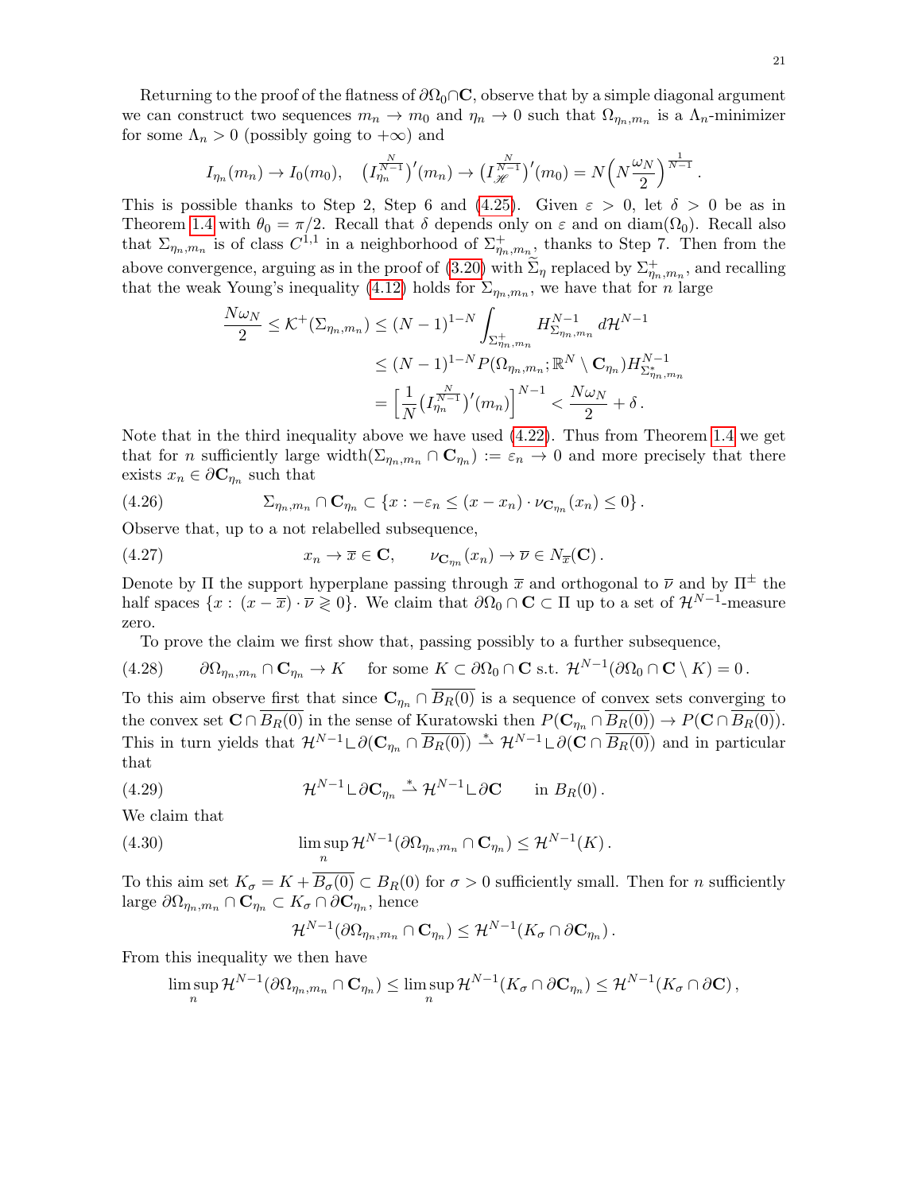Returning to the proof of the flatness of $\partial\Omega_0\cap\mathbf{C}$, observe that by a simple diagonal argument we can construct two sequences $m_n \to m_0$ and $\eta_n \to 0$ such that $\Omega_{\eta_n,m_n}$ is a $\Lambda_n$-minimizer for some $\Lambda_n > 0$ (possibly going to $+\infty$) and

$$I_{\eta_n}(m_n) \to I_0(m_0), \quad \big(I_{\eta_n}^{\frac{N}{N-1}}\big)'(m_n) \to \big(I_{\mathscr{H}}^{\frac{N}{N-1}}\big)'(m_0) = N\Big(N\frac{\omega_N}{2}\Big)^{\frac{1}{N-1}}.$$

This is possible thanks to Step 2, Step 6 and (4.25). Given $\varepsilon > 0$, let $\delta > 0$ be as in Theorem 1.4 with $\theta_0 = \pi/2$. Recall that $\delta$ depends only on $\varepsilon$ and on $\operatorname{diam}(\Omega_0)$. Recall also that $\Sigma_{\eta_n,m_n}$ is of class $C^{1,1}$ in a neighborhood of $\Sigma^+_{\eta_n,m_n}$, thanks to Step 7. Then from the above convergence, arguing as in the proof of (3.20) with $\widetilde{\Sigma}_\eta$ replaced by $\Sigma^+_{\eta_n,m_n}$, and recalling that the weak Young's inequality (4.12) holds for $\Sigma_{\eta_n,m_n}$, we have that for $n$ large

$$\begin{aligned}
\frac{N\omega_N}{2} \le \mathcal{K}^+(\Sigma_{\eta_n,m_n}) &\le (N-1)^{1-N}\int_{\Sigma^+_{\eta_n,m_n}} H^{N-1}_{\Sigma_{\eta_n,m_n}}\,d\mathcal{H}^{N-1} \\
&\le (N-1)^{1-N} P(\Omega_{\eta_n,m_n};\mathbb{R}^N\setminus \mathbf{C}_{\eta_n}) H^{N-1}_{\Sigma^*_{\eta_n,m_n}} \\
&= \Big[\frac{1}{N}\big(I_{\eta_n}^{\frac{N}{N-1}}\big)'(m_n)\Big]^{N-1} < \frac{N\omega_N}{2} + \delta\,.
\end{aligned}$$

Note that in the third inequality above we have used (4.22). Thus from Theorem 1.4 we get that for $n$ sufficiently large $\operatorname{width}(\Sigma_{\eta_n,m_n}\cap\mathbf{C}_{\eta_n}) := \varepsilon_n \to 0$ and more precisely that there exists $x_n \in \partial\mathbf{C}_{\eta_n}$ such that

$$\Sigma_{\eta_n,m_n}\cap\mathbf{C}_{\eta_n} \subset \{x : -\varepsilon_n \le (x-x_n)\cdot\nu_{\mathbf{C}_{\eta_n}}(x_n) \le 0\}\,. \tag{4.26}$$

Observe that, up to a not relabelled subsequence,

$$x_n \to \overline{x} \in \mathbf{C}, \qquad \nu_{\mathbf{C}_{\eta_n}}(x_n) \to \overline{\nu} \in N_{\overline{x}}(\mathbf{C})\,. \tag{4.27}$$

Denote by $\Pi$ the support hyperplane passing through $\overline{x}$ and orthogonal to $\overline{\nu}$ and by $\Pi^\pm$ the half spaces $\{x : (x-\overline{x})\cdot\overline{\nu} \gtrless 0\}$. We claim that $\partial\Omega_0\cap\mathbf{C}\subset\Pi$ up to a set of $\mathcal{H}^{N-1}$-measure zero.

To prove the claim we first show that, passing possibly to a further subsequence,

$$\partial\Omega_{\eta_n,m_n}\cap\mathbf{C}_{\eta_n} \to K \quad \text{for some } K\subset\partial\Omega_0\cap\mathbf{C} \text{ s.t. } \mathcal{H}^{N-1}(\partial\Omega_0\cap\mathbf{C}\setminus K) = 0\,. \tag{4.28}$$

To this aim observe first that since $\mathbf{C}_{\eta_n}\cap\overline{B_R(0)}$ is a sequence of convex sets converging to the convex set $\mathbf{C}\cap\overline{B_R(0)}$ in the sense of Kuratowski then $P(\mathbf{C}_{\eta_n}\cap\overline{B_R(0)}) \to P(\mathbf{C}\cap\overline{B_R(0)})$. This in turn yields that $\mathcal{H}^{N-1}\llcorner\partial(\mathbf{C}_{\eta_n}\cap\overline{B_R(0)}) \overset{*}{\rightharpoonup} \mathcal{H}^{N-1}\llcorner\partial(\mathbf{C}\cap\overline{B_R(0)})$ and in particular that

$$\mathcal{H}^{N-1}\llcorner\partial\mathbf{C}_{\eta_n} \overset{*}{\rightharpoonup} \mathcal{H}^{N-1}\llcorner\partial\mathbf{C} \qquad \text{in } B_R(0)\,. \tag{4.29}$$

We claim that

$$\limsup_n \mathcal{H}^{N-1}(\partial\Omega_{\eta_n,m_n}\cap\mathbf{C}_{\eta_n}) \le \mathcal{H}^{N-1}(K)\,. \tag{4.30}$$

To this aim set $K_\sigma = K + \overline{B_\sigma(0)} \subset B_R(0)$ for $\sigma > 0$ sufficiently small. Then for $n$ sufficiently large $\partial\Omega_{\eta_n,m_n}\cap\mathbf{C}_{\eta_n} \subset K_\sigma\cap\partial\mathbf{C}_{\eta_n}$, hence

$$\mathcal{H}^{N-1}(\partial\Omega_{\eta_n,m_n}\cap\mathbf{C}_{\eta_n}) \le \mathcal{H}^{N-1}(K_\sigma\cap\partial\mathbf{C}_{\eta_n})\,.$$

From this inequality we then have

$$\limsup_n \mathcal{H}^{N-1}(\partial\Omega_{\eta_n,m_n}\cap\mathbf{C}_{\eta_n}) \le \limsup_n \mathcal{H}^{N-1}(K_\sigma\cap\partial\mathbf{C}_{\eta_n}) \le \mathcal{H}^{N-1}(K_\sigma\cap\partial\mathbf{C})\,,$$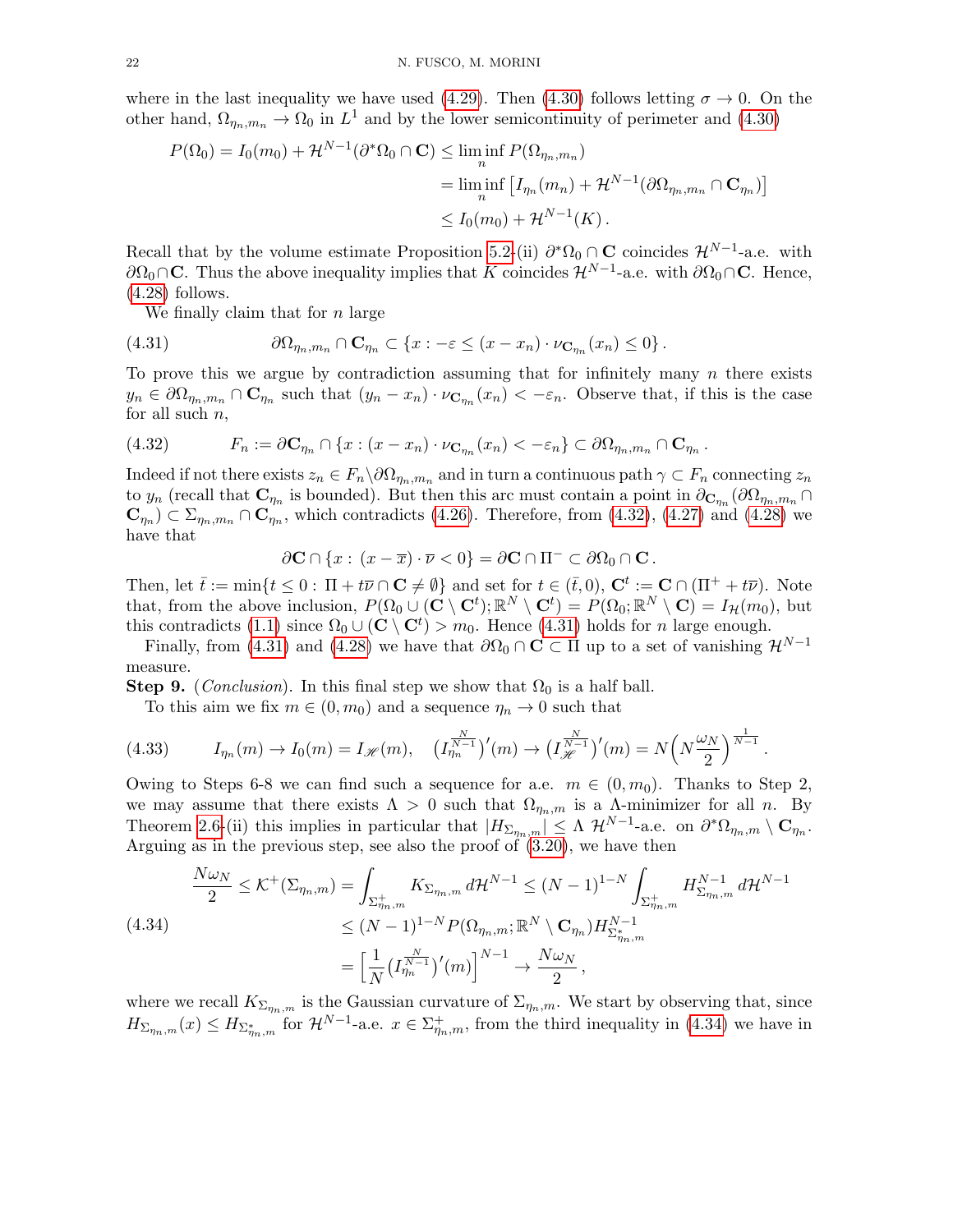where in the last inequality we have used (4.29). Then (4.30) follows letting $\sigma \to 0$. On the other hand, $\Omega_{\eta_n,m_n} \to \Omega_0$ in $L^1$ and by the lower semicontinuity of perimeter and (4.30)

$$
\begin{aligned}
P(\Omega_0) = I_0(m_0) + \mathcal{H}^{N-1}(\partial^*\Omega_0 \cap \mathbf{C}) &\leq \liminf_n P(\Omega_{\eta_n,m_n}) \\
&= \liminf_n \left[ I_{\eta_n}(m_n) + \mathcal{H}^{N-1}(\partial\Omega_{\eta_n,m_n} \cap \mathbf{C}_{\eta_n}) \right] \\
&\leq I_0(m_0) + \mathcal{H}^{N-1}(K)\,.
\end{aligned}
$$

Recall that by the volume estimate Proposition 5.2-(ii) $\partial^*\Omega_0 \cap \mathbf{C}$ coincides $\mathcal{H}^{N-1}$-a.e. with $\partial\Omega_0 \cap \mathbf{C}$. Thus the above inequality implies that $K$ coincides $\mathcal{H}^{N-1}$-a.e. with $\partial\Omega_0 \cap \mathbf{C}$. Hence, (4.28) follows.

We finally claim that for $n$ large

$$
\partial\Omega_{\eta_n,m_n} \cap \mathbf{C}_{\eta_n} \subset \{x : -\varepsilon \leq (x - x_n)\cdot \nu_{\mathbf{C}_{\eta_n}}(x_n) \leq 0\}\,. \tag{4.31}
$$

To prove this we argue by contradiction assuming that for infinitely many $n$ there exists $y_n \in \partial\Omega_{\eta_n,m_n} \cap \mathbf{C}_{\eta_n}$ such that $(y_n - x_n)\cdot \nu_{\mathbf{C}_{\eta_n}}(x_n) < -\varepsilon_n$. Observe that, if this is the case for all such $n$,

$$
F_n := \partial\mathbf{C}_{\eta_n} \cap \{x : (x - x_n)\cdot \nu_{\mathbf{C}_{\eta_n}}(x_n) < -\varepsilon_n\} \subset \partial\Omega_{\eta_n,m_n} \cap \mathbf{C}_{\eta_n}\,. \tag{4.32}
$$

Indeed if not there exists $z_n \in F_n \setminus \partial\Omega_{\eta_n,m_n}$ and in turn a continuous path $\gamma \subset F_n$ connecting $z_n$ to $y_n$ (recall that $\mathbf{C}_{\eta_n}$ is bounded). But then this arc must contain a point in $\partial_{\mathbf{C}_{\eta_n}}(\partial\Omega_{\eta_n,m_n} \cap \mathbf{C}_{\eta_n}) \subset \Sigma_{\eta_n,m_n} \cap \mathbf{C}_{\eta_n}$, which contradicts (4.26). Therefore, from (4.32), (4.27) and (4.28) we have that

$$
\partial\mathbf{C} \cap \{x : (x - \overline{x})\cdot \overline{\nu} < 0\} = \partial\mathbf{C} \cap \Pi^- \subset \partial\Omega_0 \cap \mathbf{C}\,.
$$

Then, let $\bar{t} := \min\{t \leq 0 : \Pi + t\overline{\nu} \cap \mathbf{C} \neq \emptyset\}$ and set for $t \in (\bar{t}, 0)$, $\mathbf{C}^t := \mathbf{C} \cap (\Pi^+ + t\overline{\nu})$. Note that, from the above inclusion, $P(\Omega_0 \cup (\mathbf{C} \setminus \mathbf{C}^t); \mathbb{R}^N \setminus \mathbf{C}^t) = P(\Omega_0; \mathbb{R}^N \setminus \mathbf{C}) = I_{\mathcal{H}}(m_0)$, but this contradicts (1.1) since $\Omega_0 \cup (\mathbf{C} \setminus \mathbf{C}^t) > m_0$. Hence (4.31) holds for $n$ large enough.

Finally, from (4.31) and (4.28) we have that $\partial\Omega_0 \cap \mathbf{C} \subset \Pi$ up to a set of vanishing $\mathcal{H}^{N-1}$ measure.

**Step 9.** (*Conclusion*). In this final step we show that $\Omega_0$ is a half ball.

To this aim we fix $m \in (0, m_0)$ and a sequence $\eta_n \to 0$ such that

$$
I_{\eta_n}(m) \to I_0(m) = I_{\mathscr{H}}(m), \quad \big(I_{\eta_n}^{\frac{N}{N-1}}\big)'(m) \to \big(I_{\mathscr{H}}^{\frac{N}{N-1}}\big)'(m) = N\Big(N\frac{\omega_N}{2}\Big)^{\frac{1}{N-1}}\,. \tag{4.33}
$$

Owing to Steps 6-8 we can find such a sequence for a.e. $m \in (0, m_0)$. Thanks to Step 2, we may assume that there exists $\Lambda > 0$ such that $\Omega_{\eta_n,m}$ is a $\Lambda$-minimizer for all $n$. By Theorem 2.6-(ii) this implies in particular that $|H_{\Sigma_{\eta_n,m}}| \leq \Lambda\ \mathcal{H}^{N-1}$-a.e. on $\partial^*\Omega_{\eta_n,m} \setminus \mathbf{C}_{\eta_n}$. Arguing as in the previous step, see also the proof of (3.20), we have then

$$
\begin{aligned}
\frac{N\omega_N}{2} \leq \mathcal{K}^+(\Sigma_{\eta_n,m}) &= \int_{\Sigma^+_{\eta_n,m}} K_{\Sigma_{\eta_n,m}}\, d\mathcal{H}^{N-1} \leq (N-1)^{1-N} \int_{\Sigma^+_{\eta_n,m}} H^{N-1}_{\Sigma_{\eta_n,m}}\, d\mathcal{H}^{N-1} \\
&\leq (N-1)^{1-N} P(\Omega_{\eta_n,m}; \mathbb{R}^N \setminus \mathbf{C}_{\eta_n}) H^{N-1}_{\Sigma^*_{\eta_n,m}} \\
&= \Big[\frac{1}{N}\big(I_{\eta_n}^{\frac{N}{N-1}}\big)'(m)\Big]^{N-1} \to \frac{N\omega_N}{2}\,,
\end{aligned} \tag{4.34}
$$

where we recall $K_{\Sigma_{\eta_n,m}}$ is the Gaussian curvature of $\Sigma_{\eta_n,m}$. We start by observing that, since $H_{\Sigma_{\eta_n,m}}(x) \leq H_{\Sigma^*_{\eta_n,m}}$ for $\mathcal{H}^{N-1}$-a.e. $x \in \Sigma^+_{\eta_n,m}$, from the third inequality in (4.34) we have in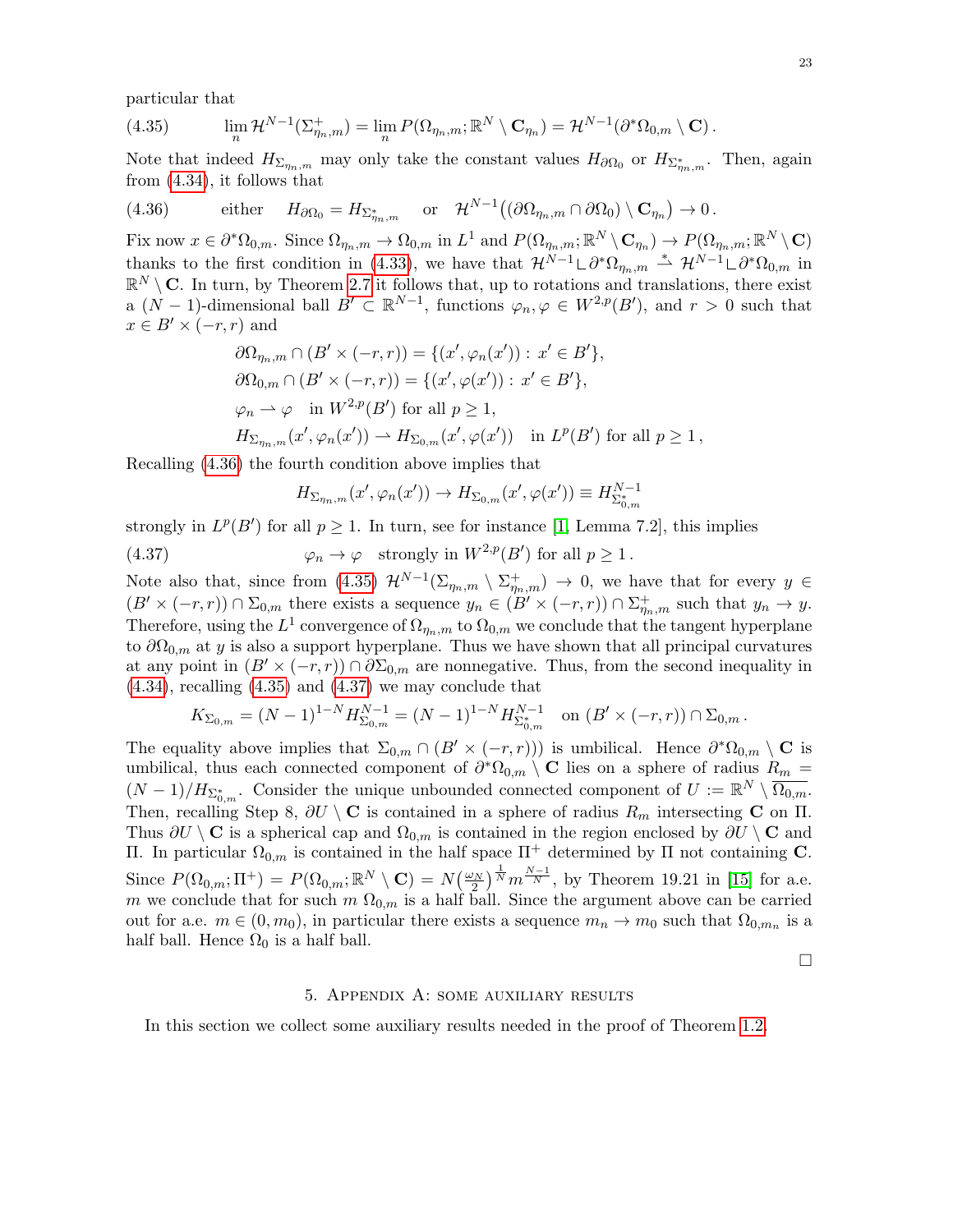particular that

$$\lim_n \mathcal{H}^{N-1}(\Sigma^+_{\eta_n,m}) = \lim_n P(\Omega_{\eta_n,m};\mathbb{R}^N\setminus \mathbf{C}_{\eta_n}) = \mathcal{H}^{N-1}(\partial^*\Omega_{0,m}\setminus \mathbf{C})\,. \tag{4.35}$$

Note that indeed $H_{\Sigma_{\eta_n,m}}$ may only take the constant values $H_{\partial\Omega_0}$ or $H_{\Sigma^*_{\eta_n,m}}$. Then, again from (4.34), it follows that

$$\text{either} \quad H_{\partial\Omega_0} = H_{\Sigma^*_{\eta_n,m}} \quad \text{or} \quad \mathcal{H}^{N-1}\big((\partial\Omega_{\eta_n,m}\cap\partial\Omega_0)\setminus \mathbf{C}_{\eta_n}\big)\to 0\,. \tag{4.36}$$

Fix now $x\in\partial^*\Omega_{0,m}$. Since $\Omega_{\eta_n,m}\to\Omega_{0,m}$ in $L^1$ and $P(\Omega_{\eta_n,m};\mathbb{R}^N\setminus\mathbf{C}_{\eta_n})\to P(\Omega_{\eta_n,m};\mathbb{R}^N\setminus\mathbf{C})$ thanks to the first condition in (4.33), we have that $\mathcal{H}^{N-1}\llcorner\partial^*\Omega_{\eta_n,m}\overset{*}{\rightharpoonup}\mathcal{H}^{N-1}\llcorner\partial^*\Omega_{0,m}$ in $\mathbb{R}^N\setminus\mathbf{C}$. In turn, by Theorem 2.7 it follows that, up to rotations and translations, there exist a $(N-1)$-dimensional ball $B'\subset\mathbb{R}^{N-1}$, functions $\varphi_n,\varphi\in W^{2,p}(B')$, and $r>0$ such that $x\in B'\times(-r,r)$ and

$$\begin{aligned}
&\partial\Omega_{\eta_n,m}\cap(B'\times(-r,r)) = \{(x',\varphi_n(x')):\, x'\in B'\},\\
&\partial\Omega_{0,m}\cap(B'\times(-r,r)) = \{(x',\varphi(x')):\, x'\in B'\},\\
&\varphi_n\rightharpoonup\varphi \quad \text{in } W^{2,p}(B') \text{ for all } p\ge 1,\\
&H_{\Sigma_{\eta_n,m}}(x',\varphi_n(x'))\rightharpoonup H_{\Sigma_{0,m}}(x',\varphi(x')) \quad \text{in } L^p(B') \text{ for all } p\ge 1\,,
\end{aligned}$$

Recalling (4.36) the fourth condition above implies that

$$H_{\Sigma_{\eta_n,m}}(x',\varphi_n(x'))\to H_{\Sigma_{0,m}}(x',\varphi(x'))\equiv H^{N-1}_{\Sigma^*_{0,m}}$$

strongly in $L^p(B')$ for all $p\ge 1$. In turn, see for instance [1, Lemma 7.2], this implies

$$\varphi_n\to\varphi \quad \text{strongly in } W^{2,p}(B') \text{ for all } p\ge 1\,. \tag{4.37}$$

Note also that, since from (4.35) $\mathcal{H}^{N-1}(\Sigma_{\eta_n,m}\setminus\Sigma^+_{\eta_n,m})\to 0$, we have that for every $y\in(B'\times(-r,r))\cap\Sigma_{0,m}$ there exists a sequence $y_n\in(B'\times(-r,r))\cap\Sigma^+_{\eta_n,m}$ such that $y_n\to y$. Therefore, using the $L^1$ convergence of $\Omega_{\eta_n,m}$ to $\Omega_{0,m}$ we conclude that the tangent hyperplane to $\partial\Omega_{0,m}$ at $y$ is also a support hyperplane. Thus we have shown that all principal curvatures at any point in $(B'\times(-r,r))\cap\partial\Sigma_{0,m}$ are nonnegative. Thus, from the second inequality in (4.34), recalling (4.35) and (4.37) we may conclude that

$$K_{\Sigma_{0,m}} = (N-1)^{1-N}H^{N-1}_{\Sigma_{0,m}} = (N-1)^{1-N}H^{N-1}_{\Sigma^*_{0,m}} \quad \text{on } (B'\times(-r,r))\cap\Sigma_{0,m}\,.$$

The equality above implies that $\Sigma_{0,m}\cap(B'\times(-r,r)))$ is umbilical. Hence $\partial^*\Omega_{0,m}\setminus\mathbf{C}$ is umbilical, thus each connected component of $\partial^*\Omega_{0,m}\setminus\mathbf{C}$ lies on a sphere of radius $R_m=(N-1)/H_{\Sigma^*_{0,m}}$. Consider the unique unbounded connected component of $U:=\mathbb{R}^N\setminus\overline{\Omega_{0,m}}$. Then, recalling Step 8, $\partial U\setminus\mathbf{C}$ is contained in a sphere of radius $R_m$ intersecting $\mathbf{C}$ on $\Pi$. Thus $\partial U\setminus\mathbf{C}$ is a spherical cap and $\Omega_{0,m}$ is contained in the region enclosed by $\partial U\setminus\mathbf{C}$ and $\Pi$. In particular $\Omega_{0,m}$ is contained in the half space $\Pi^+$ determined by $\Pi$ not containing $\mathbf{C}$. Since $P(\Omega_{0,m};\Pi^+)=P(\Omega_{0,m};\mathbb{R}^N\setminus\mathbf{C})=N\big(\frac{\omega_N}{2}\big)^{\frac{1}{N}}m^{\frac{N-1}{N}}$, by Theorem 19.21 in [15] for a.e. $m$ we conclude that for such $m$ $\Omega_{0,m}$ is a half ball. Since the argument above can be carried out for a.e. $m\in(0,m_0)$, in particular there exists a sequence $m_n\to m_0$ such that $\Omega_{0,m_n}$ is a half ball. Hence $\Omega_0$ is a half ball.

□

## 5. Appendix A: some auxiliary results

In this section we collect some auxiliary results needed in the proof of Theorem 1.2.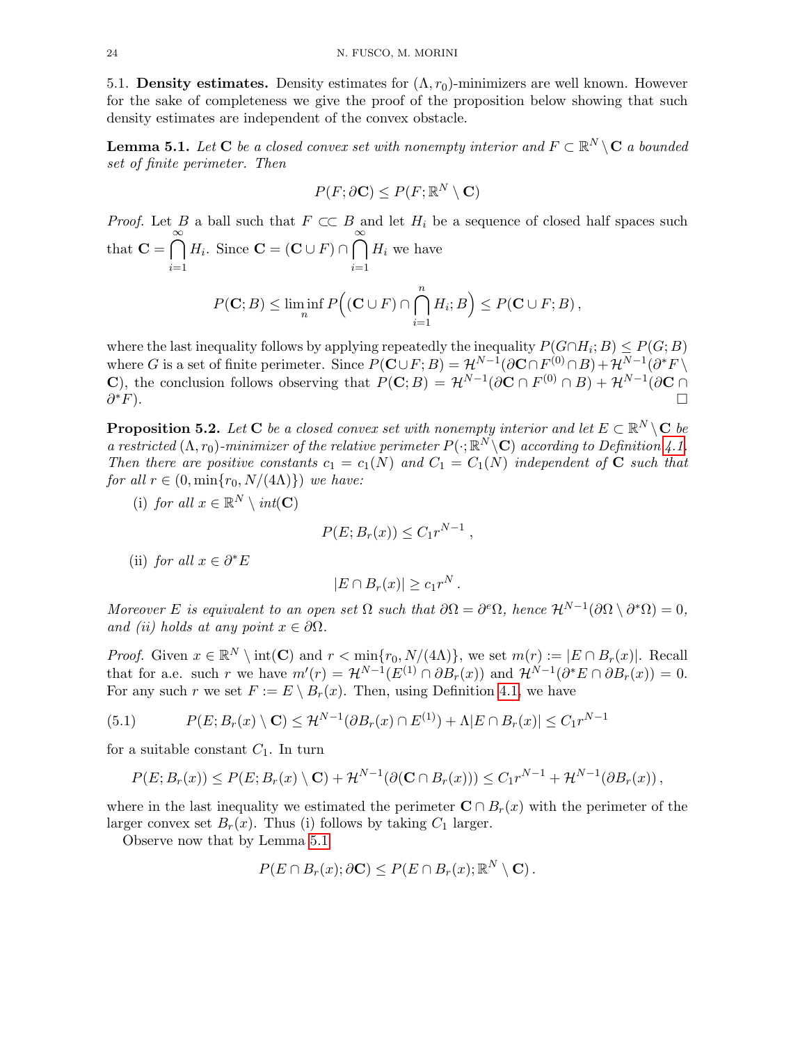5.1. **Density estimates.** Density estimates for $(\Lambda, r_0)$-minimizers are well known. However for the sake of completeness we give the proof of the proposition below showing that such density estimates are independent of the convex obstacle.

**Lemma 5.1.** *Let $\mathbf{C}$ be a closed convex set with nonempty interior and $F \subset \mathbb{R}^N \setminus \mathbf{C}$ a bounded set of finite perimeter. Then*

$$P(F; \partial\mathbf{C}) \le P(F; \mathbb{R}^N \setminus \mathbf{C})$$

*Proof.* Let $B$ a ball such that $F \subset\subset B$ and let $H_i$ be a sequence of closed half spaces such that $\mathbf{C} = \bigcap_{i=1}^{\infty} H_i$. Since $\mathbf{C} = (\mathbf{C} \cup F) \cap \bigcap_{i=1}^{\infty} H_i$ we have

$$P(\mathbf{C}; B) \le \liminf_n P\Big((\mathbf{C} \cup F) \cap \bigcap_{i=1}^{n} H_i; B\Big) \le P(\mathbf{C} \cup F; B)\,,$$

where the last inequality follows by applying repeatedly the inequality $P(G \cap H_i; B) \le P(G; B)$ where $G$ is a set of finite perimeter. Since $P(\mathbf{C} \cup F; B) = \mathcal{H}^{N-1}(\partial\mathbf{C} \cap F^{(0)} \cap B) + \mathcal{H}^{N-1}(\partial^* F \setminus \mathbf{C})$, the conclusion follows observing that $P(\mathbf{C}; B) = \mathcal{H}^{N-1}(\partial\mathbf{C} \cap F^{(0)} \cap B) + \mathcal{H}^{N-1}(\partial\mathbf{C} \cap \partial^* F)$. □

**Proposition 5.2.** *Let $\mathbf{C}$ be a closed convex set with nonempty interior and let $E \subset \mathbb{R}^N \setminus \mathbf{C}$ be a restricted $(\Lambda, r_0)$-minimizer of the relative perimeter $P(\cdot; \mathbb{R}^N \setminus \mathbf{C})$ according to Definition 4.1. Then there are positive constants $c_1 = c_1(N)$ and $C_1 = C_1(N)$ independent of $\mathbf{C}$ such that for all $r \in (0, \min\{r_0, N/(4\Lambda)\})$ we have:*

(i) *for all $x \in \mathbb{R}^N \setminus int(\mathbf{C})$*

$$P(E; B_r(x)) \le C_1 r^{N-1}\,,$$

(ii) *for all $x \in \partial^* E$*

$$|E \cap B_r(x)| \ge c_1 r^N\,.$$

*Moreover $E$ is equivalent to an open set $\Omega$ such that $\partial\Omega = \partial^e\Omega$, hence $\mathcal{H}^{N-1}(\partial\Omega \setminus \partial^*\Omega) = 0$, and (ii) holds at any point $x \in \partial\Omega$.*

*Proof.* Given $x \in \mathbb{R}^N \setminus \mathrm{int}(\mathbf{C})$ and $r < \min\{r_0, N/(4\Lambda)\}$, we set $m(r) := |E \cap B_r(x)|$. Recall that for a.e. such $r$ we have $m'(r) = \mathcal{H}^{N-1}(E^{(1)} \cap \partial B_r(x))$ and $\mathcal{H}^{N-1}(\partial^* E \cap \partial B_r(x)) = 0$. For any such $r$ we set $F := E \setminus B_r(x)$. Then, using Definition 4.1, we have

$$P(E; B_r(x) \setminus \mathbf{C}) \le \mathcal{H}^{N-1}(\partial B_r(x) \cap E^{(1)}) + \Lambda |E \cap B_r(x)| \le C_1 r^{N-1} \tag{5.1}$$

for a suitable constant $C_1$. In turn

$$P(E; B_r(x)) \le P(E; B_r(x) \setminus \mathbf{C}) + \mathcal{H}^{N-1}(\partial(\mathbf{C} \cap B_r(x))) \le C_1 r^{N-1} + \mathcal{H}^{N-1}(\partial B_r(x))\,,$$

where in the last inequality we estimated the perimeter $\mathbf{C} \cap B_r(x)$ with the perimeter of the larger convex set $B_r(x)$. Thus (i) follows by taking $C_1$ larger.

Observe now that by Lemma 5.1

$$P(E \cap B_r(x); \partial\mathbf{C}) \le P(E \cap B_r(x); \mathbb{R}^N \setminus \mathbf{C})\,.$$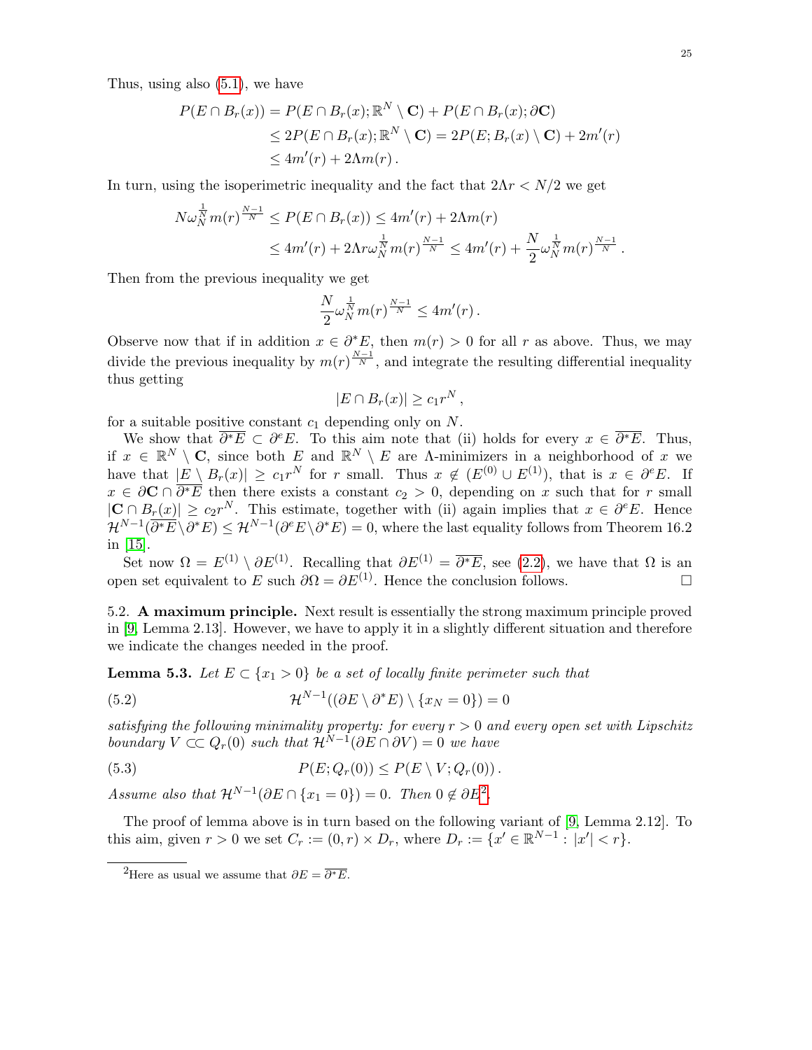Thus, using also (5.1), we have

$$
\begin{aligned}
P(E\cap B_r(x)) &= P(E\cap B_r(x);\mathbb{R}^N\setminus \mathbf{C}) + P(E\cap B_r(x);\partial\mathbf{C})\\
&\le 2P(E\cap B_r(x);\mathbb{R}^N\setminus \mathbf{C}) = 2P(E;B_r(x)\setminus\mathbf{C}) + 2m'(r)\\
&\le 4m'(r) + 2\Lambda m(r)\,.
\end{aligned}
$$

In turn, using the isoperimetric inequality and the fact that $2\Lambda r < N/2$ we get

$$
\begin{aligned}
N\omega_N^{\frac{1}{N}} m(r)^{\frac{N-1}{N}} &\le P(E\cap B_r(x)) \le 4m'(r) + 2\Lambda m(r)\\
&\le 4m'(r) + 2\Lambda r\omega_N^{\frac{1}{N}} m(r)^{\frac{N-1}{N}} \le 4m'(r) + \frac{N}{2}\omega_N^{\frac{1}{N}} m(r)^{\frac{N-1}{N}}\,.
\end{aligned}
$$

Then from the previous inequality we get

$$
\frac{N}{2}\omega_N^{\frac{1}{N}} m(r)^{\frac{N-1}{N}} \le 4m'(r)\,.
$$

Observe now that if in addition $x\in\partial^*E$, then $m(r)>0$ for all $r$ as above. Thus, we may divide the previous inequality by $m(r)^{\frac{N-1}{N}}$, and integrate the resulting differential inequality thus getting

$$
|E\cap B_r(x)| \ge c_1 r^N\,,
$$

for a suitable positive constant $c_1$ depending only on $N$.

We show that $\overline{\partial^*E}\subset\partial^e E$. To this aim note that (ii) holds for every $x\in\overline{\partial^*E}$. Thus, if $x\in\mathbb{R}^N\setminus\mathbf{C}$, since both $E$ and $\mathbb{R}^N\setminus E$ are $\Lambda$-minimizers in a neighborhood of $x$ we have that $|E\setminus B_r(x)|\ge c_1r^N$ for $r$ small. Thus $x\notin(E^{(0)}\cup E^{(1)})$, that is $x\in\partial^eE$. If $x\in\partial\mathbf{C}\cap\overline{\partial^*E}$ then there exists a constant $c_2>0$, depending on $x$ such that for $r$ small $|\mathbf{C}\cap B_r(x)|\ge c_2r^N$. This estimate, together with (ii) again implies that $x\in\partial^eE$. Hence $\mathcal{H}^{N-1}(\overline{\partial^*E}\setminus\partial^*E)\le\mathcal{H}^{N-1}(\partial^eE\setminus\partial^*E)=0$, where the last equality follows from Theorem 16.2 in [15].

Set now $\Omega=E^{(1)}\setminus\partial E^{(1)}$. Recalling that $\partial E^{(1)}=\overline{\partial^*E}$, see (2.2), we have that $\Omega$ is an open set equivalent to $E$ such $\partial\Omega=\partial E^{(1)}$. Hence the conclusion follows. □

5.2. **A maximum principle.** Next result is essentially the strong maximum principle proved in [9, Lemma 2.13]. However, we have to apply it in a slightly different situation and therefore we indicate the changes needed in the proof.

**Lemma 5.3.** *Let $E\subset\{x_1>0\}$ be a set of locally finite perimeter such that*

$$
\mathcal{H}^{N-1}((\partial E\setminus\partial^*E)\setminus\{x_N=0\})=0 \tag{5.2}
$$

*satisfying the following minimality property: for every $r>0$ and every open set with Lipschitz boundary $V\subset\subset Q_r(0)$ such that $\mathcal{H}^{N-1}(\partial E\cap\partial V)=0$ we have*

$$
P(E;Q_r(0))\le P(E\setminus V;Q_r(0))\,. \tag{5.3}
$$

*Assume also that $\mathcal{H}^{N-1}(\partial E\cap\{x_1=0\})=0$. Then $0\notin\partial E$*[2]*.*

The proof of lemma above is in turn based on the following variant of [9, Lemma 2.12]. To this aim, given $r>0$ we set $C_r:=(0,r)\times D_r$, where $D_r:=\{x'\in\mathbb{R}^{N-1}:|x'|<r\}$.

[2]Here as usual we assume that $\partial E=\overline{\partial^*E}$.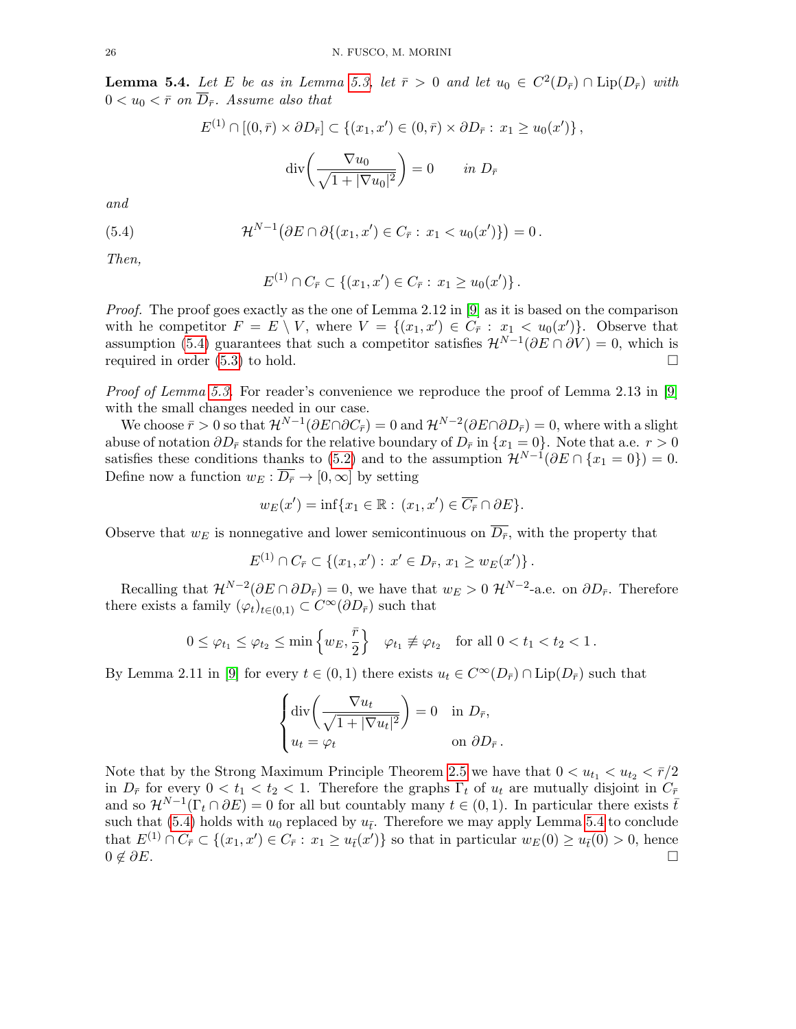**Lemma 5.4.** *Let $E$ be as in Lemma 5.3, let $\bar r > 0$ and let $u_0 \in C^2(D_{\bar r}) \cap \mathrm{Lip}(D_{\bar r})$ with $0 < u_0 < \bar r$ on $\overline{D}_{\bar r}$. Assume also that*

$$
E^{(1)} \cap [(0,\bar r) \times \partial D_{\bar r}] \subset \{(x_1, x') \in (0,\bar r) \times \partial D_{\bar r} : \, x_1 \geq u_0(x')\}\,,
$$

$$
\mathrm{div}\bigg(\frac{\nabla u_0}{\sqrt{1+|\nabla u_0|^2}}\bigg) = 0 \qquad in \ D_{\bar r}
$$

*and*

$$
\mathcal{H}^{N-1}\big(\partial E \cap \partial\{(x_1,x') \in C_{\bar r} : \, x_1 < u_0(x')\}\big) = 0\,. \tag{5.4}
$$

*Then,*

$$
E^{(1)} \cap C_{\bar r} \subset \{(x_1, x') \in C_{\bar r} : \, x_1 \geq u_0(x')\}\,.
$$

*Proof.* The proof goes exactly as the one of Lemma 2.12 in [9] as it is based on the comparison with he competitor $F = E \setminus V$, where $V = \{(x_1, x') \in C_{\bar r} : \, x_1 < u_0(x')\}$. Observe that assumption (5.4) guarantees that such a competitor satisfies $\mathcal{H}^{N-1}(\partial E \cap \partial V) = 0$, which is required in order (5.3) to hold. $\square$

*Proof of Lemma 5.3.* For reader's convenience we reproduce the proof of Lemma 2.13 in [9] with the small changes needed in our case.

We choose $\bar r > 0$ so that $\mathcal{H}^{N-1}(\partial E \cap \partial C_{\bar r}) = 0$ and $\mathcal{H}^{N-2}(\partial E \cap \partial D_{\bar r}) = 0$, where with a slight abuse of notation $\partial D_{\bar r}$ stands for the relative boundary of $D_{\bar r}$ in $\{x_1 = 0\}$. Note that a.e. $r > 0$ satisfies these conditions thanks to (5.2) and to the assumption $\mathcal{H}^{N-1}(\partial E \cap \{x_1 = 0\}) = 0$. Define now a function $w_E : \overline{D_{\bar r}} \to [0, \infty]$ by setting

$$
w_E(x') = \inf\{x_1 \in \mathbb{R} : \, (x_1, x') \in \overline{C_{\bar r}} \cap \partial E\}.
$$

Observe that $w_E$ is nonnegative and lower semicontinuous on $\overline{D_{\bar r}}$, with the property that

$$
E^{(1)} \cap C_{\bar r} \subset \{(x_1, x') : \, x' \in D_{\bar r}, \, x_1 \geq w_E(x')\}\,.
$$

Recalling that $\mathcal{H}^{N-2}(\partial E \cap \partial D_{\bar r}) = 0$, we have that $w_E > 0$ $\mathcal{H}^{N-2}$-a.e. on $\partial D_{\bar r}$. Therefore there exists a family $(\varphi_t)_{t \in (0,1)} \subset C^\infty(\partial D_{\bar r})$ such that

$$
0 \leq \varphi_{t_1} \leq \varphi_{t_2} \leq \min\Big\{w_E, \frac{\bar r}{2}\Big\} \quad \varphi_{t_1} \not\equiv \varphi_{t_2} \quad \text{for all } 0 < t_1 < t_2 < 1\,.
$$

By Lemma 2.11 in [9] for every $t \in (0,1)$ there exists $u_t \in C^\infty(D_{\bar r}) \cap \mathrm{Lip}(D_{\bar r})$ such that

$$
\begin{cases}
\mathrm{div}\bigg(\dfrac{\nabla u_t}{\sqrt{1+|\nabla u_t|^2}}\bigg) = 0 & \text{in } D_{\bar r}, \\
u_t = \varphi_t & \text{on } \partial D_{\bar r}\,.
\end{cases}
$$

Note that by the Strong Maximum Principle Theorem 2.5 we have that $0 < u_{t_1} < u_{t_2} < \bar r/2$ in $D_{\bar r}$ for every $0 < t_1 < t_2 < 1$. Therefore the graphs $\Gamma_t$ of $u_t$ are mutually disjoint in $C_{\bar r}$ and so $\mathcal{H}^{N-1}(\Gamma_t \cap \partial E) = 0$ for all but countably many $t \in (0,1)$. In particular there exists $\bar t$ such that (5.4) holds with $u_0$ replaced by $u_{\bar t}$. Therefore we may apply Lemma 5.4 to conclude that $E^{(1)} \cap C_{\bar r} \subset \{(x_1, x') \in C_{\bar r} : \, x_1 \geq u_{\bar t}(x')\}$ so that in particular $w_E(0) \geq u_{\bar t}(0) > 0$, hence $0 \notin \partial E$. $\square$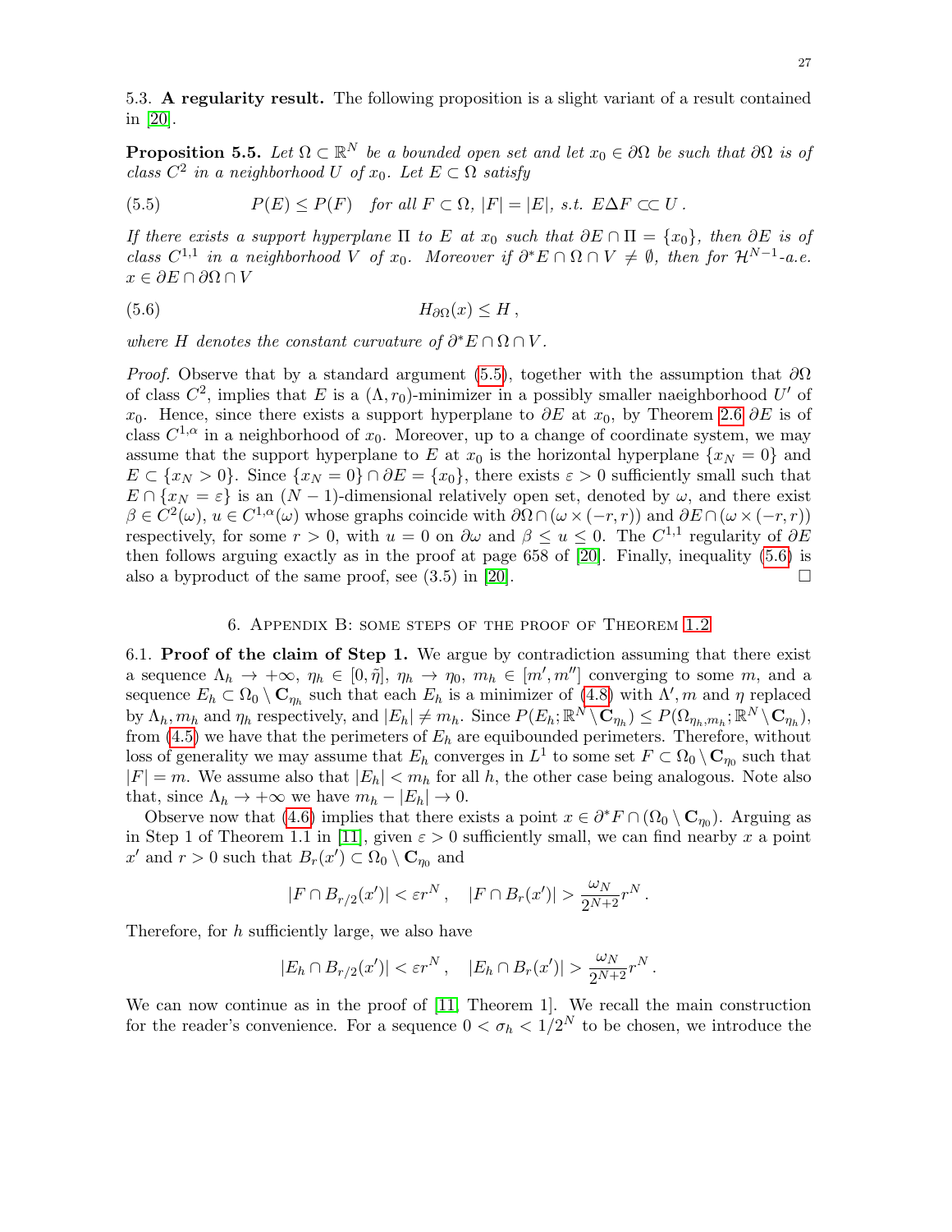### 5.3. A regularity result.

**5.3. A regularity result.** The following proposition is a slight variant of a result contained in [20].

**Proposition 5.5.** *Let $\Omega \subset \mathbb{R}^N$ be a bounded open set and let $x_0 \in \partial\Omega$ be such that $\partial\Omega$ is of class $C^2$ in a neighborhood $U$ of $x_0$. Let $E \subset \Omega$ satisfy*

$$P(E) \le P(F) \quad \text{for all } F \subset \Omega,\ |F| = |E|,\ \text{s.t. } E\Delta F \subset\subset U\,. \tag{5.5}$$

*If there exists a support hyperplane $\Pi$ to $E$ at $x_0$ such that $\partial E \cap \Pi = \{x_0\}$, then $\partial E$ is of class $C^{1,1}$ in a neighborhood $V$ of $x_0$. Moreover if $\partial^* E \cap \Omega \cap V \neq \emptyset$, then for $\mathcal{H}^{N-1}$-a.e. $x \in \partial E \cap \partial\Omega \cap V$*

$$H_{\partial\Omega}(x) \le H\,, \tag{5.6}$$

*where $H$ denotes the constant curvature of $\partial^* E \cap \Omega \cap V$.*

*Proof.* Observe that by a standard argument (5.5), together with the assumption that $\partial\Omega$ of class $C^2$, implies that $E$ is a $(\Lambda, r_0)$-minimizer in a possibly smaller naeighborhood $U'$ of $x_0$. Hence, since there exists a support hyperplane to $\partial E$ at $x_0$, by Theorem 2.6 $\partial E$ is of class $C^{1,\alpha}$ in a neighborhood of $x_0$. Moreover, up to a change of coordinate system, we may assume that the support hyperplane to $E$ at $x_0$ is the horizontal hyperplane $\{x_N = 0\}$ and $E \subset \{x_N > 0\}$. Since $\{x_N = 0\} \cap \partial E = \{x_0\}$, there exists $\varepsilon > 0$ sufficiently small such that $E \cap \{x_N = \varepsilon\}$ is an $(N-1)$-dimensional relatively open set, denoted by $\omega$, and there exist $\beta \in C^2(\omega)$, $u \in C^{1,\alpha}(\omega)$ whose graphs coincide with $\partial\Omega \cap (\omega \times (-r, r))$ and $\partial E \cap (\omega \times (-r, r))$ respectively, for some $r > 0$, with $u = 0$ on $\partial\omega$ and $\beta \le u \le 0$. The $C^{1,1}$ regularity of $\partial E$ then follows arguing exactly as in the proof at page 658 of [20]. Finally, inequality (5.6) is also a byproduct of the same proof, see (3.5) in [20]. $\square$

## 6. Appendix B: some steps of the proof of Theorem 1.2

**6.1. Proof of the claim of Step 1.** We argue by contradiction assuming that there exist a sequence $\Lambda_h \to +\infty$, $\eta_h \in [0, \tilde{\eta}]$, $\eta_h \to \eta_0$, $m_h \in [m', m'']$ converging to some $m$, and a sequence $E_h \subset \Omega_0 \setminus \mathbf{C}_{\eta_h}$ such that each $E_h$ is a minimizer of (4.8) with $\Lambda', m$ and $\eta$ replaced by $\Lambda_h, m_h$ and $\eta_h$ respectively, and $|E_h| \neq m_h$. Since $P(E_h; \mathbb{R}^N \setminus \mathbf{C}_{\eta_h}) \le P(\Omega_{\eta_h, m_h}; \mathbb{R}^N \setminus \mathbf{C}_{\eta_h})$, from (4.5) we have that the perimeters of $E_h$ are equibounded perimeters. Therefore, without loss of generality we may assume that $E_h$ converges in $L^1$ to some set $F \subset \Omega_0 \setminus \mathbf{C}_{\eta_0}$ such that $|F| = m$. We assume also that $|E_h| < m_h$ for all $h$, the other case being analogous. Note also that, since $\Lambda_h \to +\infty$ we have $m_h - |E_h| \to 0$.

Observe now that (4.6) implies that there exists a point $x \in \partial^* F \cap (\Omega_0 \setminus \mathbf{C}_{\eta_0})$. Arguing as in Step 1 of Theorem 1.1 in [11], given $\varepsilon > 0$ sufficiently small, we can find nearby $x$ a point $x'$ and $r > 0$ such that $B_r(x') \subset \Omega_0 \setminus \mathbf{C}_{\eta_0}$ and

$$|F \cap B_{r/2}(x')| < \varepsilon r^N\,, \quad |F \cap B_r(x')| > \frac{\omega_N}{2^{N+2}} r^N\,.$$

Therefore, for $h$ sufficiently large, we also have

$$|E_h \cap B_{r/2}(x')| < \varepsilon r^N\,, \quad |E_h \cap B_r(x')| > \frac{\omega_N}{2^{N+2}} r^N\,.$$

We can now continue as in the proof of [11, Theorem 1]. We recall the main construction for the reader's convenience. For a sequence $0 < \sigma_h < 1/2^N$ to be chosen, we introduce the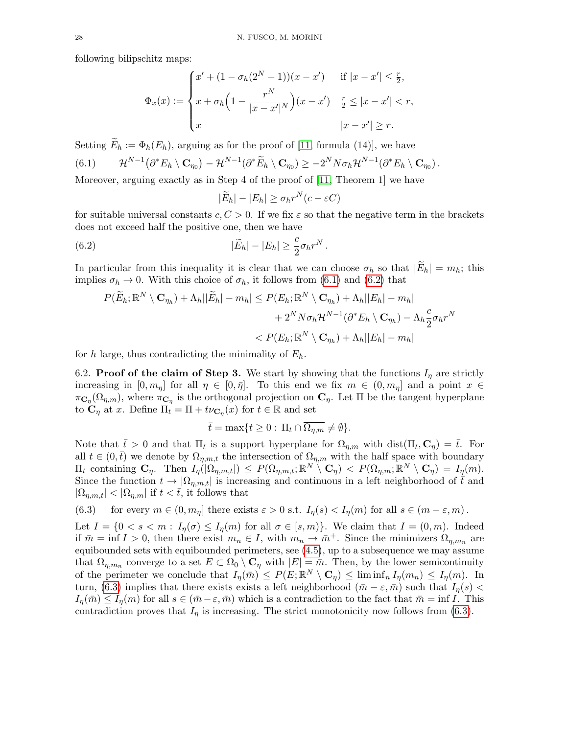following bilipschitz maps:

$$
\Phi_x(x) := \begin{cases} x' + (1 - \sigma_h(2^N - 1))(x - x') & \text{if } |x - x'| \le \frac{r}{2}, \\ x + \sigma_h\Big(1 - \dfrac{r^N}{|x - x'|^N}\Big)(x - x') & \frac{r}{2} \le |x - x'| < r, \\ x & |x - x'| \ge r. \end{cases}
$$

Setting $\widetilde{E}_h := \Phi_h(E_h)$, arguing as for the proof of [11, formula (14)], we have

$$
\mathcal{H}^{N-1}\big(\partial^* E_h \setminus \mathbf{C}_{\eta_0}\big) - \mathcal{H}^{N-1}(\partial^* \widetilde{E}_h \setminus \mathbf{C}_{\eta_0}) \ge -2^N N \sigma_h \mathcal{H}^{N-1}(\partial^* E_h \setminus \mathbf{C}_{\eta_0}) \,. \tag{6.1}
$$

Moreover, arguing exactly as in Step 4 of the proof of [11, Theorem 1] we have

$$
|\widetilde{E}_h| - |E_h| \ge \sigma_h r^N (c - \varepsilon C)
$$

for suitable universal constants $c, C > 0$. If we fix $\varepsilon$ so that the negative term in the brackets does not exceed half the positive one, then we have

$$
|\widetilde{E}_h| - |E_h| \ge \frac{c}{2} \sigma_h r^N \,. \tag{6.2}
$$

In particular from this inequality it is clear that we can choose $\sigma_h$ so that $|\widetilde{E}_h| = m_h$; this implies $\sigma_h \to 0$. With this choice of $\sigma_h$, it follows from (6.1) and (6.2) that

$$
\begin{aligned}
P(\widetilde{E}_h; \mathbb{R}^N \setminus \mathbf{C}_{\eta_h}) + \Lambda_h \big||\widetilde{E}_h| - m_h\big| &\le P(E_h; \mathbb{R}^N \setminus \mathbf{C}_{\eta_h}) + \Lambda_h \big||E_h| - m_h\big| \\
&\quad + 2^N N \sigma_h \mathcal{H}^{N-1}(\partial^* E_h \setminus \mathbf{C}_{\eta_h}) - \Lambda_h \frac{c}{2} \sigma_h r^N \\
&< P(E_h; \mathbb{R}^N \setminus \mathbf{C}_{\eta_h}) + \Lambda_h \big||E_h| - m_h\big|
\end{aligned}
$$

for $h$ large, thus contradicting the minimality of $E_h$.

6.2. **Proof of the claim of Step 3.** We start by showing that the functions $I_\eta$ are strictly increasing in $[0, m_\eta]$ for all $\eta \in [0, \bar{\eta}]$. To this end we fix $m \in (0, m_\eta]$ and a point $x \in \pi_{\mathbf{C}_\eta}(\Omega_{\eta,m})$, where $\pi_{\mathbf{C}_\eta}$ is the orthogonal projection on $\mathbf{C}_\eta$. Let $\Pi$ be the tangent hyperplane to $\mathbf{C}_\eta$ at $x$. Define $\Pi_t = \Pi + t\nu_{\mathbf{C}_\eta}(x)$ for $t \in \mathbb{R}$ and set

$$
\bar{t} = \max\{t \ge 0 : \Pi_t \cap \overline{\Omega_{\eta,m}} \ne \emptyset\}.
$$

Note that $\bar{t} > 0$ and that $\Pi_{\bar{t}}$ is a support hyperplane for $\Omega_{\eta,m}$ with $\mathrm{dist}(\Pi_{\bar{t}}, \mathbf{C}_\eta) = \bar{t}$. For all $t \in (0, \bar{t})$ we denote by $\Omega_{\eta,m,t}$ the intersection of $\Omega_{\eta,m}$ with the half space with boundary $\Pi_t$ containing $\mathbf{C}_\eta$. Then $I_\eta(|\Omega_{\eta,m,t}|) \le P(\Omega_{\eta,m,t}; \mathbb{R}^N \setminus \mathbf{C}_\eta) < P(\Omega_{\eta,m}; \mathbb{R}^N \setminus \mathbf{C}_\eta) = I_\eta(m)$. Since the function $t \to |\Omega_{\eta,m,t}|$ is increasing and continuous in a left neighborhood of $\bar{t}$ and $|\Omega_{\eta,m,t}| < |\Omega_{\eta,m}|$ if $t < \bar{t}$, it follows that

$$
\text{for every } m \in (0, m_\eta] \text{ there exists } \varepsilon > 0 \text{ s.t. } I_\eta(s) < I_\eta(m) \text{ for all } s \in (m - \varepsilon, m)\,. \tag{6.3}
$$

Let $I = \{0 < s < m : I_\eta(\sigma) \le I_\eta(m) \text{ for all } \sigma \in [s, m)\}$. We claim that $I = (0, m)$. Indeed if $\bar{m} = \inf I > 0$, then there exist $m_n \in I$, with $m_n \to \bar{m}^+$. Since the minimizers $\Omega_{\eta,m_n}$ are equibounded sets with equibounded perimeters, see (4.5), up to a subsequence we may assume that $\Omega_{\eta,m_n}$ converge to a set $E \subset \Omega_0 \setminus \mathbf{C}_\eta$ with $|E| = \bar{m}$. Then, by the lower semicontinuity of the perimeter we conclude that $I_\eta(\bar{m}) \le P(E; \mathbb{R}^N \setminus \mathbf{C}_\eta) \le \liminf_n I_\eta(m_n) \le I_\eta(m)$. In turn, (6.3) implies that there exists exists a left neighborhood $(\bar{m} - \varepsilon, \bar{m})$ such that $I_\eta(s) < I_\eta(\bar{m}) \le I_\eta(m)$ for all $s \in (\bar{m} - \varepsilon, \bar{m})$ which is a contradiction to the fact that $\bar{m} = \inf I$. This contradiction proves that $I_\eta$ is increasing. The strict monotonicity now follows from (6.3).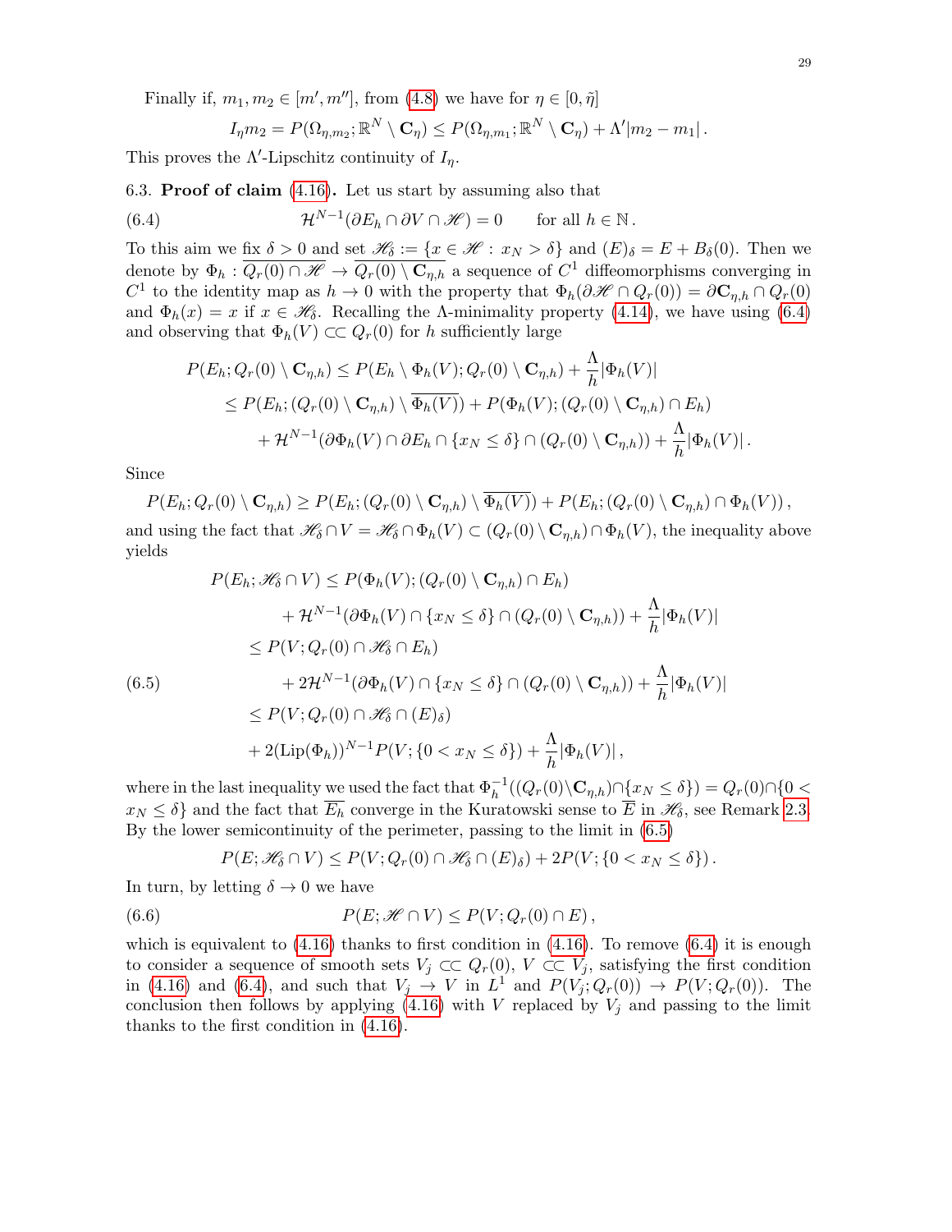Finally if, $m_1, m_2 \in [m', m'']$, from (4.8) we have for $\eta \in [0, \tilde{\eta}]$

$$I_\eta m_2 = P(\Omega_{\eta,m_2}; \mathbb{R}^N \setminus \mathbf{C}_\eta) \leq P(\Omega_{\eta,m_1}; \mathbb{R}^N \setminus \mathbf{C}_\eta) + \Lambda'|m_2 - m_1|\,.$$

This proves the $\Lambda'$-Lipschitz continuity of $I_\eta$.

6.3. **Proof of claim (4.16).** Let us start by assuming also that

$$\mathcal{H}^{N-1}(\partial E_h \cap \partial V \cap \mathscr{H}) = 0 \qquad \text{for all } h \in \mathbb{N}\,. \tag{6.4}$$

To this aim we fix $\delta > 0$ and set $\mathscr{H}_\delta := \{x \in \mathscr{H} : x_N > \delta\}$ and $(E)_\delta = E + B_\delta(0)$. Then we denote by $\Phi_h : \overline{Q_r(0) \cap \mathscr{H}} \to \overline{Q_r(0) \setminus \mathbf{C}_{\eta,h}}$ a sequence of $C^1$ diffeomorphisms converging in $C^1$ to the identity map as $h \to 0$ with the property that $\Phi_h(\partial\mathscr{H} \cap Q_r(0)) = \partial\mathbf{C}_{\eta,h} \cap Q_r(0)$ and $\Phi_h(x) = x$ if $x \in \mathscr{H}_\delta$. Recalling the $\Lambda$-minimality property (4.14), we have using (6.4) and observing that $\Phi_h(V) \subset\subset Q_r(0)$ for $h$ sufficiently large

$$\begin{aligned}
P(E_h; Q_r(0) \setminus \mathbf{C}_{\eta,h}) &\leq P(E_h \setminus \Phi_h(V); Q_r(0) \setminus \mathbf{C}_{\eta,h}) + \frac{\Lambda}{h}|\Phi_h(V)| \\
&\leq P(E_h; (Q_r(0) \setminus \mathbf{C}_{\eta,h}) \setminus \overline{\Phi_h(V)}) + P(\Phi_h(V); (Q_r(0) \setminus \mathbf{C}_{\eta,h}) \cap E_h) \\
&\quad + \mathcal{H}^{N-1}(\partial\Phi_h(V) \cap \partial E_h \cap \{x_N \leq \delta\} \cap (Q_r(0) \setminus \mathbf{C}_{\eta,h})) + \frac{\Lambda}{h}|\Phi_h(V)|\,.
\end{aligned}$$

Since

$$P(E_h; Q_r(0) \setminus \mathbf{C}_{\eta,h}) \geq P(E_h; (Q_r(0) \setminus \mathbf{C}_{\eta,h}) \setminus \overline{\Phi_h(V)}) + P(E_h; (Q_r(0) \setminus \mathbf{C}_{\eta,h}) \cap \Phi_h(V))\,,$$

and using the fact that $\mathscr{H}_\delta \cap V = \mathscr{H}_\delta \cap \Phi_h(V) \subset (Q_r(0) \setminus \mathbf{C}_{\eta,h}) \cap \Phi_h(V)$, the inequality above yields

$$\begin{aligned}
P(E_h; \mathscr{H}_\delta \cap V) &\leq P(\Phi_h(V); (Q_r(0) \setminus \mathbf{C}_{\eta,h}) \cap E_h) \\
&\quad + \mathcal{H}^{N-1}(\partial\Phi_h(V) \cap \{x_N \leq \delta\} \cap (Q_r(0) \setminus \mathbf{C}_{\eta,h})) + \frac{\Lambda}{h}|\Phi_h(V)| \\
&\leq P(V; Q_r(0) \cap \mathscr{H}_\delta \cap E_h) \\
&\quad + 2\mathcal{H}^{N-1}(\partial\Phi_h(V) \cap \{x_N \leq \delta\} \cap (Q_r(0) \setminus \mathbf{C}_{\eta,h})) + \frac{\Lambda}{h}|\Phi_h(V)| \\
&\leq P(V; Q_r(0) \cap \mathscr{H}_\delta \cap (E)_\delta) \\
&\quad + 2(\mathrm{Lip}(\Phi_h))^{N-1} P(V; \{0 < x_N \leq \delta\}) + \frac{\Lambda}{h}|\Phi_h(V)|\,,
\end{aligned} \tag{6.5}$$

where in the last inequality we used the fact that $\Phi_h^{-1}((Q_r(0)\setminus\mathbf{C}_{\eta,h})\cap\{x_N \leq \delta\}) = Q_r(0)\cap\{0 < x_N \leq \delta\}$ and the fact that $\overline{E_h}$ converge in the Kuratowski sense to $\overline{E}$ in $\mathscr{H}_\delta$, see Remark 2.3. By the lower semicontinuity of the perimeter, passing to the limit in (6.5)

$$P(E; \mathscr{H}_\delta \cap V) \leq P(V; Q_r(0) \cap \mathscr{H}_\delta \cap (E)_\delta) + 2P(V; \{0 < x_N \leq \delta\})\,.$$

In turn, by letting $\delta \to 0$ we have

$$P(E; \mathscr{H} \cap V) \leq P(V; Q_r(0) \cap E)\,, \tag{6.6}$$

which is equivalent to (4.16) thanks to first condition in (4.16). To remove (6.4) it is enough to consider a sequence of smooth sets $V_j \subset\subset Q_r(0)$, $V \subset\subset V_j$, satisfying the first condition in (4.16) and (6.4), and such that $V_j \to V$ in $L^1$ and $P(V_j; Q_r(0)) \to P(V; Q_r(0))$. The conclusion then follows by applying (4.16) with $V$ replaced by $V_j$ and passing to the limit thanks to the first condition in (4.16).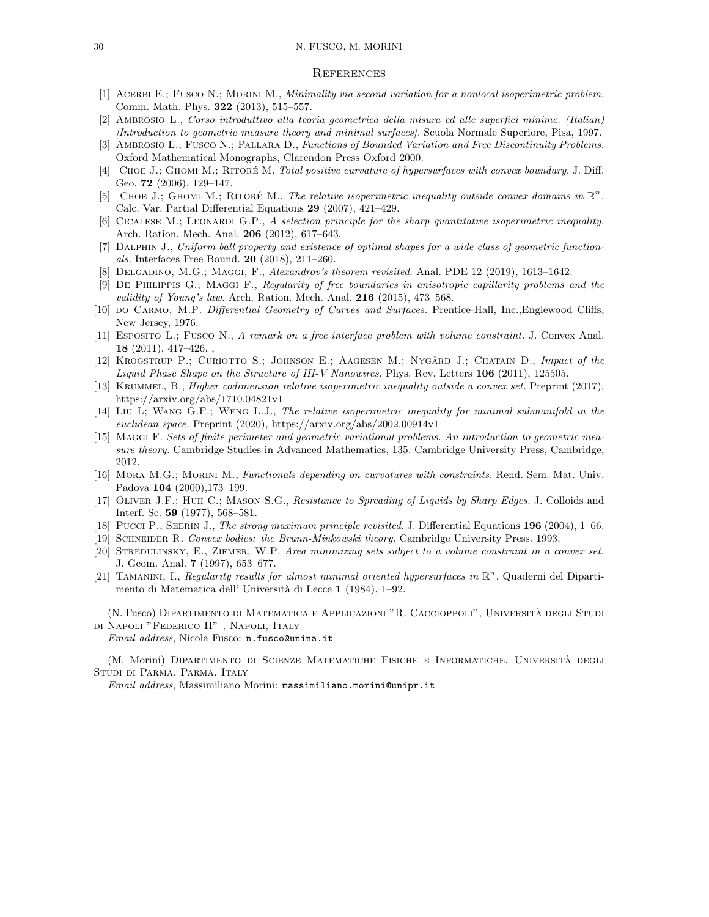## References

[1] Acerbi E.; Fusco N.; Morini M., *Minimality via second variation for a nonlocal isoperimetric problem.* Comm. Math. Phys. **322** (2013), 515–557.

[2] Ambrosio L., *Corso introduttivo alla teoria geometrica della misura ed alle superfici minime. (Italian) [Introduction to geometric measure theory and minimal surfaces].* Scuola Normale Superiore, Pisa, 1997.

[3] Ambrosio L.; Fusco N.; Pallara D., *Functions of Bounded Variation and Free Discontinuity Problems.* Oxford Mathematical Monographs, Clarendon Press Oxford 2000.

[4] Choe J.; Ghomi M.; Ritoré M. *Total positive curvature of hypersurfaces with convex boundary.* J. Diff. Geo. **72** (2006), 129–147.

[5] Choe J.; Ghomi M.; Ritoré M., *The relative isoperimetric inequality outside convex domains in $\mathbb{R}^n$.* Calc. Var. Partial Differential Equations **29** (2007), 421–429.

[6] Cicalese M.; Leonardi G.P., *A selection principle for the sharp quantitative isoperimetric inequality.* Arch. Ration. Mech. Anal. **206** (2012), 617–643.

[7] Dalphin J., *Uniform ball property and existence of optimal shapes for a wide class of geometric functionals.* Interfaces Free Bound. **20** (2018), 211–260.

[8] Delgadino, M.G.; Maggi, F., *Alexandrov's theorem revisited.* Anal. PDE 12 (2019), 1613–1642.

[9] De Philippis G., Maggi F., *Regularity of free boundaries in anisotropic capillarity problems and the validity of Young's law.* Arch. Ration. Mech. Anal. **216** (2015), 473–568.

[10] do Carmo, M.P. *Differential Geometry of Curves and Surfaces.* Prentice-Hall, Inc.,Englewood Cliffs, New Jersey, 1976.

[11] Esposito L.; Fusco N., *A remark on a free interface problem with volume constraint.* J. Convex Anal. **18** (2011), 417–426. ,

[12] Krogstrup P.; Curiotto S.; Johnson E.; Aagesen M.; Nygård J.; Chatain D., *Impact of the Liquid Phase Shape on the Structure of III-V Nanowires.* Phys. Rev. Letters **106** (2011), 125505.

[13] Krummel, B., *Higher codimension relative isoperimetric inequality outside a convex set.* Preprint (2017), https://arxiv.org/abs/1710.04821v1

[14] Liu L; Wang G.F.; Weng L.J., *The relative isoperimetric inequality for minimal submanifold in the euclidean space.* Preprint (2020), https://arxiv.org/abs/2002.00914v1

[15] Maggi F. *Sets of finite perimeter and geometric variational problems. An introduction to geometric measure theory.* Cambridge Studies in Advanced Mathematics, 135. Cambridge University Press, Cambridge, 2012.

[16] Mora M.G.; Morini M., *Functionals depending on curvatures with constraints.* Rend. Sem. Mat. Univ. Padova **104** (2000),173–199.

[17] Oliver J.F.; Huh C.; Mason S.G., *Resistance to Spreading of Liquids by Sharp Edges.* J. Colloids and Interf. Sc. **59** (1977), 568–581.

[18] Pucci P., Seerin J., *The strong maximum principle revisited.* J. Differential Equations **196** (2004), 1–66.

[19] Schneider R. *Convex bodies: the Brunn-Minkowski theory.* Cambridge University Press. 1993.

[20] Stredulinsky, E., Ziemer, W.P. *Area minimizing sets subject to a volume constraint in a convex set.* J. Geom. Anal. **7** (1997), 653–677.

[21] Tamanini, I., *Regularity results for almost minimal oriented hypersurfaces in $\mathbb{R}^n$.* Quaderni del Dipartimento di Matematica dell' Università di Lecce **1** (1984), 1–92.

(N. Fusco) Dipartimento di Matematica e Applicazioni "R. Caccioppoli", Università degli Studi di Napoli "Federico II" , Napoli, Italy

*Email address*, Nicola Fusco: n.fusco@unina.it

(M. Morini) Dipartimento di Scienze Matematiche Fisiche e Informatiche, Università degli Studi di Parma, Parma, Italy

*Email address*, Massimiliano Morini: massimiliano.morini@unipr.it